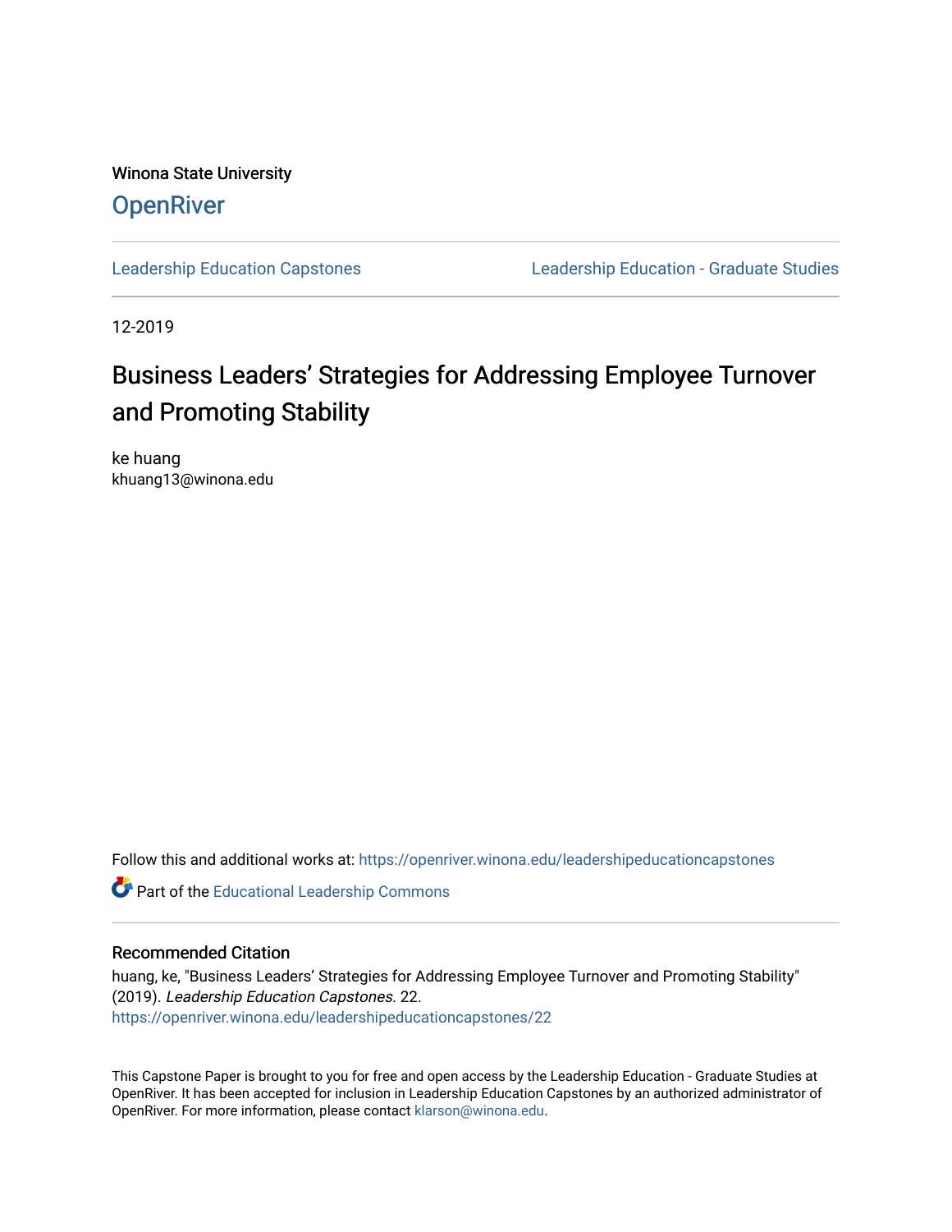Winona State University

# OpenRiver

Leadership Education Capstones | Leadership Education - Graduate Studies

12-2019

## Business Leaders’ Strategies for Addressing Employee Turnover and Promoting Stability

ke huang
khuang13@winona.edu

Follow this and additional works at: https://openriver.winona.edu/leadershipeducationcapstones

Part of the Educational Leadership Commons

### Recommended Citation

huang, ke, "Business Leaders’ Strategies for Addressing Employee Turnover and Promoting Stability" (2019). *Leadership Education Capstones*. 22.
https://openriver.winona.edu/leadershipeducationcapstones/22

This Capstone Paper is brought to you for free and open access by the Leadership Education - Graduate Studies at OpenRiver. It has been accepted for inclusion in Leadership Education Capstones by an authorized administrator of OpenRiver. For more information, please contact klarson@winona.edu.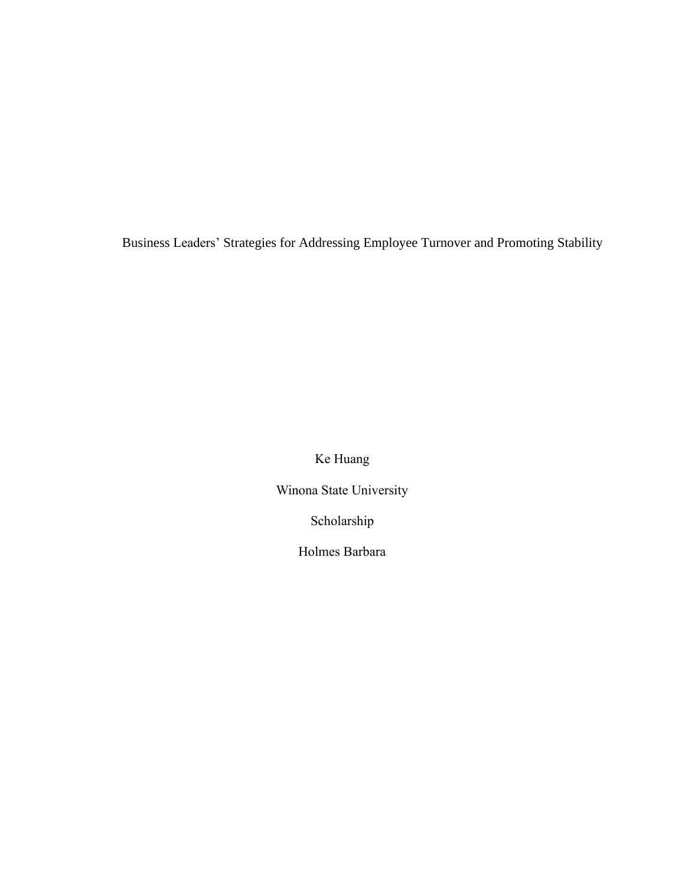# Business Leaders' Strategies for Addressing Employee Turnover and Promoting Stability

Ke Huang

Winona State University

Scholarship

Holmes Barbara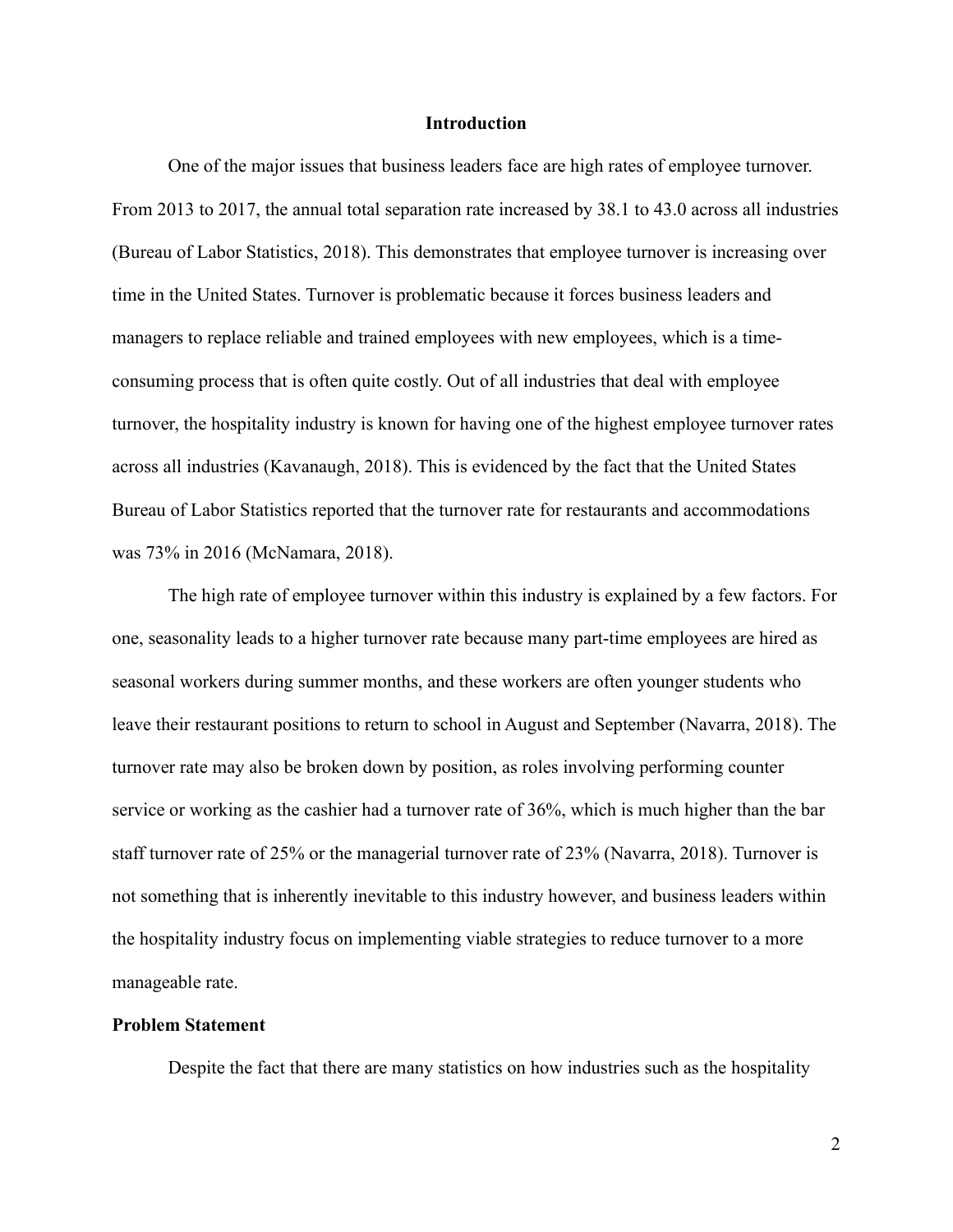# Introduction

One of the major issues that business leaders face are high rates of employee turnover. From 2013 to 2017, the annual total separation rate increased by 38.1 to 43.0 across all industries (Bureau of Labor Statistics, 2018). This demonstrates that employee turnover is increasing over time in the United States. Turnover is problematic because it forces business leaders and managers to replace reliable and trained employees with new employees, which is a time-consuming process that is often quite costly. Out of all industries that deal with employee turnover, the hospitality industry is known for having one of the highest employee turnover rates across all industries (Kavanaugh, 2018). This is evidenced by the fact that the United States Bureau of Labor Statistics reported that the turnover rate for restaurants and accommodations was 73% in 2016 (McNamara, 2018).

The high rate of employee turnover within this industry is explained by a few factors. For one, seasonality leads to a higher turnover rate because many part-time employees are hired as seasonal workers during summer months, and these workers are often younger students who leave their restaurant positions to return to school in August and September (Navarra, 2018). The turnover rate may also be broken down by position, as roles involving performing counter service or working as the cashier had a turnover rate of 36%, which is much higher than the bar staff turnover rate of 25% or the managerial turnover rate of 23% (Navarra, 2018). Turnover is not something that is inherently inevitable to this industry however, and business leaders within the hospitality industry focus on implementing viable strategies to reduce turnover to a more manageable rate.

## Problem Statement

Despite the fact that there are many statistics on how industries such as the hospitality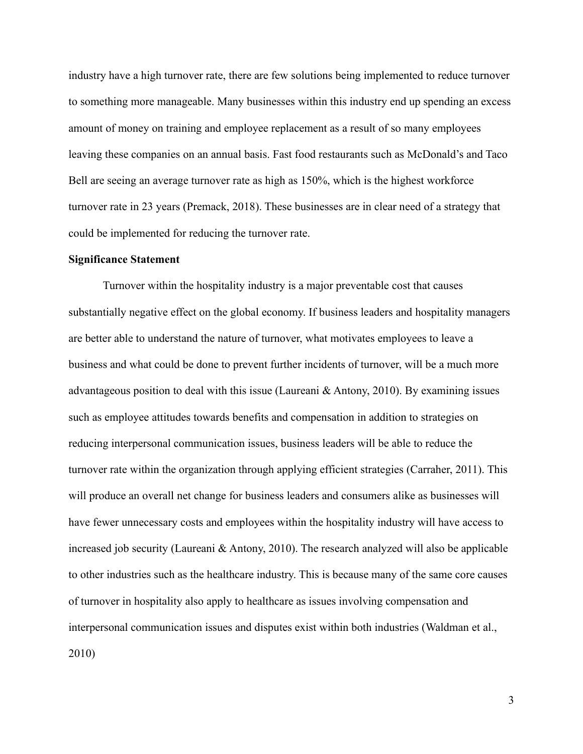industry have a high turnover rate, there are few solutions being implemented to reduce turnover to something more manageable. Many businesses within this industry end up spending an excess amount of money on training and employee replacement as a result of so many employees leaving these companies on an annual basis. Fast food restaurants such as McDonald's and Taco Bell are seeing an average turnover rate as high as 150%, which is the highest workforce turnover rate in 23 years (Premack, 2018). These businesses are in clear need of a strategy that could be implemented for reducing the turnover rate.

**Significance Statement**

Turnover within the hospitality industry is a major preventable cost that causes substantially negative effect on the global economy. If business leaders and hospitality managers are better able to understand the nature of turnover, what motivates employees to leave a business and what could be done to prevent further incidents of turnover, will be a much more advantageous position to deal with this issue (Laureani & Antony, 2010). By examining issues such as employee attitudes towards benefits and compensation in addition to strategies on reducing interpersonal communication issues, business leaders will be able to reduce the turnover rate within the organization through applying efficient strategies (Carraher, 2011). This will produce an overall net change for business leaders and consumers alike as businesses will have fewer unnecessary costs and employees within the hospitality industry will have access to increased job security (Laureani & Antony, 2010). The research analyzed will also be applicable to other industries such as the healthcare industry. This is because many of the same core causes of turnover in hospitality also apply to healthcare as issues involving compensation and interpersonal communication issues and disputes exist within both industries (Waldman et al., 2010)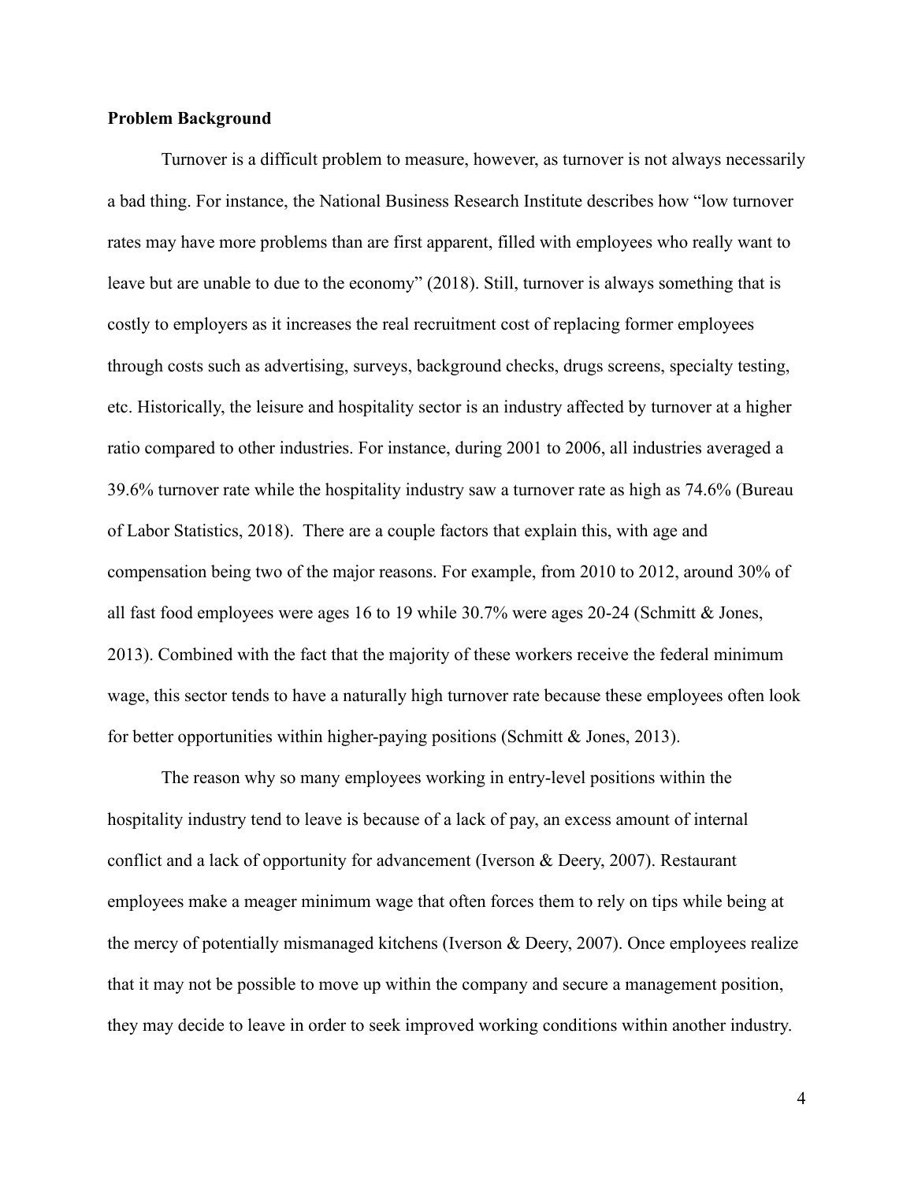**Problem Background**

Turnover is a difficult problem to measure, however, as turnover is not always necessarily a bad thing. For instance, the National Business Research Institute describes how "low turnover rates may have more problems than are first apparent, filled with employees who really want to leave but are unable to due to the economy" (2018). Still, turnover is always something that is costly to employers as it increases the real recruitment cost of replacing former employees through costs such as advertising, surveys, background checks, drugs screens, specialty testing, etc. Historically, the leisure and hospitality sector is an industry affected by turnover at a higher ratio compared to other industries. For instance, during 2001 to 2006, all industries averaged a 39.6% turnover rate while the hospitality industry saw a turnover rate as high as 74.6% (Bureau of Labor Statistics, 2018). There are a couple factors that explain this, with age and compensation being two of the major reasons. For example, from 2010 to 2012, around 30% of all fast food employees were ages 16 to 19 while 30.7% were ages 20-24 (Schmitt & Jones, 2013). Combined with the fact that the majority of these workers receive the federal minimum wage, this sector tends to have a naturally high turnover rate because these employees often look for better opportunities within higher-paying positions (Schmitt & Jones, 2013).

The reason why so many employees working in entry-level positions within the hospitality industry tend to leave is because of a lack of pay, an excess amount of internal conflict and a lack of opportunity for advancement (Iverson & Deery, 2007). Restaurant employees make a meager minimum wage that often forces them to rely on tips while being at the mercy of potentially mismanaged kitchens (Iverson & Deery, 2007). Once employees realize that it may not be possible to move up within the company and secure a management position, they may decide to leave in order to seek improved working conditions within another industry.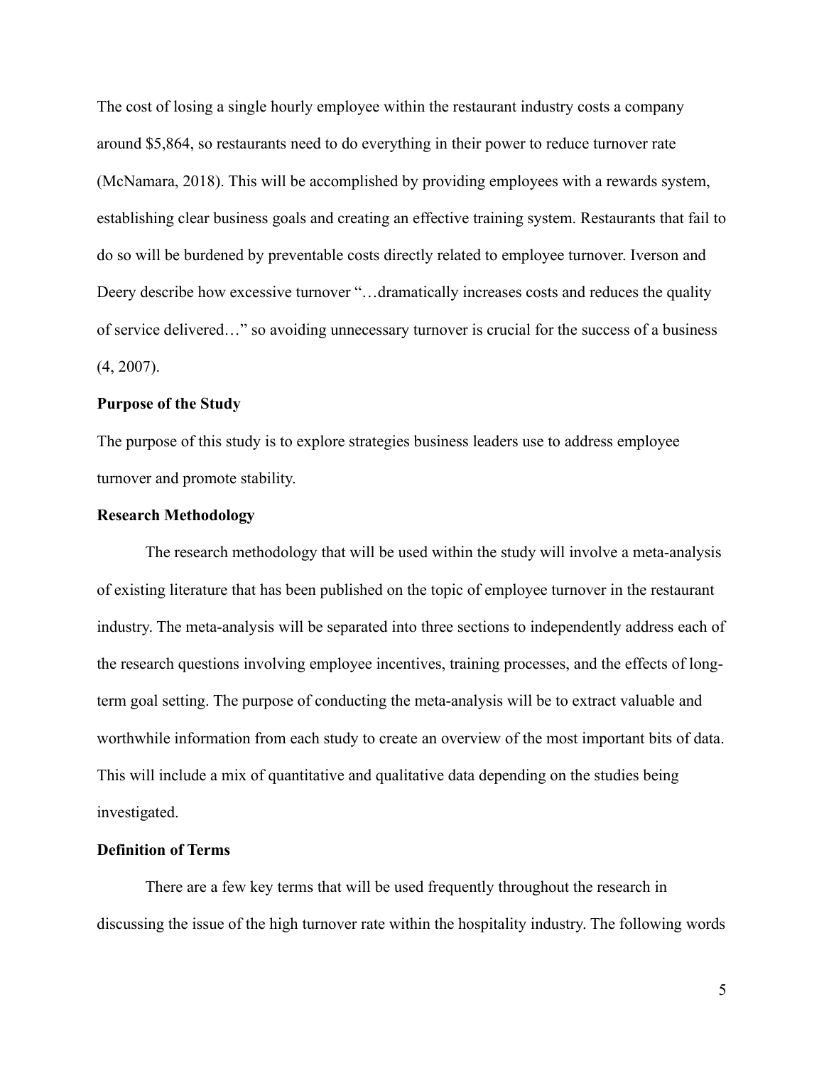The cost of losing a single hourly employee within the restaurant industry costs a company around $5,864, so restaurants need to do everything in their power to reduce turnover rate (McNamara, 2018). This will be accomplished by providing employees with a rewards system, establishing clear business goals and creating an effective training system. Restaurants that fail to do so will be burdened by preventable costs directly related to employee turnover. Iverson and Deery describe how excessive turnover "…dramatically increases costs and reduces the quality of service delivered…" so avoiding unnecessary turnover is crucial for the success of a business (4, 2007).

**Purpose of the Study**

The purpose of this study is to explore strategies business leaders use to address employee turnover and promote stability.

**Research Methodology**

The research methodology that will be used within the study will involve a meta-analysis of existing literature that has been published on the topic of employee turnover in the restaurant industry. The meta-analysis will be separated into three sections to independently address each of the research questions involving employee incentives, training processes, and the effects of long-term goal setting. The purpose of conducting the meta-analysis will be to extract valuable and worthwhile information from each study to create an overview of the most important bits of data. This will include a mix of quantitative and qualitative data depending on the studies being investigated.

**Definition of Terms**

There are a few key terms that will be used frequently throughout the research in discussing the issue of the high turnover rate within the hospitality industry. The following words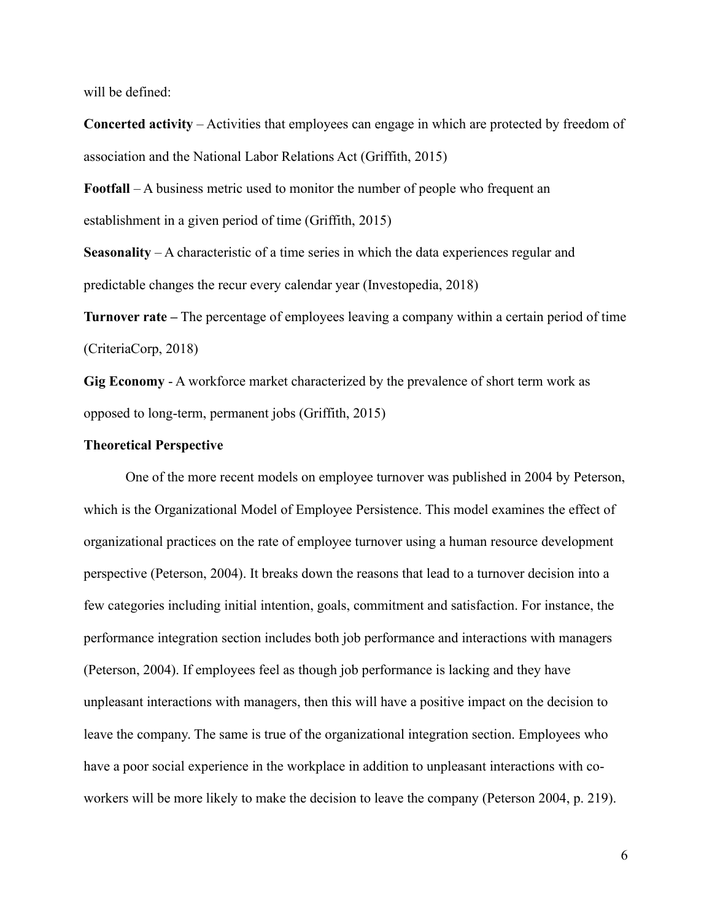will be defined:

**Concerted activity** – Activities that employees can engage in which are protected by freedom of association and the National Labor Relations Act (Griffith, 2015)

**Footfall** – A business metric used to monitor the number of people who frequent an establishment in a given period of time (Griffith, 2015)

**Seasonality** – A characteristic of a time series in which the data experiences regular and predictable changes the recur every calendar year (Investopedia, 2018)

**Turnover rate –** The percentage of employees leaving a company within a certain period of time (CriteriaCorp, 2018)

**Gig Economy** - A workforce market characterized by the prevalence of short term work as opposed to long-term, permanent jobs (Griffith, 2015)

**Theoretical Perspective**

One of the more recent models on employee turnover was published in 2004 by Peterson, which is the Organizational Model of Employee Persistence. This model examines the effect of organizational practices on the rate of employee turnover using a human resource development perspective (Peterson, 2004). It breaks down the reasons that lead to a turnover decision into a few categories including initial intention, goals, commitment and satisfaction. For instance, the performance integration section includes both job performance and interactions with managers (Peterson, 2004). If employees feel as though job performance is lacking and they have unpleasant interactions with managers, then this will have a positive impact on the decision to leave the company. The same is true of the organizational integration section. Employees who have a poor social experience in the workplace in addition to unpleasant interactions with co-workers will be more likely to make the decision to leave the company (Peterson 2004, p. 219).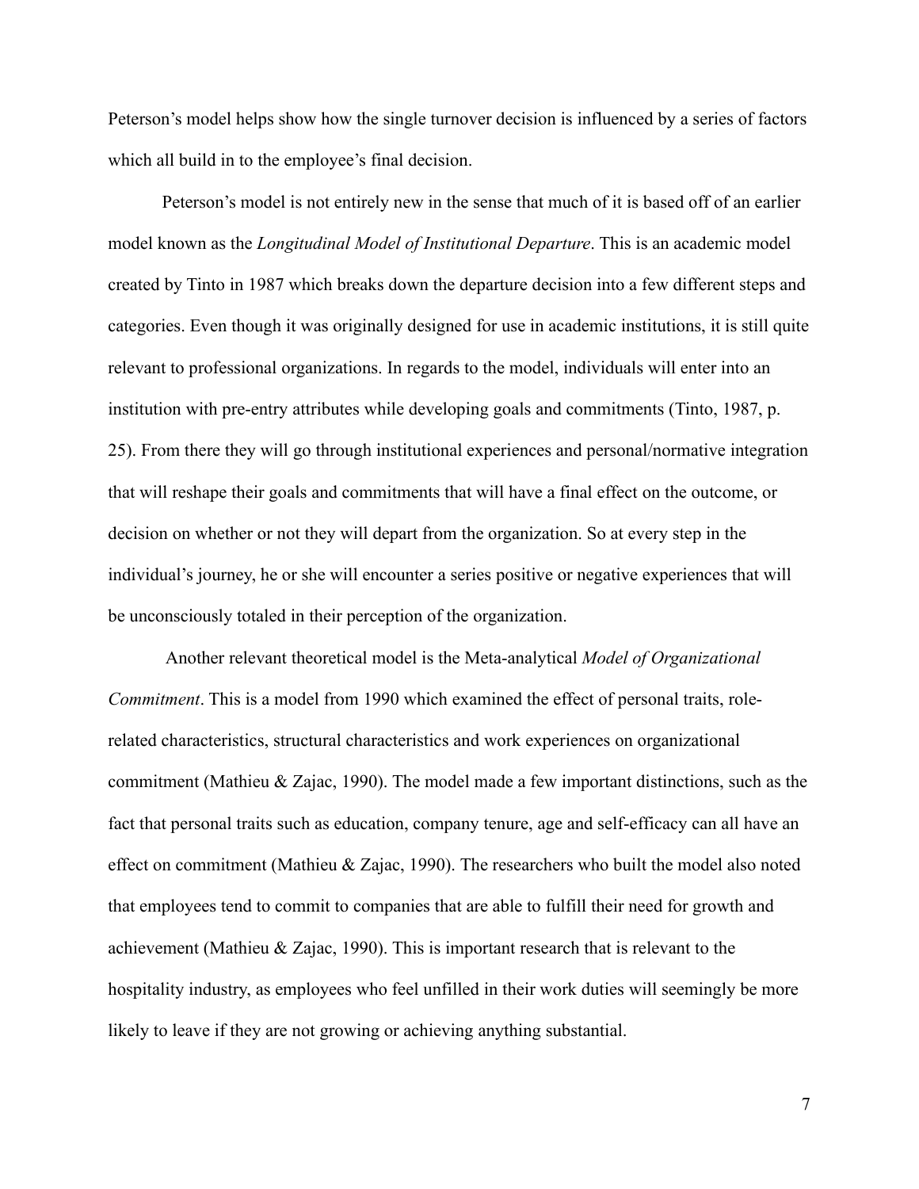Peterson's model helps show how the single turnover decision is influenced by a series of factors which all build in to the employee's final decision.

Peterson's model is not entirely new in the sense that much of it is based off of an earlier model known as the *Longitudinal Model of Institutional Departure*. This is an academic model created by Tinto in 1987 which breaks down the departure decision into a few different steps and categories. Even though it was originally designed for use in academic institutions, it is still quite relevant to professional organizations. In regards to the model, individuals will enter into an institution with pre-entry attributes while developing goals and commitments (Tinto, 1987, p. 25). From there they will go through institutional experiences and personal/normative integration that will reshape their goals and commitments that will have a final effect on the outcome, or decision on whether or not they will depart from the organization. So at every step in the individual's journey, he or she will encounter a series positive or negative experiences that will be unconsciously totaled in their perception of the organization.

Another relevant theoretical model is the Meta-analytical *Model of Organizational Commitment*. This is a model from 1990 which examined the effect of personal traits, role-related characteristics, structural characteristics and work experiences on organizational commitment (Mathieu & Zajac, 1990). The model made a few important distinctions, such as the fact that personal traits such as education, company tenure, age and self-efficacy can all have an effect on commitment (Mathieu & Zajac, 1990). The researchers who built the model also noted that employees tend to commit to companies that are able to fulfill their need for growth and achievement (Mathieu & Zajac, 1990). This is important research that is relevant to the hospitality industry, as employees who feel unfilled in their work duties will seemingly be more likely to leave if they are not growing or achieving anything substantial.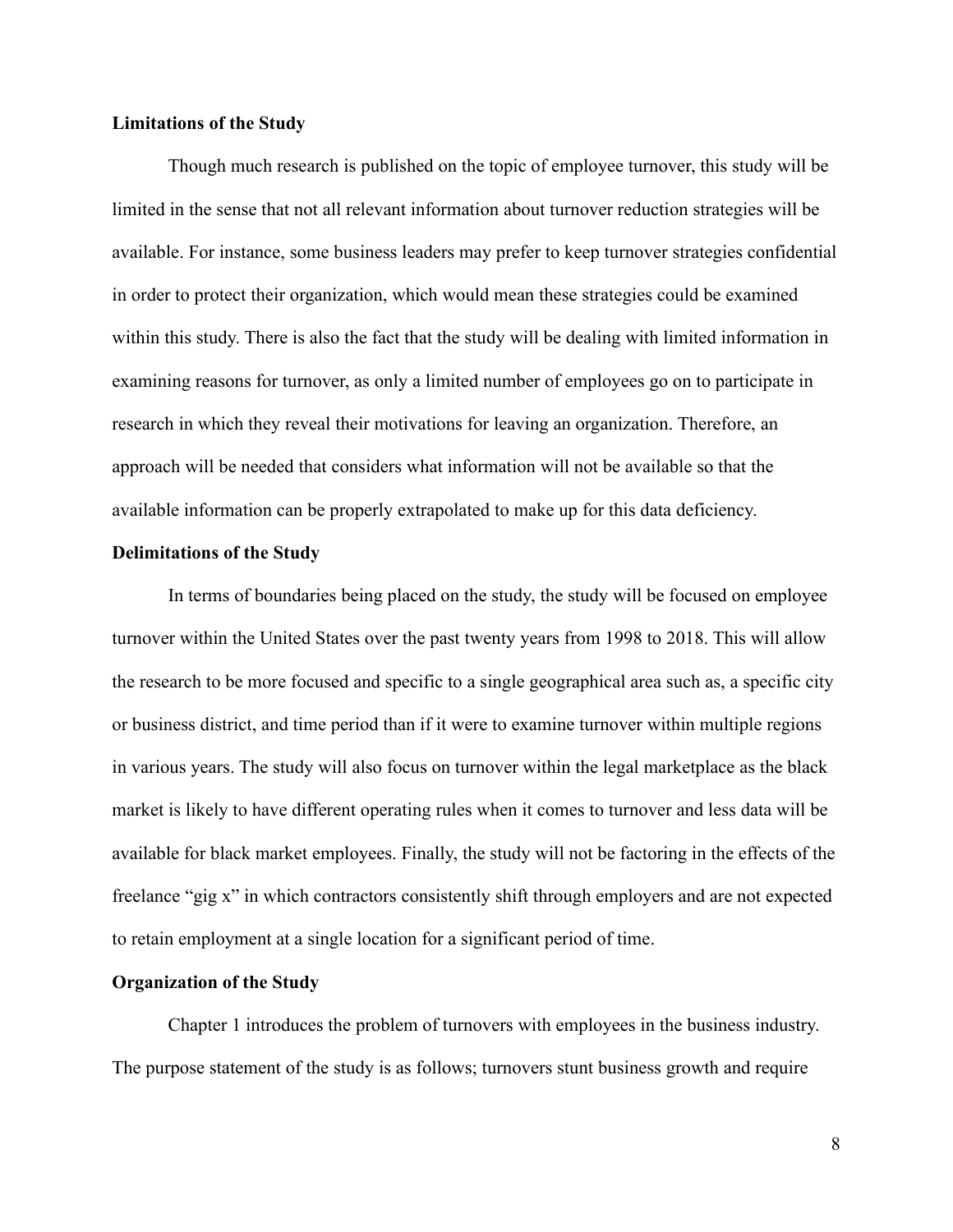**Limitations of the Study**

Though much research is published on the topic of employee turnover, this study will be limited in the sense that not all relevant information about turnover reduction strategies will be available. For instance, some business leaders may prefer to keep turnover strategies confidential in order to protect their organization, which would mean these strategies could be examined within this study. There is also the fact that the study will be dealing with limited information in examining reasons for turnover, as only a limited number of employees go on to participate in research in which they reveal their motivations for leaving an organization. Therefore, an approach will be needed that considers what information will not be available so that the available information can be properly extrapolated to make up for this data deficiency.

**Delimitations of the Study**

In terms of boundaries being placed on the study, the study will be focused on employee turnover within the United States over the past twenty years from 1998 to 2018. This will allow the research to be more focused and specific to a single geographical area such as, a specific city or business district, and time period than if it were to examine turnover within multiple regions in various years. The study will also focus on turnover within the legal marketplace as the black market is likely to have different operating rules when it comes to turnover and less data will be available for black market employees. Finally, the study will not be factoring in the effects of the freelance "gig x" in which contractors consistently shift through employers and are not expected to retain employment at a single location for a significant period of time.

**Organization of the Study**

Chapter 1 introduces the problem of turnovers with employees in the business industry. The purpose statement of the study is as follows; turnovers stunt business growth and require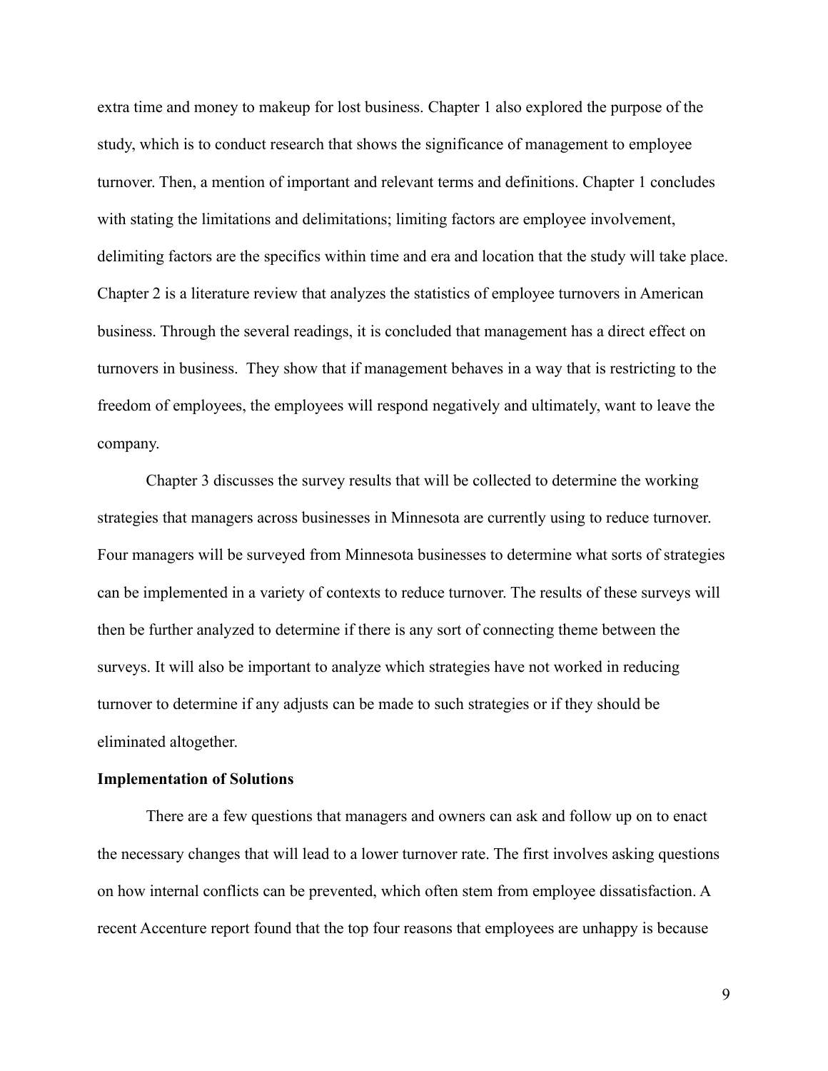extra time and money to makeup for lost business. Chapter 1 also explored the purpose of the study, which is to conduct research that shows the significance of management to employee turnover. Then, a mention of important and relevant terms and definitions. Chapter 1 concludes with stating the limitations and delimitations; limiting factors are employee involvement, delimiting factors are the specifics within time and era and location that the study will take place. Chapter 2 is a literature review that analyzes the statistics of employee turnovers in American business. Through the several readings, it is concluded that management has a direct effect on turnovers in business. They show that if management behaves in a way that is restricting to the freedom of employees, the employees will respond negatively and ultimately, want to leave the company.

Chapter 3 discusses the survey results that will be collected to determine the working strategies that managers across businesses in Minnesota are currently using to reduce turnover. Four managers will be surveyed from Minnesota businesses to determine what sorts of strategies can be implemented in a variety of contexts to reduce turnover. The results of these surveys will then be further analyzed to determine if there is any sort of connecting theme between the surveys. It will also be important to analyze which strategies have not worked in reducing turnover to determine if any adjusts can be made to such strategies or if they should be eliminated altogether.

**Implementation of Solutions**

There are a few questions that managers and owners can ask and follow up on to enact the necessary changes that will lead to a lower turnover rate. The first involves asking questions on how internal conflicts can be prevented, which often stem from employee dissatisfaction. A recent Accenture report found that the top four reasons that employees are unhappy is because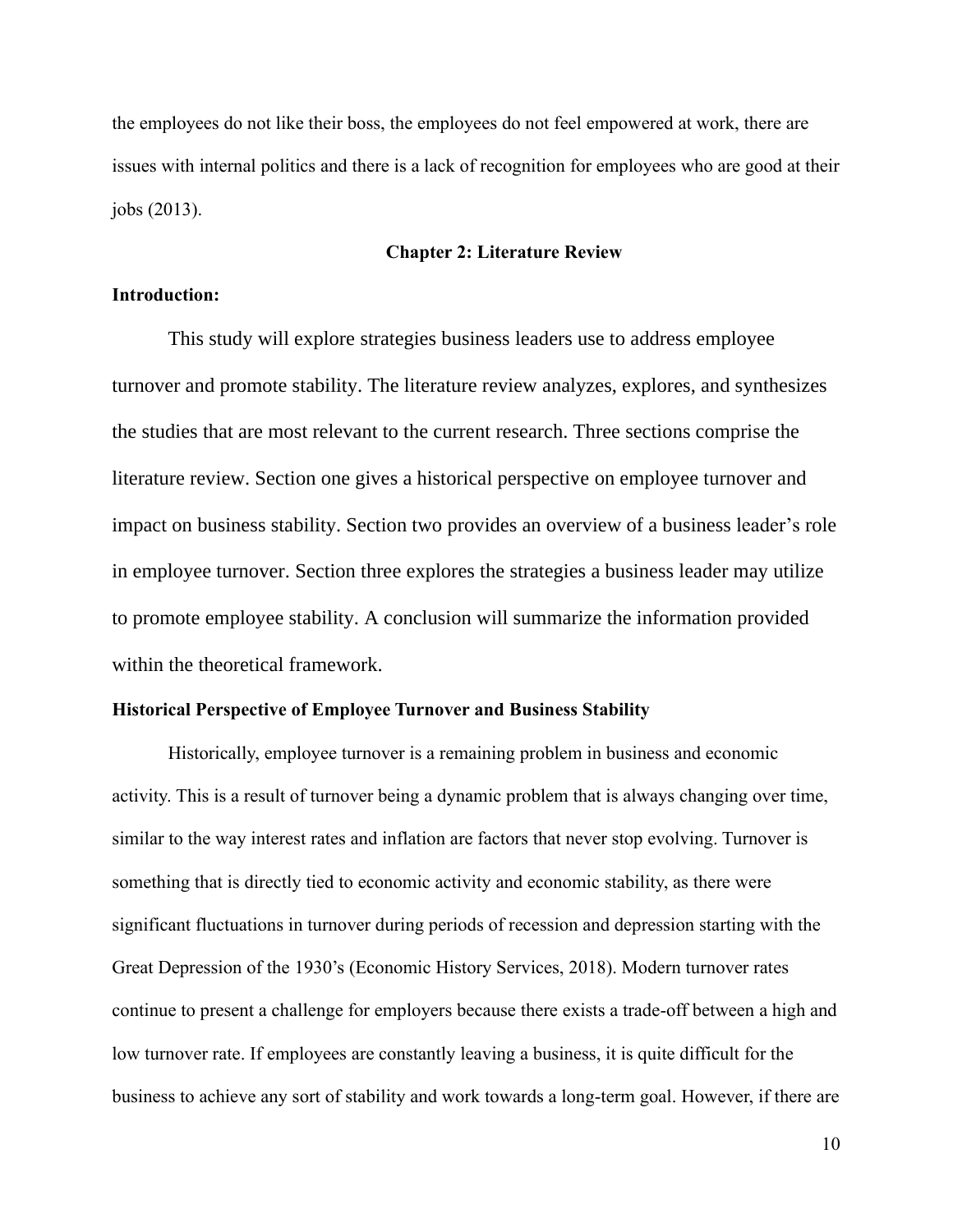the employees do not like their boss, the employees do not feel empowered at work, there are issues with internal politics and there is a lack of recognition for employees who are good at their jobs (2013).

## Chapter 2: Literature Review

### Introduction:

This study will explore strategies business leaders use to address employee turnover and promote stability. The literature review analyzes, explores, and synthesizes the studies that are most relevant to the current research. Three sections comprise the literature review. Section one gives a historical perspective on employee turnover and impact on business stability. Section two provides an overview of a business leader's role in employee turnover. Section three explores the strategies a business leader may utilize to promote employee stability. A conclusion will summarize the information provided within the theoretical framework.

### Historical Perspective of Employee Turnover and Business Stability

Historically, employee turnover is a remaining problem in business and economic activity. This is a result of turnover being a dynamic problem that is always changing over time, similar to the way interest rates and inflation are factors that never stop evolving. Turnover is something that is directly tied to economic activity and economic stability, as there were significant fluctuations in turnover during periods of recession and depression starting with the Great Depression of the 1930's (Economic History Services, 2018). Modern turnover rates continue to present a challenge for employers because there exists a trade-off between a high and low turnover rate. If employees are constantly leaving a business, it is quite difficult for the business to achieve any sort of stability and work towards a long-term goal. However, if there are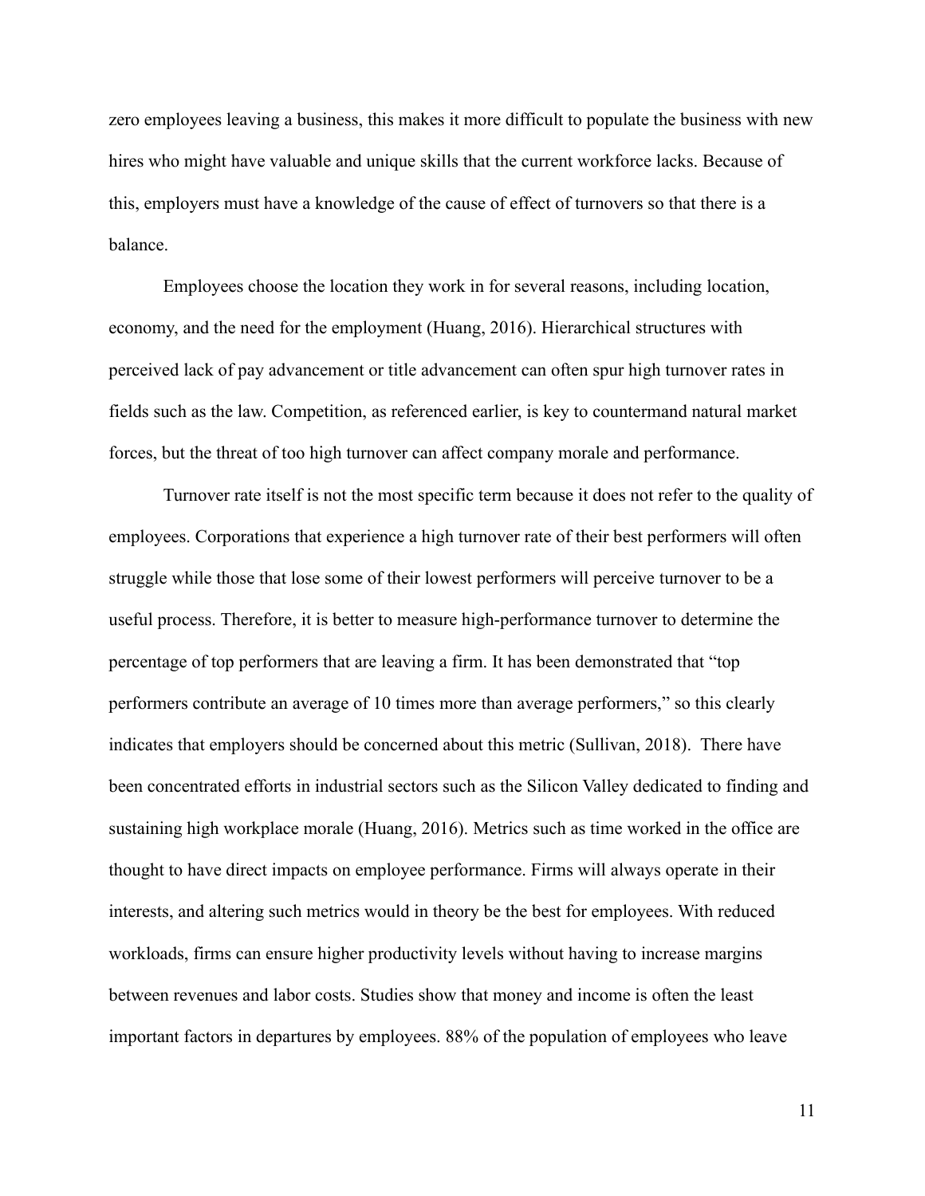zero employees leaving a business, this makes it more difficult to populate the business with new hires who might have valuable and unique skills that the current workforce lacks. Because of this, employers must have a knowledge of the cause of effect of turnovers so that there is a balance.

Employees choose the location they work in for several reasons, including location, economy, and the need for the employment (Huang, 2016). Hierarchical structures with perceived lack of pay advancement or title advancement can often spur high turnover rates in fields such as the law. Competition, as referenced earlier, is key to countermand natural market forces, but the threat of too high turnover can affect company morale and performance.

Turnover rate itself is not the most specific term because it does not refer to the quality of employees. Corporations that experience a high turnover rate of their best performers will often struggle while those that lose some of their lowest performers will perceive turnover to be a useful process. Therefore, it is better to measure high-performance turnover to determine the percentage of top performers that are leaving a firm. It has been demonstrated that "top performers contribute an average of 10 times more than average performers," so this clearly indicates that employers should be concerned about this metric (Sullivan, 2018). There have been concentrated efforts in industrial sectors such as the Silicon Valley dedicated to finding and sustaining high workplace morale (Huang, 2016). Metrics such as time worked in the office are thought to have direct impacts on employee performance. Firms will always operate in their interests, and altering such metrics would in theory be the best for employees. With reduced workloads, firms can ensure higher productivity levels without having to increase margins between revenues and labor costs. Studies show that money and income is often the least important factors in departures by employees. 88% of the population of employees who leave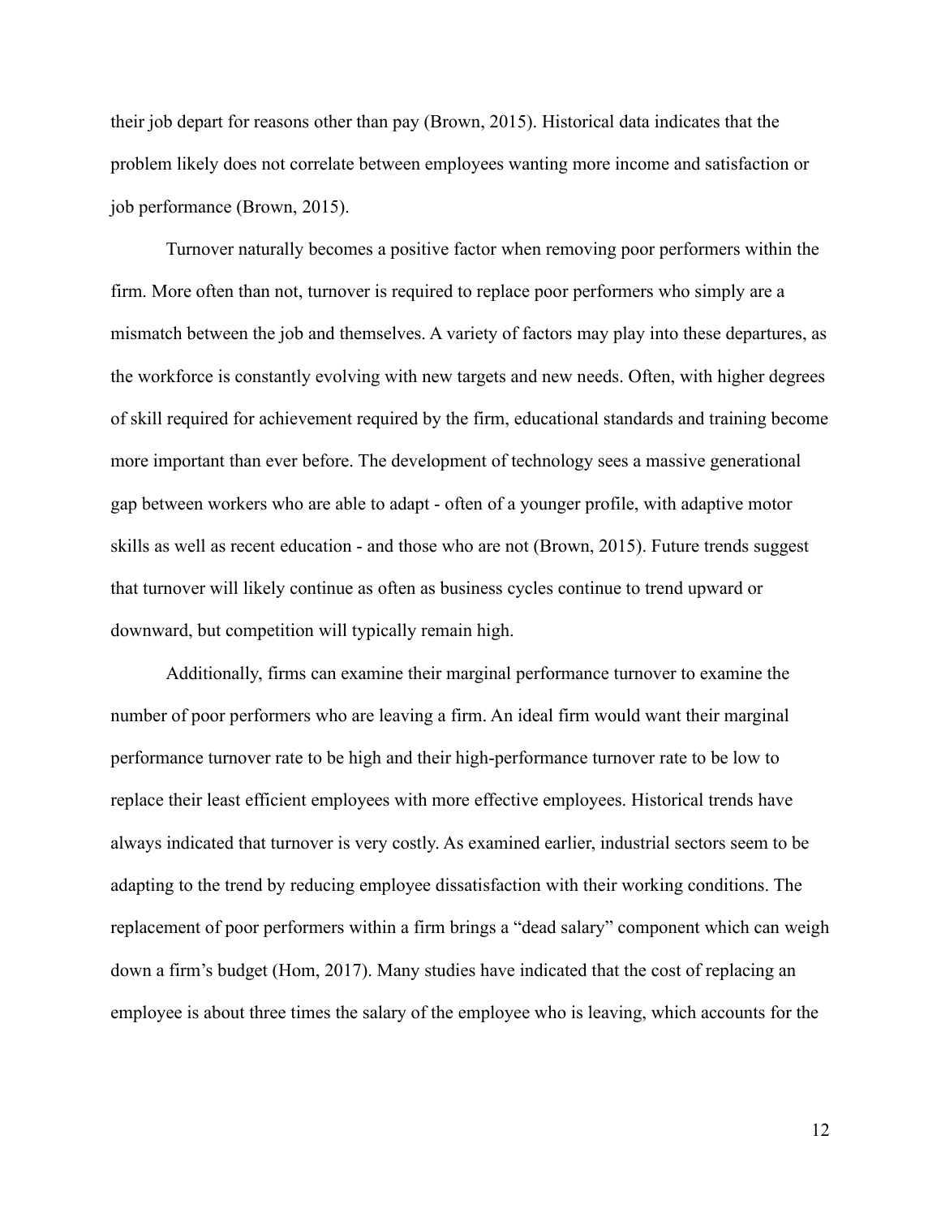their job depart for reasons other than pay (Brown, 2015). Historical data indicates that the problem likely does not correlate between employees wanting more income and satisfaction or job performance (Brown, 2015).

Turnover naturally becomes a positive factor when removing poor performers within the firm. More often than not, turnover is required to replace poor performers who simply are a mismatch between the job and themselves. A variety of factors may play into these departures, as the workforce is constantly evolving with new targets and new needs. Often, with higher degrees of skill required for achievement required by the firm, educational standards and training become more important than ever before. The development of technology sees a massive generational gap between workers who are able to adapt - often of a younger profile, with adaptive motor skills as well as recent education - and those who are not (Brown, 2015). Future trends suggest that turnover will likely continue as often as business cycles continue to trend upward or downward, but competition will typically remain high.

Additionally, firms can examine their marginal performance turnover to examine the number of poor performers who are leaving a firm. An ideal firm would want their marginal performance turnover rate to be high and their high-performance turnover rate to be low to replace their least efficient employees with more effective employees. Historical trends have always indicated that turnover is very costly. As examined earlier, industrial sectors seem to be adapting to the trend by reducing employee dissatisfaction with their working conditions. The replacement of poor performers within a firm brings a "dead salary" component which can weigh down a firm's budget (Hom, 2017). Many studies have indicated that the cost of replacing an employee is about three times the salary of the employee who is leaving, which accounts for the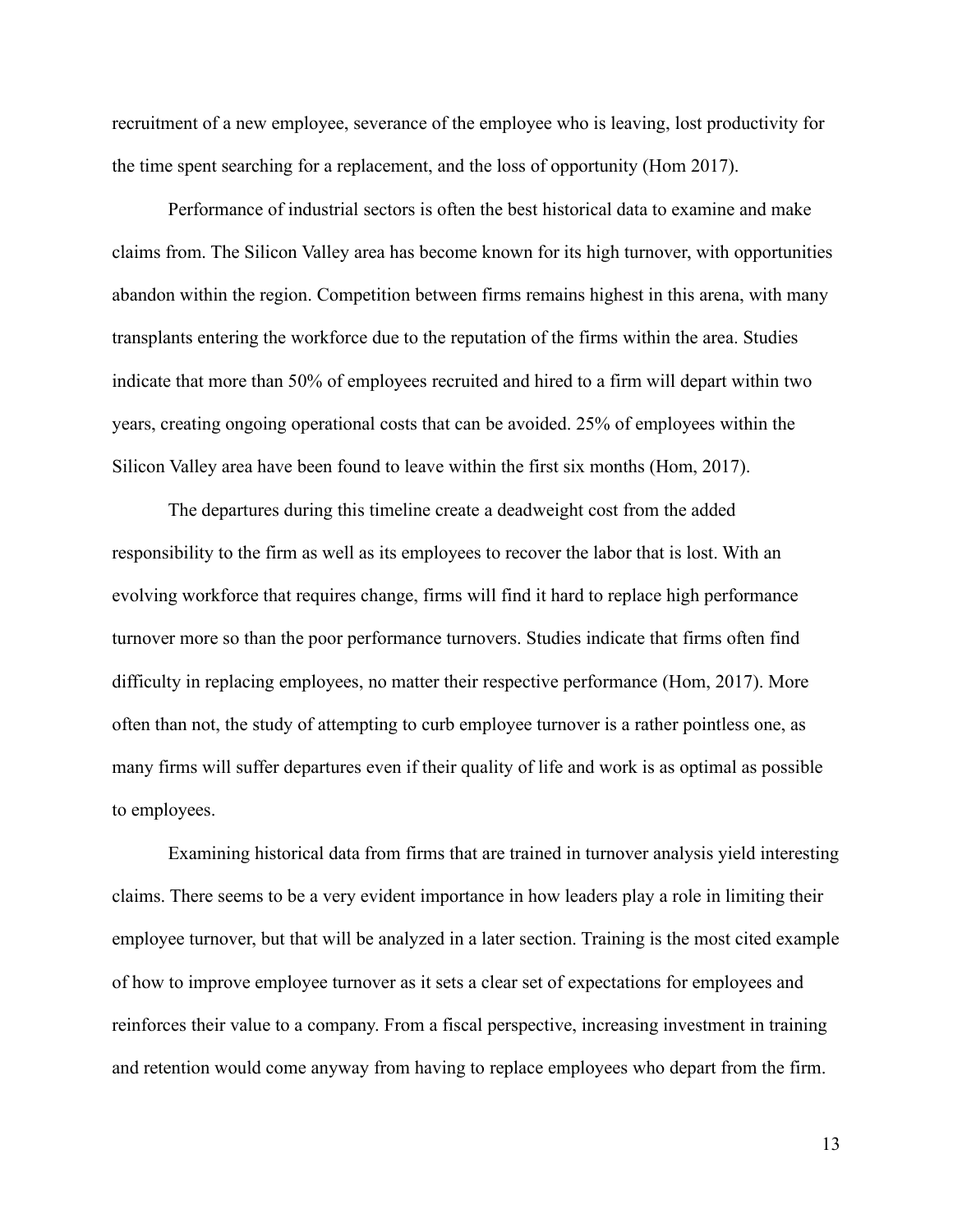recruitment of a new employee, severance of the employee who is leaving, lost productivity for the time spent searching for a replacement, and the loss of opportunity (Hom 2017).

Performance of industrial sectors is often the best historical data to examine and make claims from. The Silicon Valley area has become known for its high turnover, with opportunities abandon within the region. Competition between firms remains highest in this arena, with many transplants entering the workforce due to the reputation of the firms within the area. Studies indicate that more than 50% of employees recruited and hired to a firm will depart within two years, creating ongoing operational costs that can be avoided. 25% of employees within the Silicon Valley area have been found to leave within the first six months (Hom, 2017).

The departures during this timeline create a deadweight cost from the added responsibility to the firm as well as its employees to recover the labor that is lost. With an evolving workforce that requires change, firms will find it hard to replace high performance turnover more so than the poor performance turnovers. Studies indicate that firms often find difficulty in replacing employees, no matter their respective performance (Hom, 2017). More often than not, the study of attempting to curb employee turnover is a rather pointless one, as many firms will suffer departures even if their quality of life and work is as optimal as possible to employees.

Examining historical data from firms that are trained in turnover analysis yield interesting claims. There seems to be a very evident importance in how leaders play a role in limiting their employee turnover, but that will be analyzed in a later section. Training is the most cited example of how to improve employee turnover as it sets a clear set of expectations for employees and reinforces their value to a company. From a fiscal perspective, increasing investment in training and retention would come anyway from having to replace employees who depart from the firm.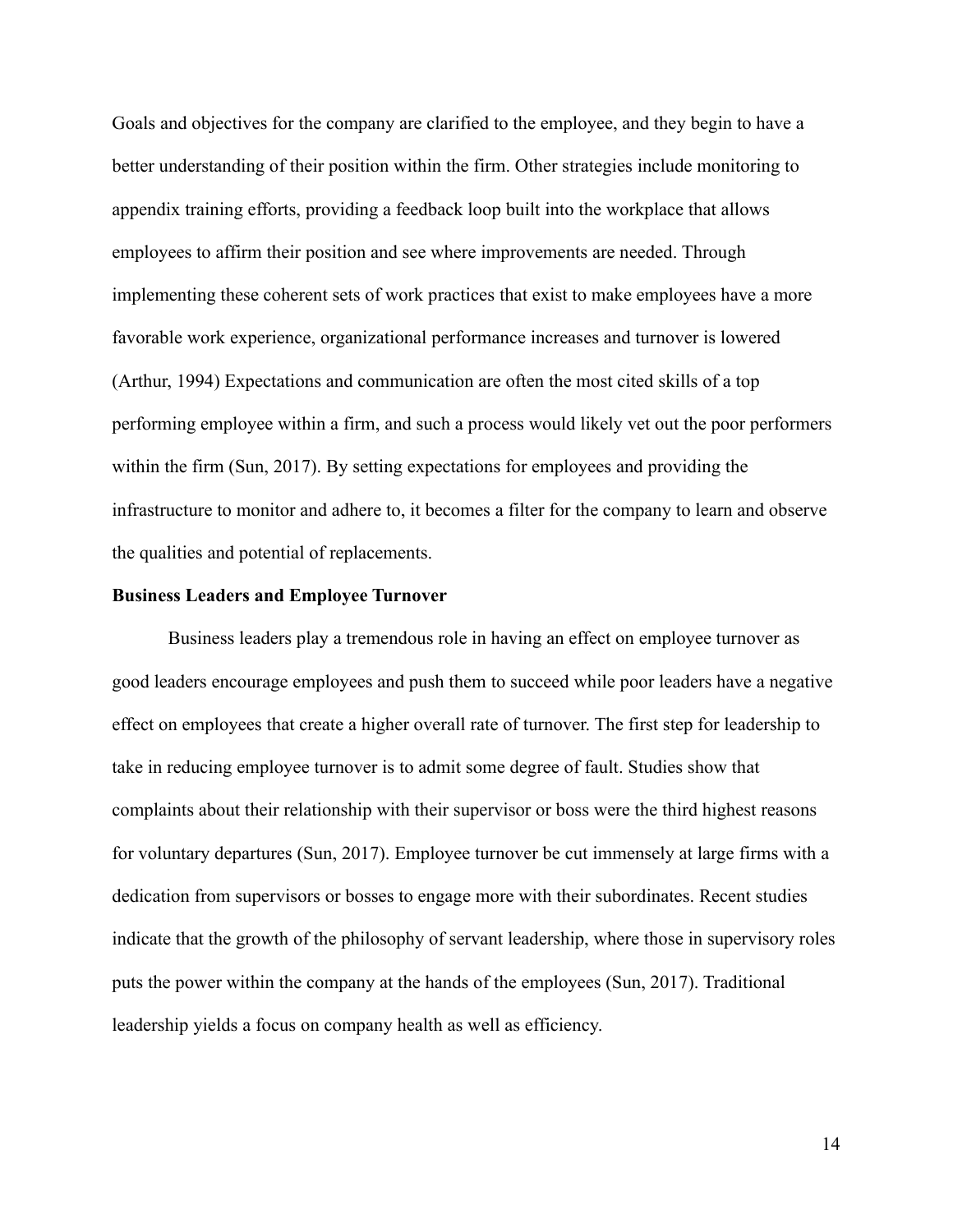Goals and objectives for the company are clarified to the employee, and they begin to have a better understanding of their position within the firm. Other strategies include monitoring to appendix training efforts, providing a feedback loop built into the workplace that allows employees to affirm their position and see where improvements are needed. Through implementing these coherent sets of work practices that exist to make employees have a more favorable work experience, organizational performance increases and turnover is lowered (Arthur, 1994) Expectations and communication are often the most cited skills of a top performing employee within a firm, and such a process would likely vet out the poor performers within the firm (Sun, 2017). By setting expectations for employees and providing the infrastructure to monitor and adhere to, it becomes a filter for the company to learn and observe the qualities and potential of replacements.

**Business Leaders and Employee Turnover**

Business leaders play a tremendous role in having an effect on employee turnover as good leaders encourage employees and push them to succeed while poor leaders have a negative effect on employees that create a higher overall rate of turnover. The first step for leadership to take in reducing employee turnover is to admit some degree of fault. Studies show that complaints about their relationship with their supervisor or boss were the third highest reasons for voluntary departures (Sun, 2017). Employee turnover be cut immensely at large firms with a dedication from supervisors or bosses to engage more with their subordinates. Recent studies indicate that the growth of the philosophy of servant leadership, where those in supervisory roles puts the power within the company at the hands of the employees (Sun, 2017). Traditional leadership yields a focus on company health as well as efficiency.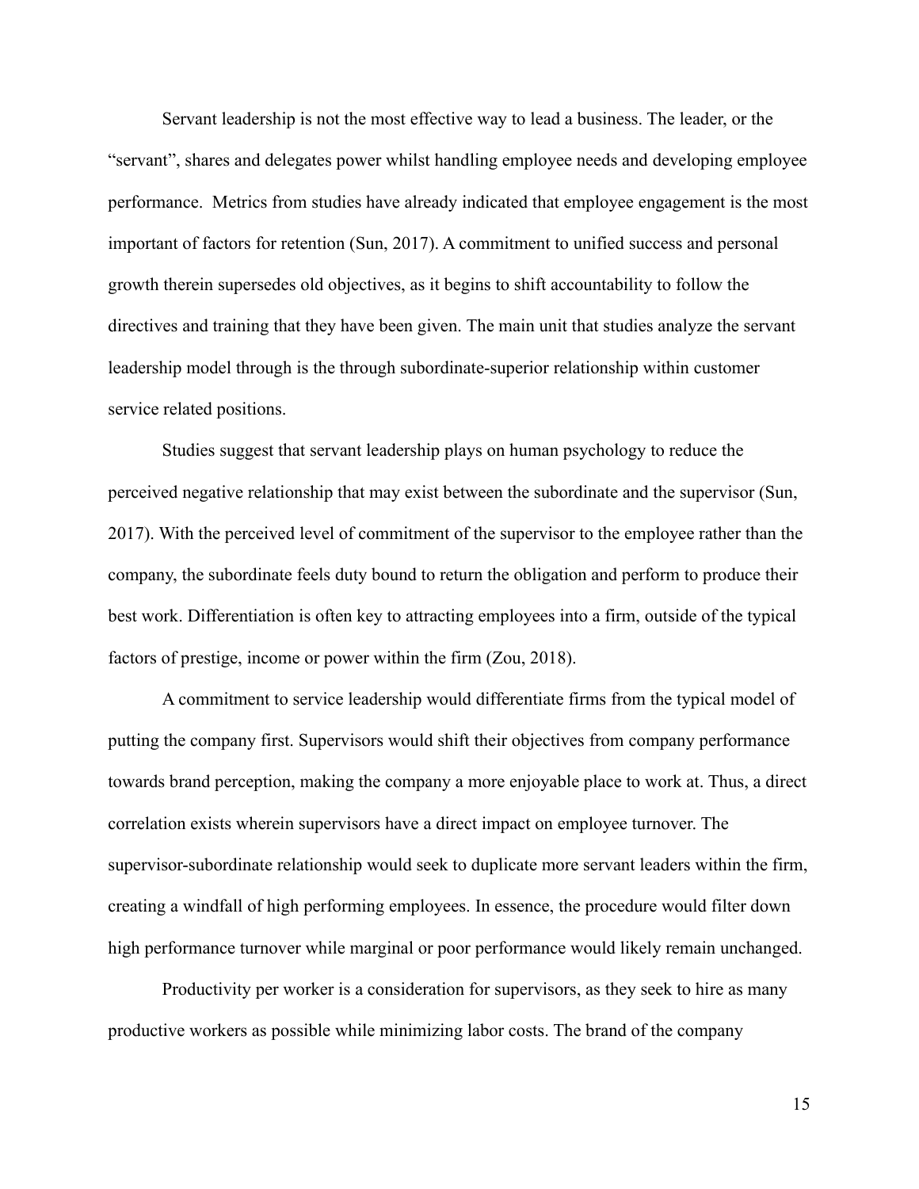Servant leadership is not the most effective way to lead a business. The leader, or the "servant", shares and delegates power whilst handling employee needs and developing employee performance. Metrics from studies have already indicated that employee engagement is the most important of factors for retention (Sun, 2017). A commitment to unified success and personal growth therein supersedes old objectives, as it begins to shift accountability to follow the directives and training that they have been given. The main unit that studies analyze the servant leadership model through is the through subordinate-superior relationship within customer service related positions.

Studies suggest that servant leadership plays on human psychology to reduce the perceived negative relationship that may exist between the subordinate and the supervisor (Sun, 2017). With the perceived level of commitment of the supervisor to the employee rather than the company, the subordinate feels duty bound to return the obligation and perform to produce their best work. Differentiation is often key to attracting employees into a firm, outside of the typical factors of prestige, income or power within the firm (Zou, 2018).

A commitment to service leadership would differentiate firms from the typical model of putting the company first. Supervisors would shift their objectives from company performance towards brand perception, making the company a more enjoyable place to work at. Thus, a direct correlation exists wherein supervisors have a direct impact on employee turnover. The supervisor-subordinate relationship would seek to duplicate more servant leaders within the firm, creating a windfall of high performing employees. In essence, the procedure would filter down high performance turnover while marginal or poor performance would likely remain unchanged.

Productivity per worker is a consideration for supervisors, as they seek to hire as many productive workers as possible while minimizing labor costs. The brand of the company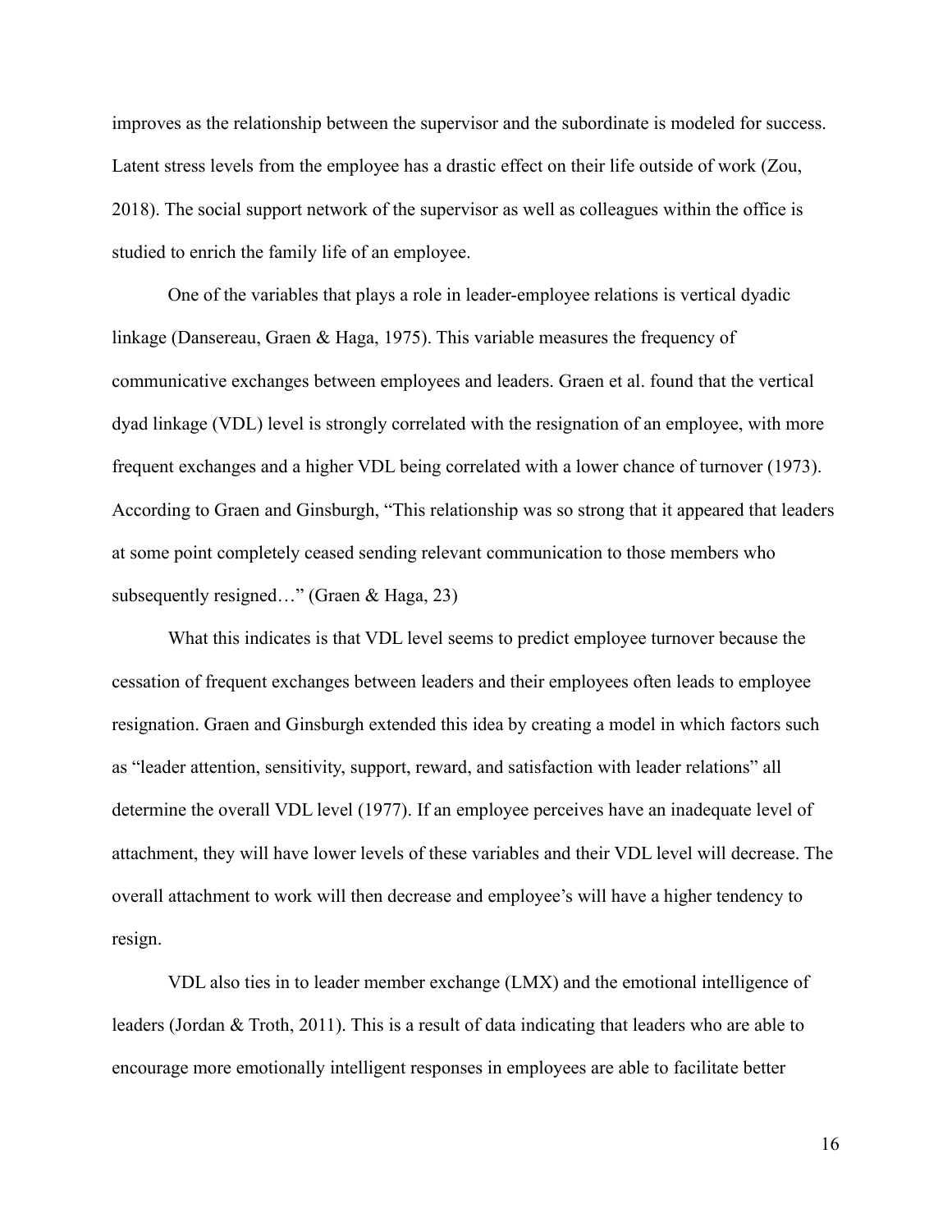improves as the relationship between the supervisor and the subordinate is modeled for success. Latent stress levels from the employee has a drastic effect on their life outside of work (Zou, 2018). The social support network of the supervisor as well as colleagues within the office is studied to enrich the family life of an employee.

One of the variables that plays a role in leader-employee relations is vertical dyadic linkage (Dansereau, Graen & Haga, 1975). This variable measures the frequency of communicative exchanges between employees and leaders. Graen et al. found that the vertical dyad linkage (VDL) level is strongly correlated with the resignation of an employee, with more frequent exchanges and a higher VDL being correlated with a lower chance of turnover (1973). According to Graen and Ginsburgh, "This relationship was so strong that it appeared that leaders at some point completely ceased sending relevant communication to those members who subsequently resigned…" (Graen & Haga, 23)

What this indicates is that VDL level seems to predict employee turnover because the cessation of frequent exchanges between leaders and their employees often leads to employee resignation. Graen and Ginsburgh extended this idea by creating a model in which factors such as "leader attention, sensitivity, support, reward, and satisfaction with leader relations" all determine the overall VDL level (1977). If an employee perceives have an inadequate level of attachment, they will have lower levels of these variables and their VDL level will decrease. The overall attachment to work will then decrease and employee's will have a higher tendency to resign.

VDL also ties in to leader member exchange (LMX) and the emotional intelligence of leaders (Jordan & Troth, 2011). This is a result of data indicating that leaders who are able to encourage more emotionally intelligent responses in employees are able to facilitate better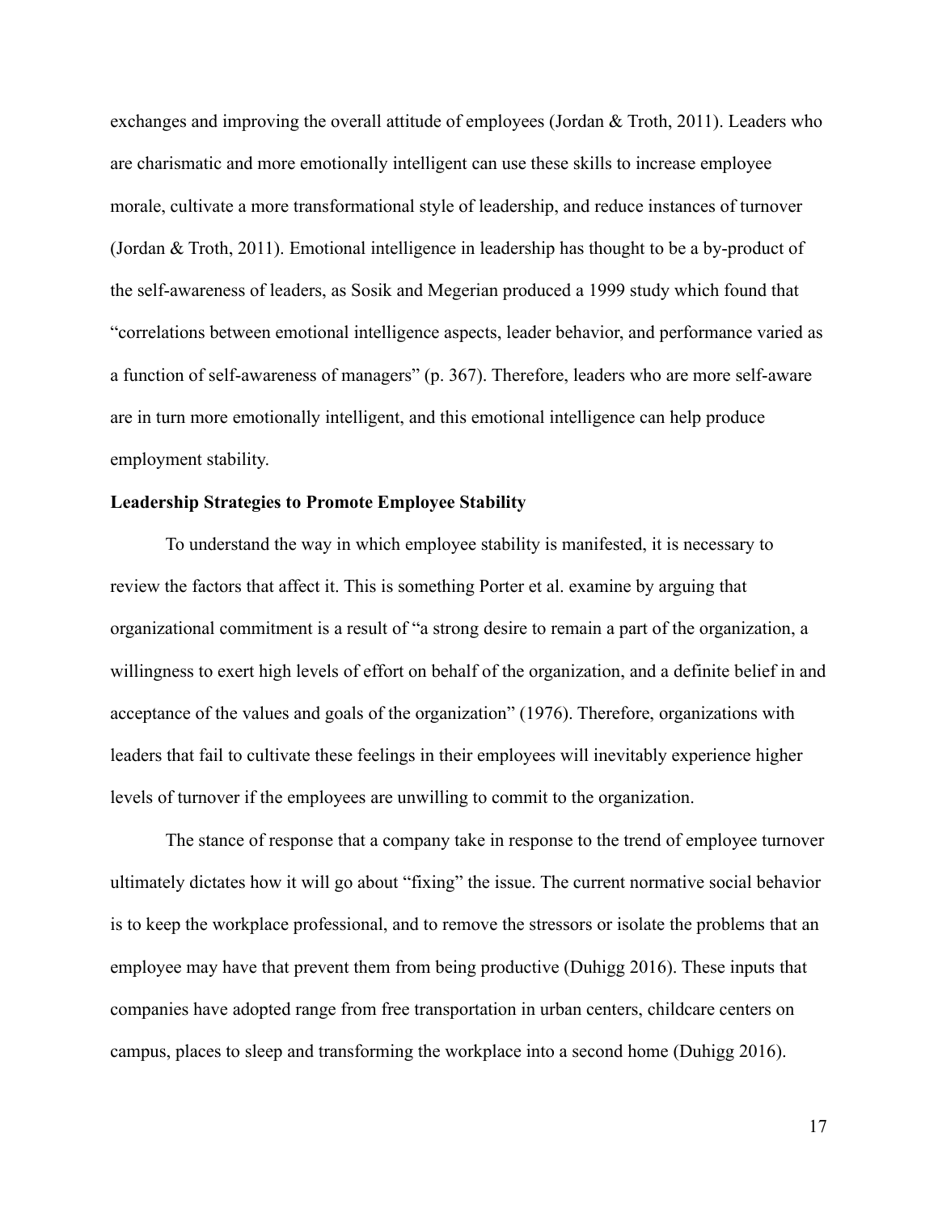exchanges and improving the overall attitude of employees (Jordan & Troth, 2011). Leaders who are charismatic and more emotionally intelligent can use these skills to increase employee morale, cultivate a more transformational style of leadership, and reduce instances of turnover (Jordan & Troth, 2011). Emotional intelligence in leadership has thought to be a by-product of the self-awareness of leaders, as Sosik and Megerian produced a 1999 study which found that "correlations between emotional intelligence aspects, leader behavior, and performance varied as a function of self-awareness of managers" (p. 367). Therefore, leaders who are more self-aware are in turn more emotionally intelligent, and this emotional intelligence can help produce employment stability.

**Leadership Strategies to Promote Employee Stability**

To understand the way in which employee stability is manifested, it is necessary to review the factors that affect it. This is something Porter et al. examine by arguing that organizational commitment is a result of "a strong desire to remain a part of the organization, a willingness to exert high levels of effort on behalf of the organization, and a definite belief in and acceptance of the values and goals of the organization" (1976). Therefore, organizations with leaders that fail to cultivate these feelings in their employees will inevitably experience higher levels of turnover if the employees are unwilling to commit to the organization.

The stance of response that a company take in response to the trend of employee turnover ultimately dictates how it will go about "fixing" the issue. The current normative social behavior is to keep the workplace professional, and to remove the stressors or isolate the problems that an employee may have that prevent them from being productive (Duhigg 2016). These inputs that companies have adopted range from free transportation in urban centers, childcare centers on campus, places to sleep and transforming the workplace into a second home (Duhigg 2016).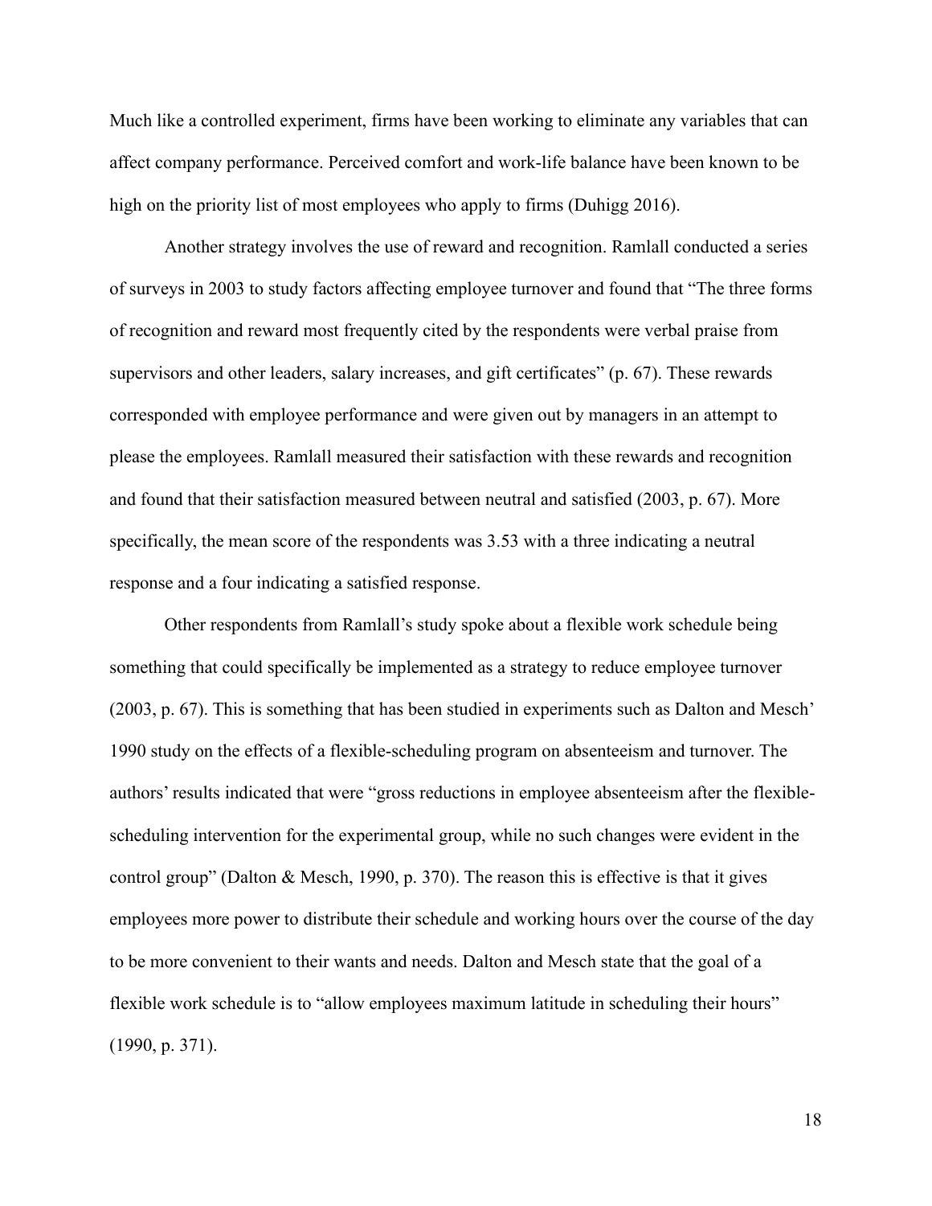Much like a controlled experiment, firms have been working to eliminate any variables that can affect company performance. Perceived comfort and work-life balance have been known to be high on the priority list of most employees who apply to firms (Duhigg 2016).

Another strategy involves the use of reward and recognition. Ramlall conducted a series of surveys in 2003 to study factors affecting employee turnover and found that "The three forms of recognition and reward most frequently cited by the respondents were verbal praise from supervisors and other leaders, salary increases, and gift certificates" (p. 67). These rewards corresponded with employee performance and were given out by managers in an attempt to please the employees. Ramlall measured their satisfaction with these rewards and recognition and found that their satisfaction measured between neutral and satisfied (2003, p. 67). More specifically, the mean score of the respondents was 3.53 with a three indicating a neutral response and a four indicating a satisfied response.

Other respondents from Ramlall's study spoke about a flexible work schedule being something that could specifically be implemented as a strategy to reduce employee turnover (2003, p. 67). This is something that has been studied in experiments such as Dalton and Mesch' 1990 study on the effects of a flexible-scheduling program on absenteeism and turnover. The authors' results indicated that were "gross reductions in employee absenteeism after the flexible-scheduling intervention for the experimental group, while no such changes were evident in the control group" (Dalton & Mesch, 1990, p. 370). The reason this is effective is that it gives employees more power to distribute their schedule and working hours over the course of the day to be more convenient to their wants and needs. Dalton and Mesch state that the goal of a flexible work schedule is to "allow employees maximum latitude in scheduling their hours" (1990, p. 371).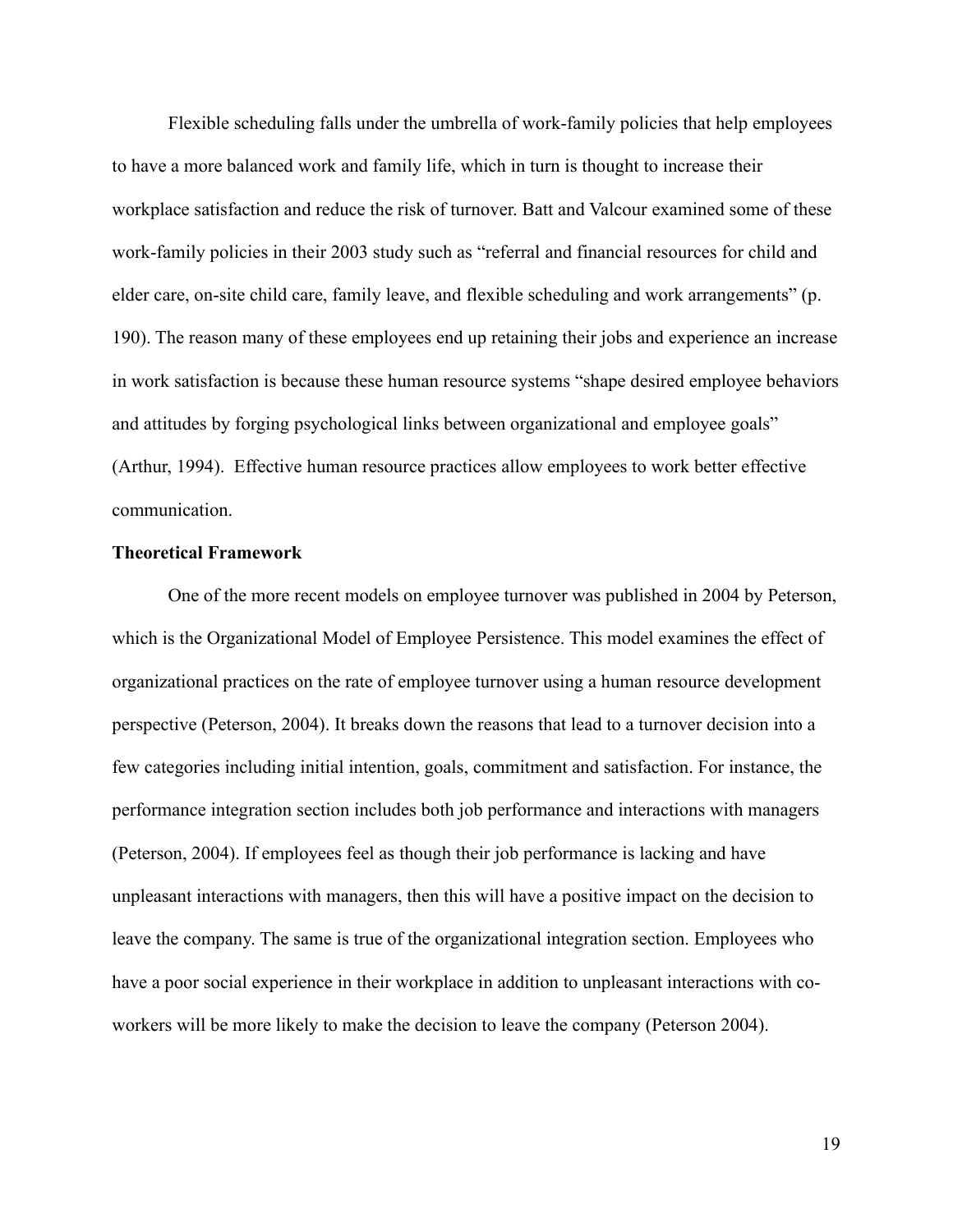Flexible scheduling falls under the umbrella of work-family policies that help employees to have a more balanced work and family life, which in turn is thought to increase their workplace satisfaction and reduce the risk of turnover. Batt and Valcour examined some of these work-family policies in their 2003 study such as "referral and financial resources for child and elder care, on-site child care, family leave, and flexible scheduling and work arrangements" (p. 190). The reason many of these employees end up retaining their jobs and experience an increase in work satisfaction is because these human resource systems "shape desired employee behaviors and attitudes by forging psychological links between organizational and employee goals" (Arthur, 1994). Effective human resource practices allow employees to work better effective communication.

**Theoretical Framework**

One of the more recent models on employee turnover was published in 2004 by Peterson, which is the Organizational Model of Employee Persistence. This model examines the effect of organizational practices on the rate of employee turnover using a human resource development perspective (Peterson, 2004). It breaks down the reasons that lead to a turnover decision into a few categories including initial intention, goals, commitment and satisfaction. For instance, the performance integration section includes both job performance and interactions with managers (Peterson, 2004). If employees feel as though their job performance is lacking and have unpleasant interactions with managers, then this will have a positive impact on the decision to leave the company. The same is true of the organizational integration section. Employees who have a poor social experience in their workplace in addition to unpleasant interactions with co-workers will be more likely to make the decision to leave the company (Peterson 2004).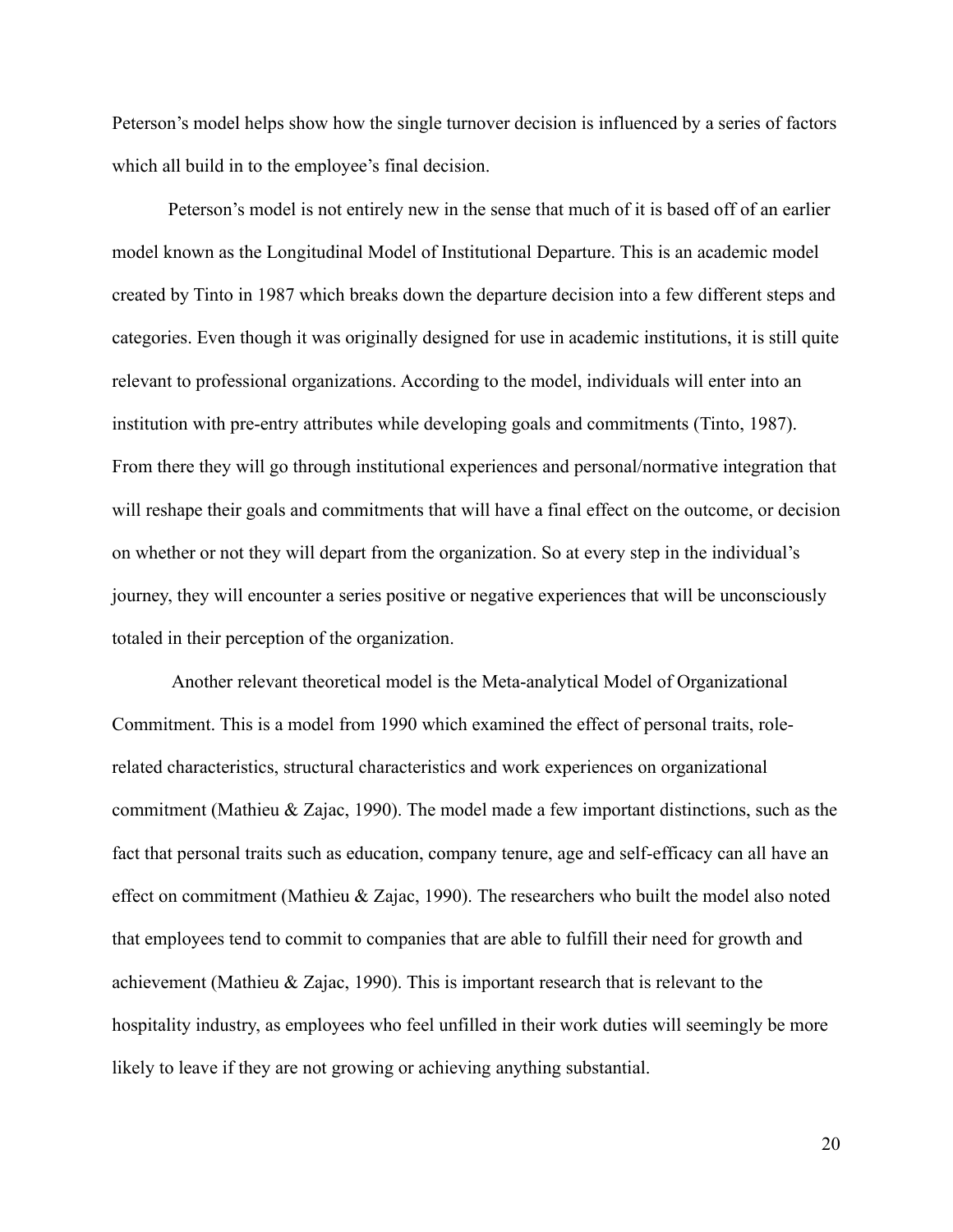Peterson's model helps show how the single turnover decision is influenced by a series of factors which all build in to the employee's final decision.

Peterson's model is not entirely new in the sense that much of it is based off of an earlier model known as the Longitudinal Model of Institutional Departure. This is an academic model created by Tinto in 1987 which breaks down the departure decision into a few different steps and categories. Even though it was originally designed for use in academic institutions, it is still quite relevant to professional organizations. According to the model, individuals will enter into an institution with pre-entry attributes while developing goals and commitments (Tinto, 1987). From there they will go through institutional experiences and personal/normative integration that will reshape their goals and commitments that will have a final effect on the outcome, or decision on whether or not they will depart from the organization. So at every step in the individual's journey, they will encounter a series positive or negative experiences that will be unconsciously totaled in their perception of the organization.

Another relevant theoretical model is the Meta-analytical Model of Organizational Commitment. This is a model from 1990 which examined the effect of personal traits, role-related characteristics, structural characteristics and work experiences on organizational commitment (Mathieu & Zajac, 1990). The model made a few important distinctions, such as the fact that personal traits such as education, company tenure, age and self-efficacy can all have an effect on commitment (Mathieu & Zajac, 1990). The researchers who built the model also noted that employees tend to commit to companies that are able to fulfill their need for growth and achievement (Mathieu & Zajac, 1990). This is important research that is relevant to the hospitality industry, as employees who feel unfilled in their work duties will seemingly be more likely to leave if they are not growing or achieving anything substantial.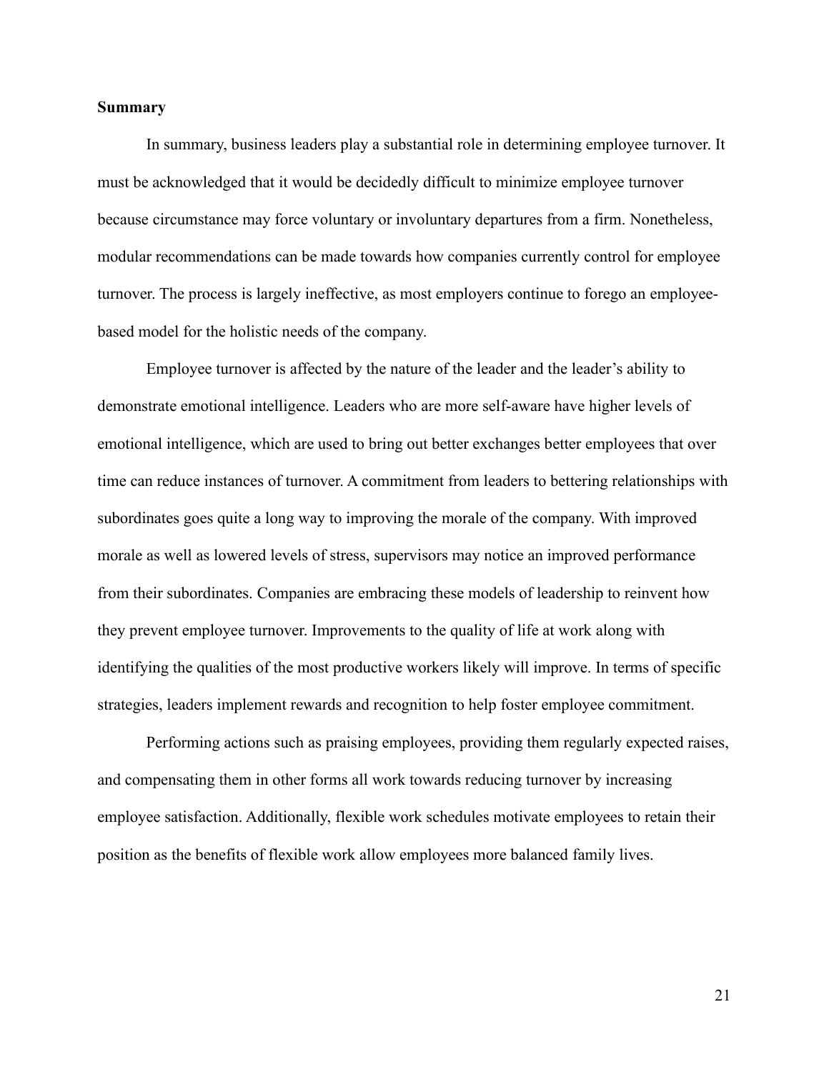**Summary**

In summary, business leaders play a substantial role in determining employee turnover. It must be acknowledged that it would be decidedly difficult to minimize employee turnover because circumstance may force voluntary or involuntary departures from a firm. Nonetheless, modular recommendations can be made towards how companies currently control for employee turnover. The process is largely ineffective, as most employers continue to forego an employee-based model for the holistic needs of the company.

Employee turnover is affected by the nature of the leader and the leader's ability to demonstrate emotional intelligence. Leaders who are more self-aware have higher levels of emotional intelligence, which are used to bring out better exchanges better employees that over time can reduce instances of turnover. A commitment from leaders to bettering relationships with subordinates goes quite a long way to improving the morale of the company. With improved morale as well as lowered levels of stress, supervisors may notice an improved performance from their subordinates. Companies are embracing these models of leadership to reinvent how they prevent employee turnover. Improvements to the quality of life at work along with identifying the qualities of the most productive workers likely will improve. In terms of specific strategies, leaders implement rewards and recognition to help foster employee commitment.

Performing actions such as praising employees, providing them regularly expected raises, and compensating them in other forms all work towards reducing turnover by increasing employee satisfaction. Additionally, flexible work schedules motivate employees to retain their position as the benefits of flexible work allow employees more balanced family lives.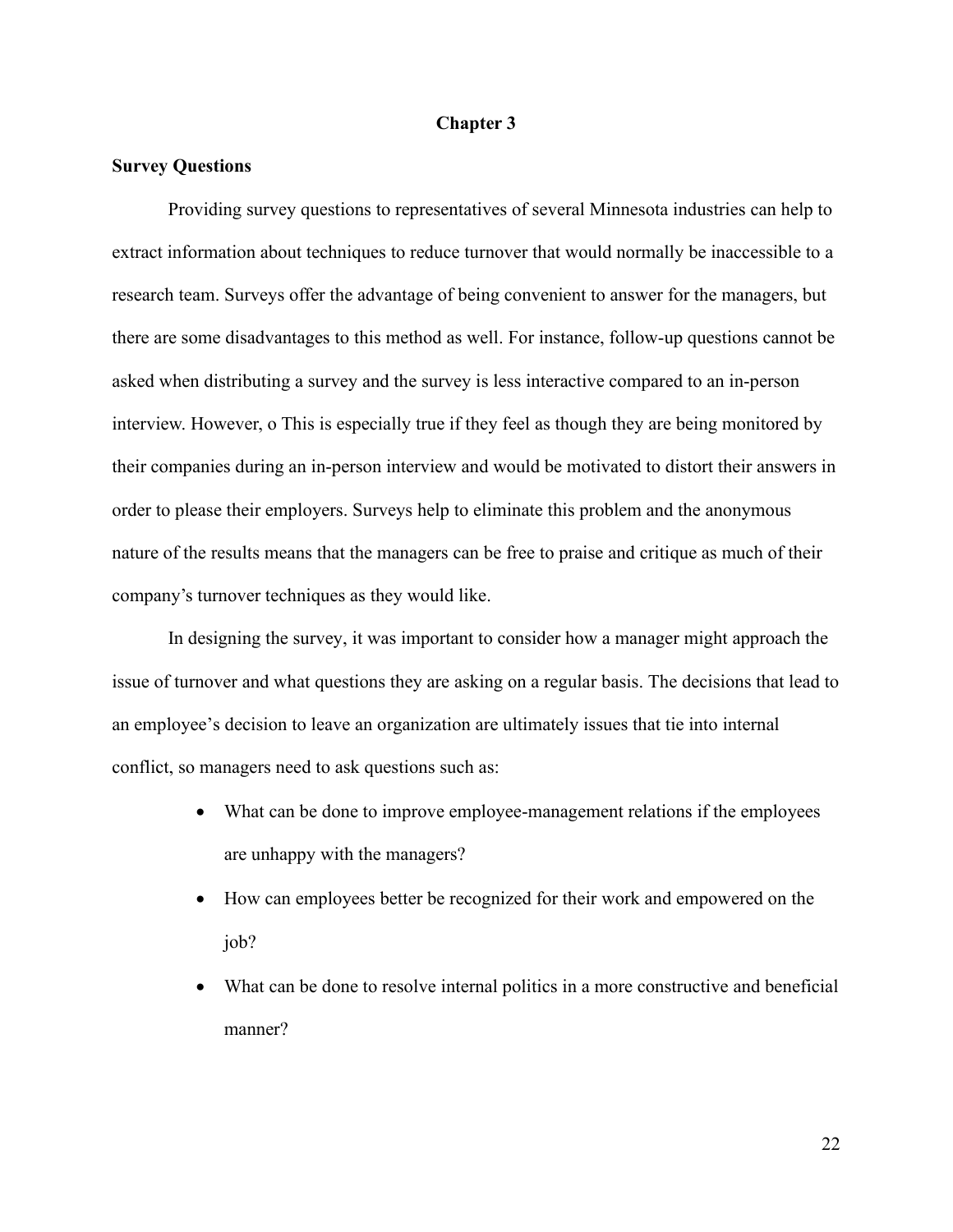# Chapter 3

## Survey Questions

Providing survey questions to representatives of several Minnesota industries can help to extract information about techniques to reduce turnover that would normally be inaccessible to a research team. Surveys offer the advantage of being convenient to answer for the managers, but there are some disadvantages to this method as well. For instance, follow-up questions cannot be asked when distributing a survey and the survey is less interactive compared to an in-person interview. However, o This is especially true if they feel as though they are being monitored by their companies during an in-person interview and would be motivated to distort their answers in order to please their employers. Surveys help to eliminate this problem and the anonymous nature of the results means that the managers can be free to praise and critique as much of their company's turnover techniques as they would like.

In designing the survey, it was important to consider how a manager might approach the issue of turnover and what questions they are asking on a regular basis. The decisions that lead to an employee's decision to leave an organization are ultimately issues that tie into internal conflict, so managers need to ask questions such as:

- What can be done to improve employee-management relations if the employees are unhappy with the managers?
- How can employees better be recognized for their work and empowered on the job?
- What can be done to resolve internal politics in a more constructive and beneficial manner?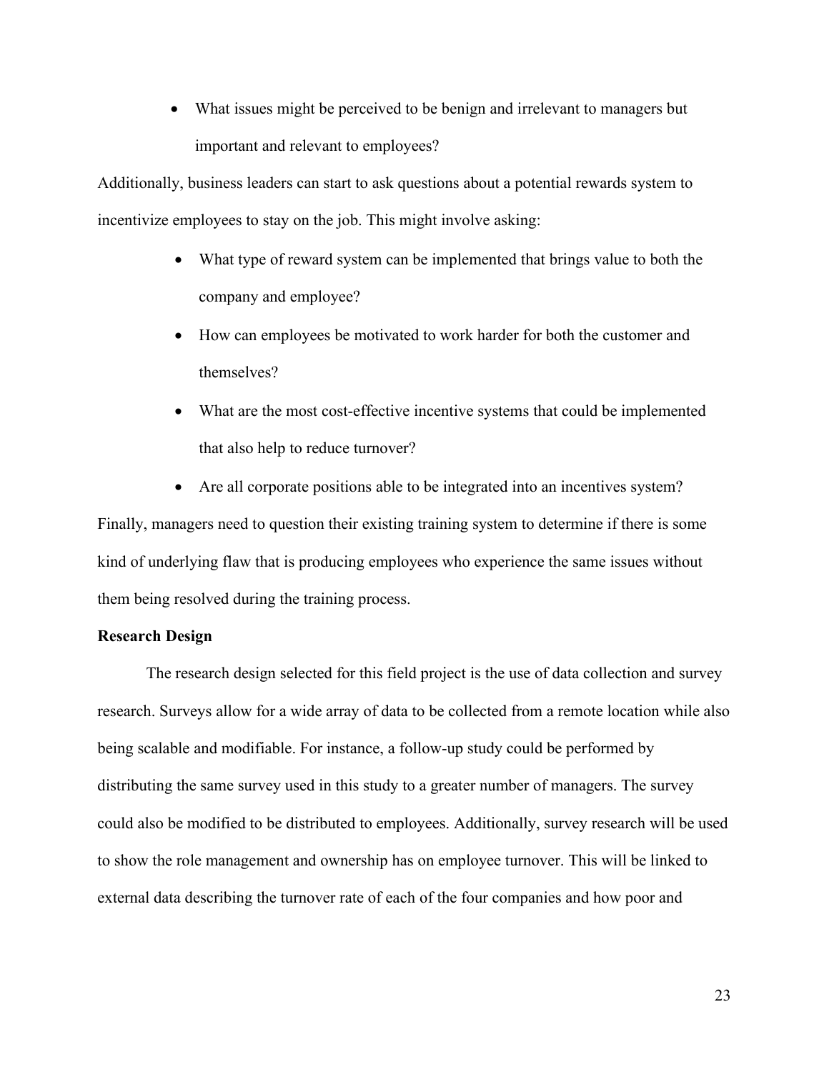- What issues might be perceived to be benign and irrelevant to managers but important and relevant to employees?

Additionally, business leaders can start to ask questions about a potential rewards system to incentivize employees to stay on the job. This might involve asking:

- What type of reward system can be implemented that brings value to both the company and employee?
- How can employees be motivated to work harder for both the customer and themselves?
- What are the most cost-effective incentive systems that could be implemented that also help to reduce turnover?
- Are all corporate positions able to be integrated into an incentives system?

Finally, managers need to question their existing training system to determine if there is some kind of underlying flaw that is producing employees who experience the same issues without them being resolved during the training process.

**Research Design**

The research design selected for this field project is the use of data collection and survey research. Surveys allow for a wide array of data to be collected from a remote location while also being scalable and modifiable. For instance, a follow-up study could be performed by distributing the same survey used in this study to a greater number of managers. The survey could also be modified to be distributed to employees. Additionally, survey research will be used to show the role management and ownership has on employee turnover. This will be linked to external data describing the turnover rate of each of the four companies and how poor and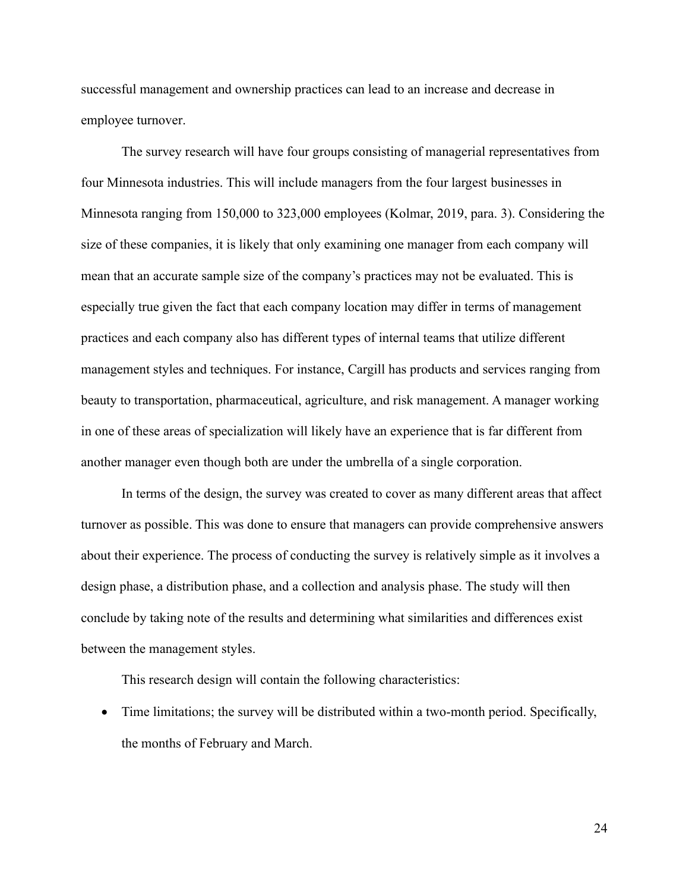successful management and ownership practices can lead to an increase and decrease in employee turnover.

The survey research will have four groups consisting of managerial representatives from four Minnesota industries. This will include managers from the four largest businesses in Minnesota ranging from 150,000 to 323,000 employees (Kolmar, 2019, para. 3). Considering the size of these companies, it is likely that only examining one manager from each company will mean that an accurate sample size of the company's practices may not be evaluated. This is especially true given the fact that each company location may differ in terms of management practices and each company also has different types of internal teams that utilize different management styles and techniques. For instance, Cargill has products and services ranging from beauty to transportation, pharmaceutical, agriculture, and risk management. A manager working in one of these areas of specialization will likely have an experience that is far different from another manager even though both are under the umbrella of a single corporation.

In terms of the design, the survey was created to cover as many different areas that affect turnover as possible. This was done to ensure that managers can provide comprehensive answers about their experience. The process of conducting the survey is relatively simple as it involves a design phase, a distribution phase, and a collection and analysis phase. The study will then conclude by taking note of the results and determining what similarities and differences exist between the management styles.

This research design will contain the following characteristics:

- Time limitations; the survey will be distributed within a two-month period. Specifically, the months of February and March.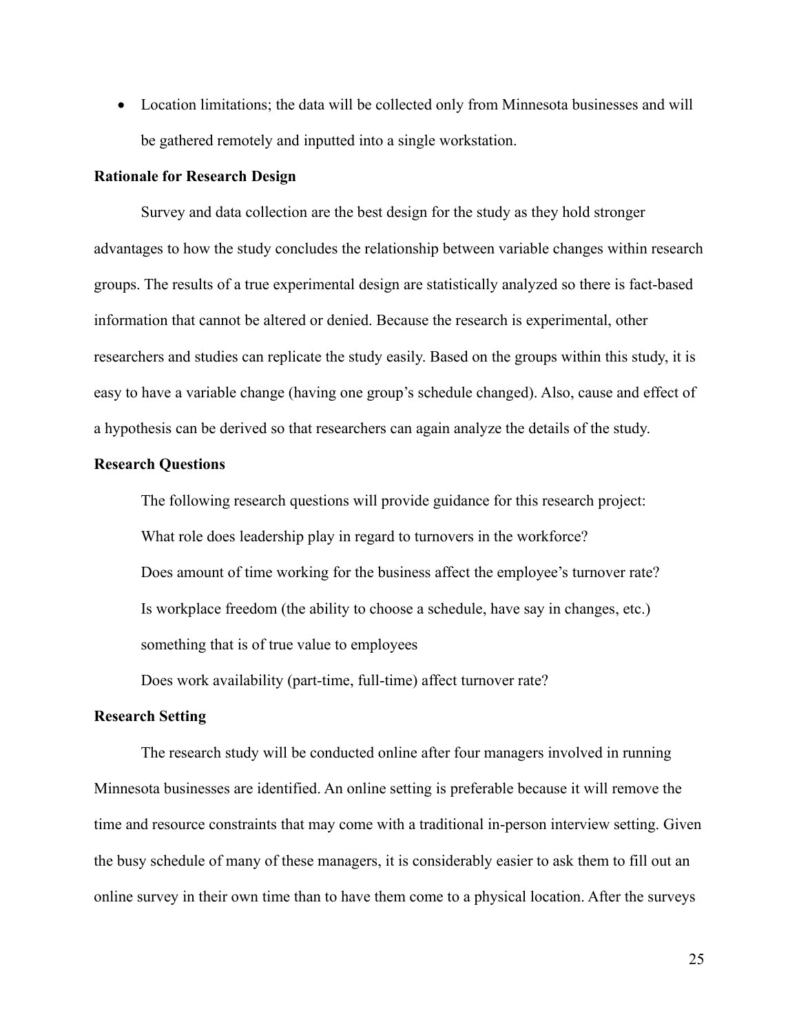- Location limitations; the data will be collected only from Minnesota businesses and will be gathered remotely and inputted into a single workstation.

**Rationale for Research Design**

Survey and data collection are the best design for the study as they hold stronger advantages to how the study concludes the relationship between variable changes within research groups. The results of a true experimental design are statistically analyzed so there is fact-based information that cannot be altered or denied. Because the research is experimental, other researchers and studies can replicate the study easily. Based on the groups within this study, it is easy to have a variable change (having one group's schedule changed). Also, cause and effect of a hypothesis can be derived so that researchers can again analyze the details of the study.

**Research Questions**

The following research questions will provide guidance for this research project:

What role does leadership play in regard to turnovers in the workforce?

Does amount of time working for the business affect the employee's turnover rate?

Is workplace freedom (the ability to choose a schedule, have say in changes, etc.) something that is of true value to employees

Does work availability (part-time, full-time) affect turnover rate?

**Research Setting**

The research study will be conducted online after four managers involved in running Minnesota businesses are identified. An online setting is preferable because it will remove the time and resource constraints that may come with a traditional in-person interview setting. Given the busy schedule of many of these managers, it is considerably easier to ask them to fill out an online survey in their own time than to have them come to a physical location. After the surveys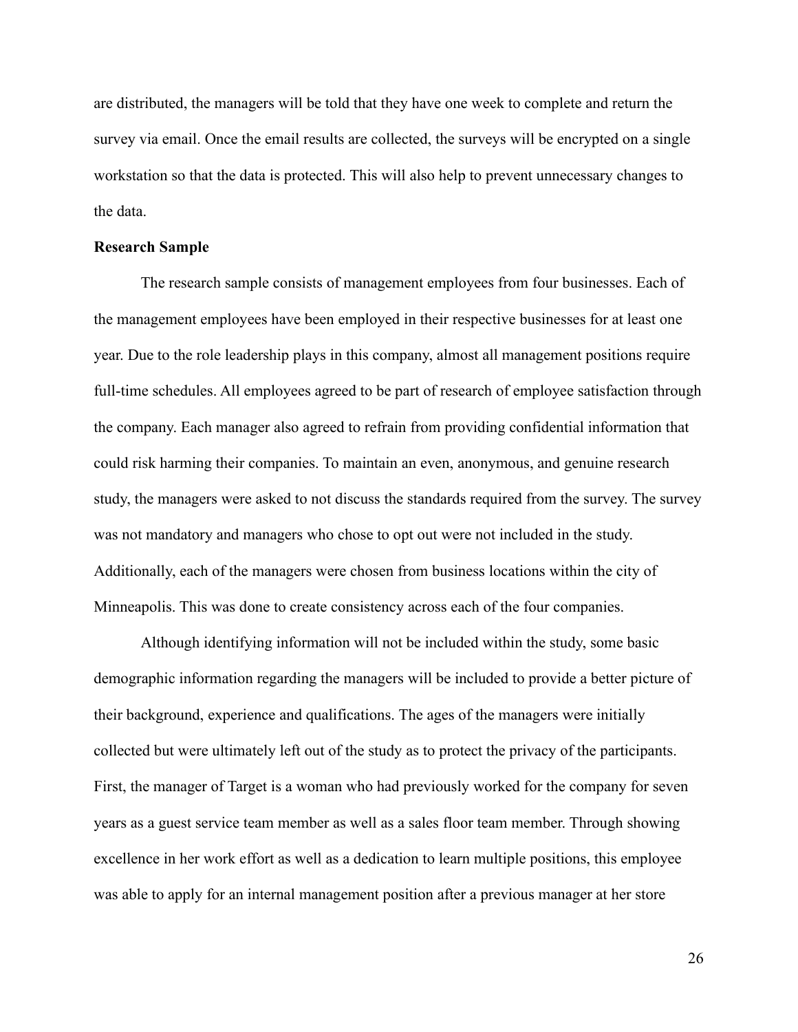are distributed, the managers will be told that they have one week to complete and return the survey via email. Once the email results are collected, the surveys will be encrypted on a single workstation so that the data is protected. This will also help to prevent unnecessary changes to the data.

**Research Sample**

The research sample consists of management employees from four businesses. Each of the management employees have been employed in their respective businesses for at least one year. Due to the role leadership plays in this company, almost all management positions require full-time schedules. All employees agreed to be part of research of employee satisfaction through the company. Each manager also agreed to refrain from providing confidential information that could risk harming their companies. To maintain an even, anonymous, and genuine research study, the managers were asked to not discuss the standards required from the survey. The survey was not mandatory and managers who chose to opt out were not included in the study. Additionally, each of the managers were chosen from business locations within the city of Minneapolis. This was done to create consistency across each of the four companies.

Although identifying information will not be included within the study, some basic demographic information regarding the managers will be included to provide a better picture of their background, experience and qualifications. The ages of the managers were initially collected but were ultimately left out of the study as to protect the privacy of the participants. First, the manager of Target is a woman who had previously worked for the company for seven years as a guest service team member as well as a sales floor team member. Through showing excellence in her work effort as well as a dedication to learn multiple positions, this employee was able to apply for an internal management position after a previous manager at her store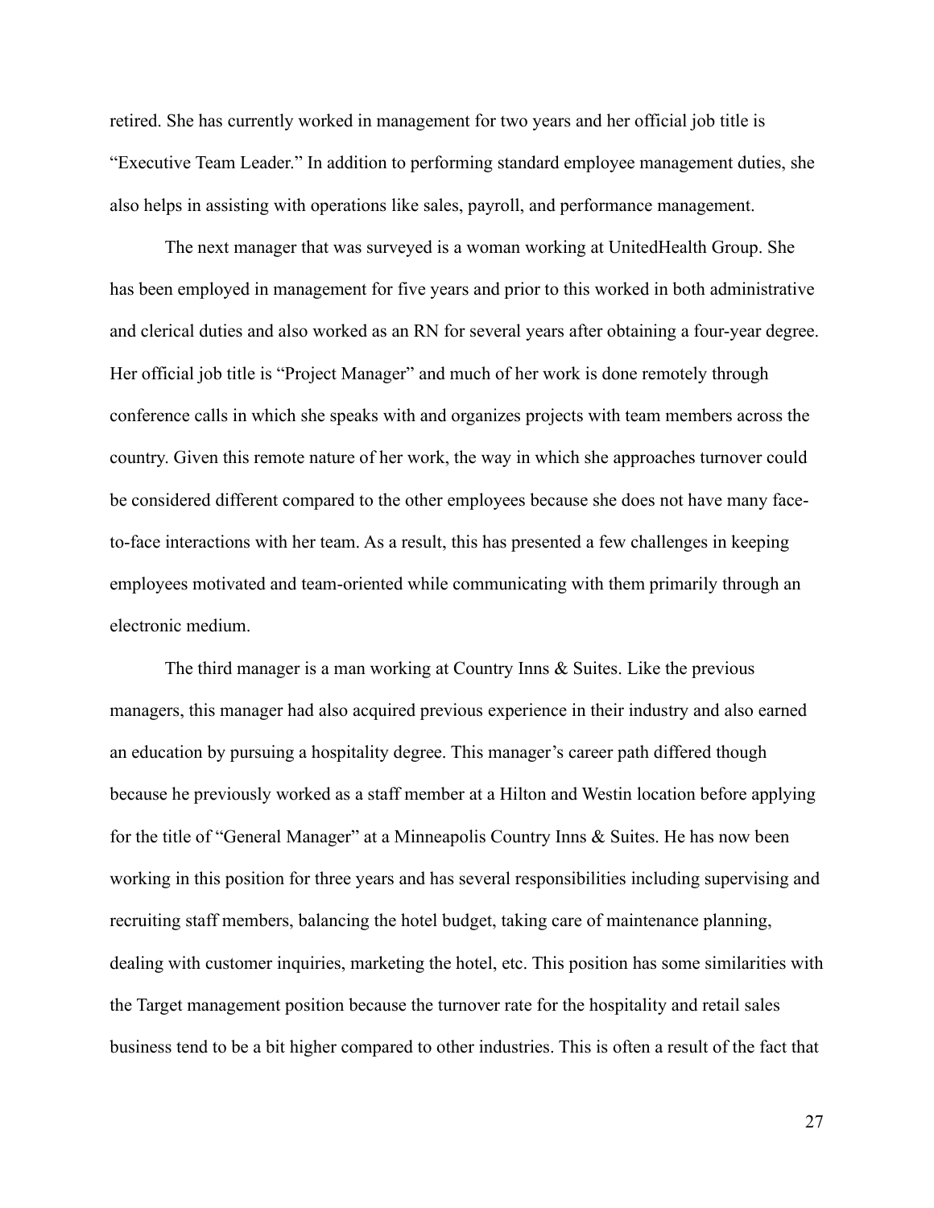retired. She has currently worked in management for two years and her official job title is "Executive Team Leader." In addition to performing standard employee management duties, she also helps in assisting with operations like sales, payroll, and performance management.

The next manager that was surveyed is a woman working at UnitedHealth Group. She has been employed in management for five years and prior to this worked in both administrative and clerical duties and also worked as an RN for several years after obtaining a four-year degree. Her official job title is "Project Manager" and much of her work is done remotely through conference calls in which she speaks with and organizes projects with team members across the country. Given this remote nature of her work, the way in which she approaches turnover could be considered different compared to the other employees because she does not have many face-to-face interactions with her team. As a result, this has presented a few challenges in keeping employees motivated and team-oriented while communicating with them primarily through an electronic medium.

The third manager is a man working at Country Inns & Suites. Like the previous managers, this manager had also acquired previous experience in their industry and also earned an education by pursuing a hospitality degree. This manager's career path differed though because he previously worked as a staff member at a Hilton and Westin location before applying for the title of "General Manager" at a Minneapolis Country Inns & Suites. He has now been working in this position for three years and has several responsibilities including supervising and recruiting staff members, balancing the hotel budget, taking care of maintenance planning, dealing with customer inquiries, marketing the hotel, etc. This position has some similarities with the Target management position because the turnover rate for the hospitality and retail sales business tend to be a bit higher compared to other industries. This is often a result of the fact that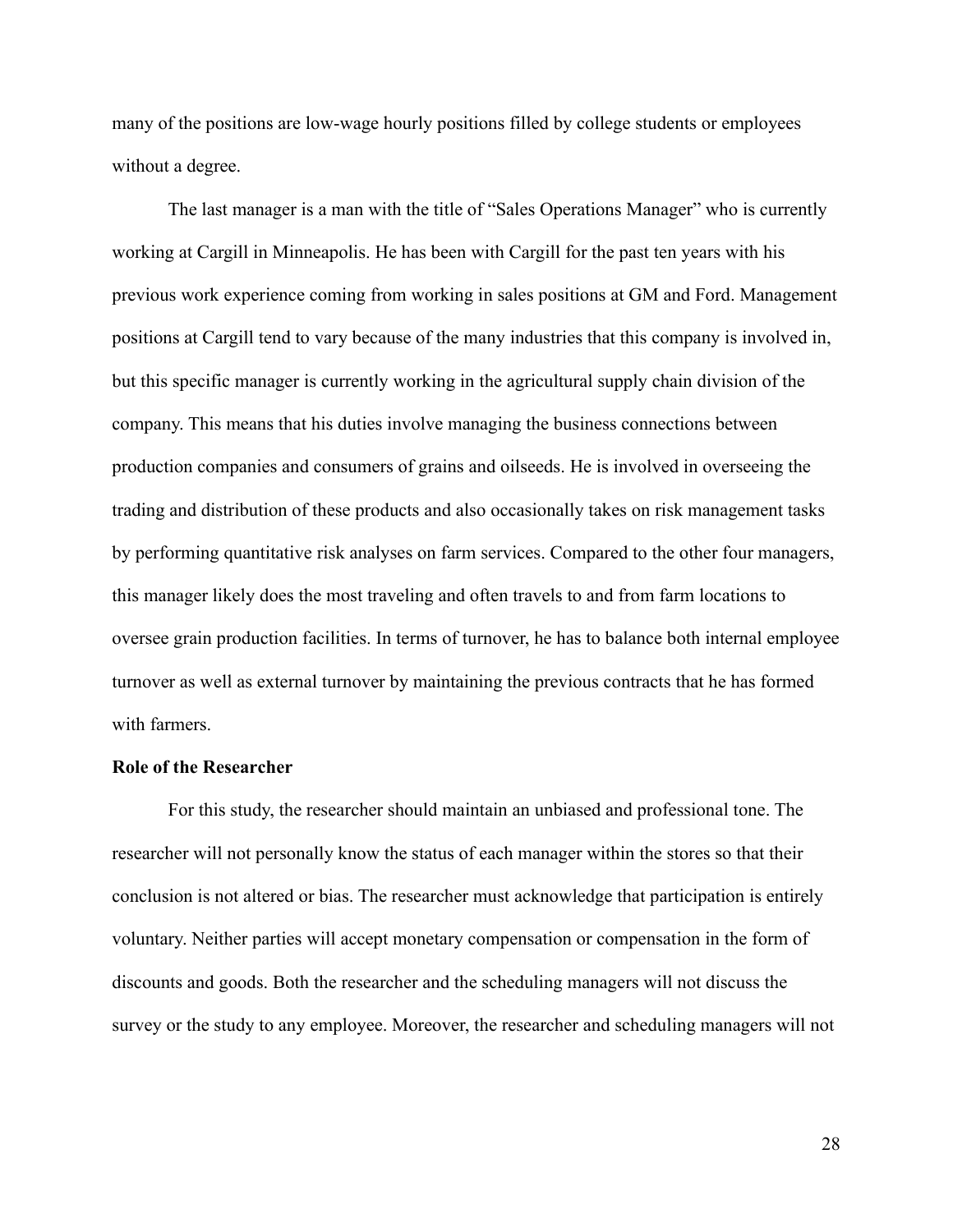many of the positions are low-wage hourly positions filled by college students or employees without a degree.

The last manager is a man with the title of "Sales Operations Manager" who is currently working at Cargill in Minneapolis. He has been with Cargill for the past ten years with his previous work experience coming from working in sales positions at GM and Ford. Management positions at Cargill tend to vary because of the many industries that this company is involved in, but this specific manager is currently working in the agricultural supply chain division of the company. This means that his duties involve managing the business connections between production companies and consumers of grains and oilseeds. He is involved in overseeing the trading and distribution of these products and also occasionally takes on risk management tasks by performing quantitative risk analyses on farm services. Compared to the other four managers, this manager likely does the most traveling and often travels to and from farm locations to oversee grain production facilities. In terms of turnover, he has to balance both internal employee turnover as well as external turnover by maintaining the previous contracts that he has formed with farmers.

**Role of the Researcher**

For this study, the researcher should maintain an unbiased and professional tone. The researcher will not personally know the status of each manager within the stores so that their conclusion is not altered or bias. The researcher must acknowledge that participation is entirely voluntary. Neither parties will accept monetary compensation or compensation in the form of discounts and goods. Both the researcher and the scheduling managers will not discuss the survey or the study to any employee. Moreover, the researcher and scheduling managers will not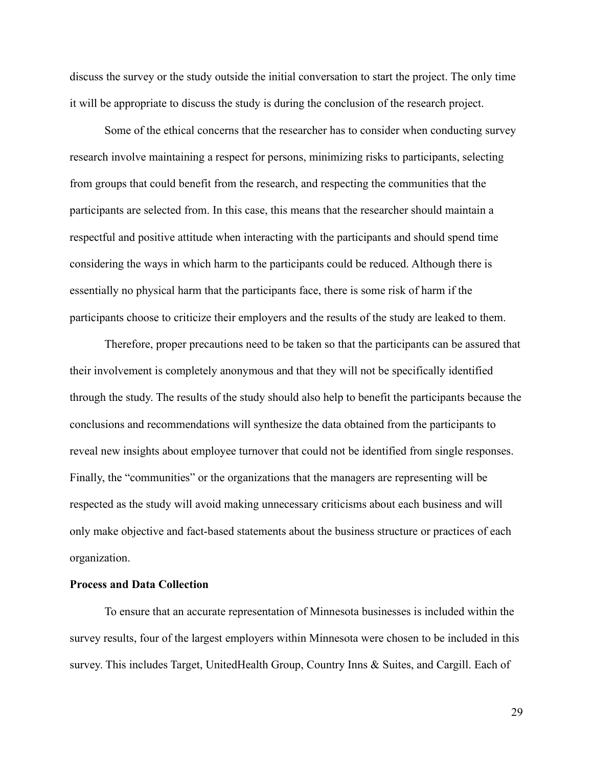discuss the survey or the study outside the initial conversation to start the project. The only time it will be appropriate to discuss the study is during the conclusion of the research project.

Some of the ethical concerns that the researcher has to consider when conducting survey research involve maintaining a respect for persons, minimizing risks to participants, selecting from groups that could benefit from the research, and respecting the communities that the participants are selected from. In this case, this means that the researcher should maintain a respectful and positive attitude when interacting with the participants and should spend time considering the ways in which harm to the participants could be reduced. Although there is essentially no physical harm that the participants face, there is some risk of harm if the participants choose to criticize their employers and the results of the study are leaked to them.

Therefore, proper precautions need to be taken so that the participants can be assured that their involvement is completely anonymous and that they will not be specifically identified through the study. The results of the study should also help to benefit the participants because the conclusions and recommendations will synthesize the data obtained from the participants to reveal new insights about employee turnover that could not be identified from single responses. Finally, the "communities" or the organizations that the managers are representing will be respected as the study will avoid making unnecessary criticisms about each business and will only make objective and fact-based statements about the business structure or practices of each organization.

**Process and Data Collection**

To ensure that an accurate representation of Minnesota businesses is included within the survey results, four of the largest employers within Minnesota were chosen to be included in this survey. This includes Target, UnitedHealth Group, Country Inns & Suites, and Cargill. Each of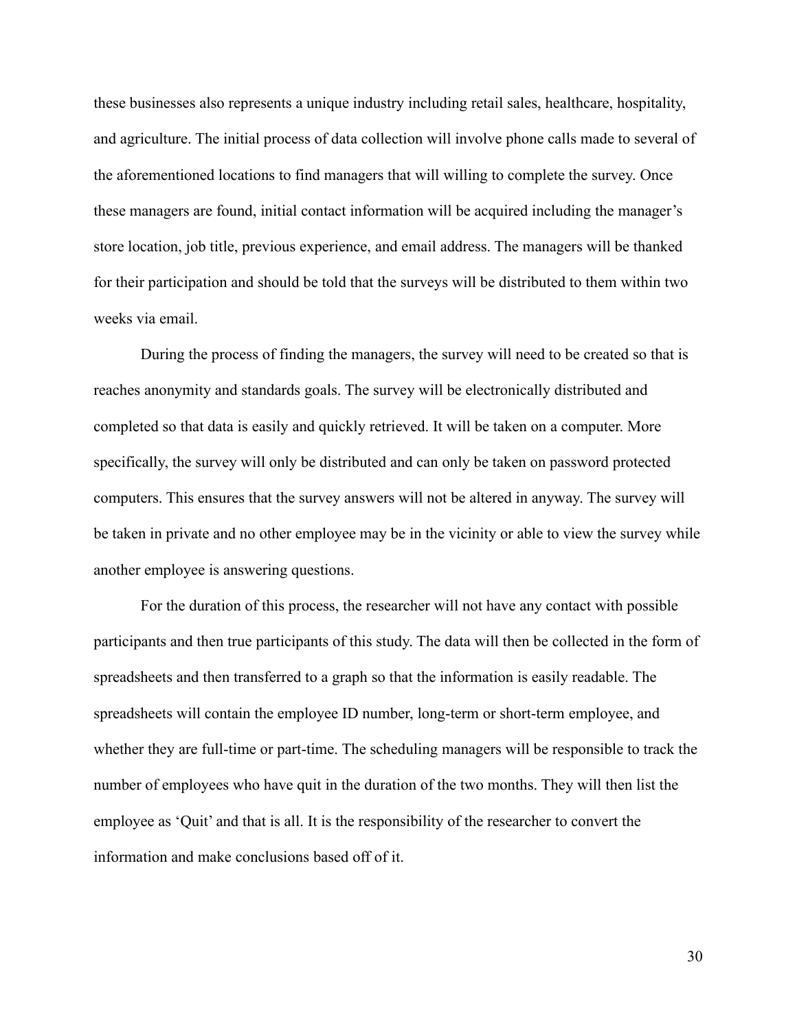these businesses also represents a unique industry including retail sales, healthcare, hospitality, and agriculture. The initial process of data collection will involve phone calls made to several of the aforementioned locations to find managers that will willing to complete the survey. Once these managers are found, initial contact information will be acquired including the manager's store location, job title, previous experience, and email address. The managers will be thanked for their participation and should be told that the surveys will be distributed to them within two weeks via email.

During the process of finding the managers, the survey will need to be created so that is reaches anonymity and standards goals. The survey will be electronically distributed and completed so that data is easily and quickly retrieved. It will be taken on a computer. More specifically, the survey will only be distributed and can only be taken on password protected computers. This ensures that the survey answers will not be altered in anyway. The survey will be taken in private and no other employee may be in the vicinity or able to view the survey while another employee is answering questions.

For the duration of this process, the researcher will not have any contact with possible participants and then true participants of this study. The data will then be collected in the form of spreadsheets and then transferred to a graph so that the information is easily readable. The spreadsheets will contain the employee ID number, long-term or short-term employee, and whether they are full-time or part-time. The scheduling managers will be responsible to track the number of employees who have quit in the duration of the two months. They will then list the employee as 'Quit' and that is all. It is the responsibility of the researcher to convert the information and make conclusions based off of it.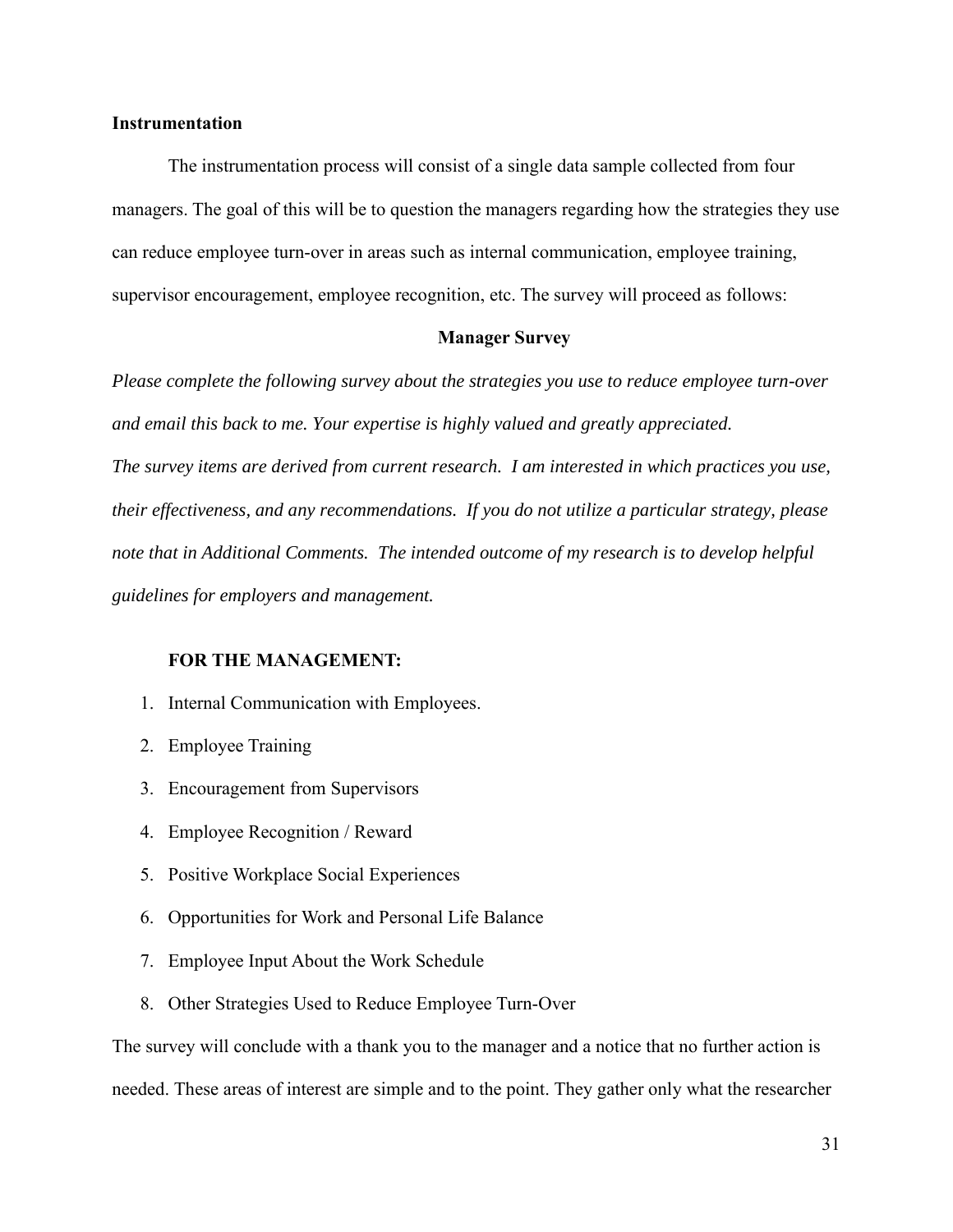**Instrumentation**

The instrumentation process will consist of a single data sample collected from four managers. The goal of this will be to question the managers regarding how the strategies they use can reduce employee turn-over in areas such as internal communication, employee training, supervisor encouragement, employee recognition, etc. The survey will proceed as follows:

**Manager Survey**

*Please complete the following survey about the strategies you use to reduce employee turn-over and email this back to me. Your expertise is highly valued and greatly appreciated.*
*The survey items are derived from current research. I am interested in which practices you use, their effectiveness, and any recommendations. If you do not utilize a particular strategy, please note that in Additional Comments. The intended outcome of my research is to develop helpful guidelines for employers and management.*

**FOR THE MANAGEMENT:**

1. Internal Communication with Employees.
2. Employee Training
3. Encouragement from Supervisors
4. Employee Recognition / Reward
5. Positive Workplace Social Experiences
6. Opportunities for Work and Personal Life Balance
7. Employee Input About the Work Schedule
8. Other Strategies Used to Reduce Employee Turn-Over

The survey will conclude with a thank you to the manager and a notice that no further action is needed. These areas of interest are simple and to the point. They gather only what the researcher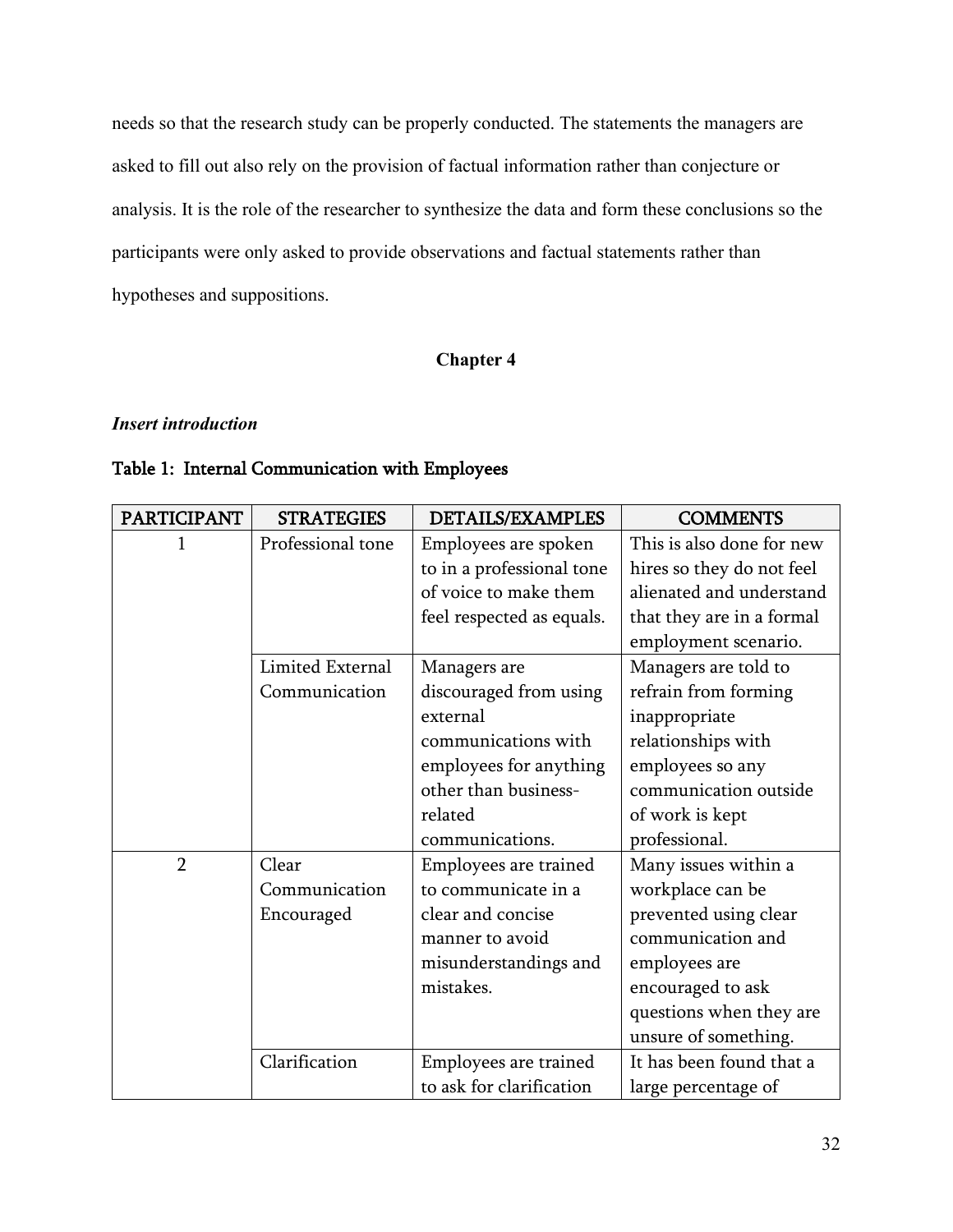needs so that the research study can be properly conducted. The statements the managers are asked to fill out also rely on the provision of factual information rather than conjecture or analysis. It is the role of the researcher to synthesize the data and form these conclusions so the participants were only asked to provide observations and factual statements rather than hypotheses and suppositions.

## Chapter 4

***Insert introduction***

**Table 1: Internal Communication with Employees**

| PARTICIPANT | STRATEGIES | DETAILS/EXAMPLES | COMMENTS |
|---|---|---|---|
| 1 | Professional tone | Employees are spoken to in a professional tone of voice to make them feel respected as equals. | This is also done for new hires so they do not feel alienated and understand that they are in a formal employment scenario. |
| | Limited External Communication | Managers are discouraged from using external communications with employees for anything other than business-related communications. | Managers are told to refrain from forming inappropriate relationships with employees so any communication outside of work is kept professional. |
| 2 | Clear Communication Encouraged | Employees are trained to communicate in a clear and concise manner to avoid misunderstandings and mistakes. | Many issues within a workplace can be prevented using clear communication and employees are encouraged to ask questions when they are unsure of something. |
| | Clarification | Employees are trained to ask for clarification | It has been found that a large percentage of |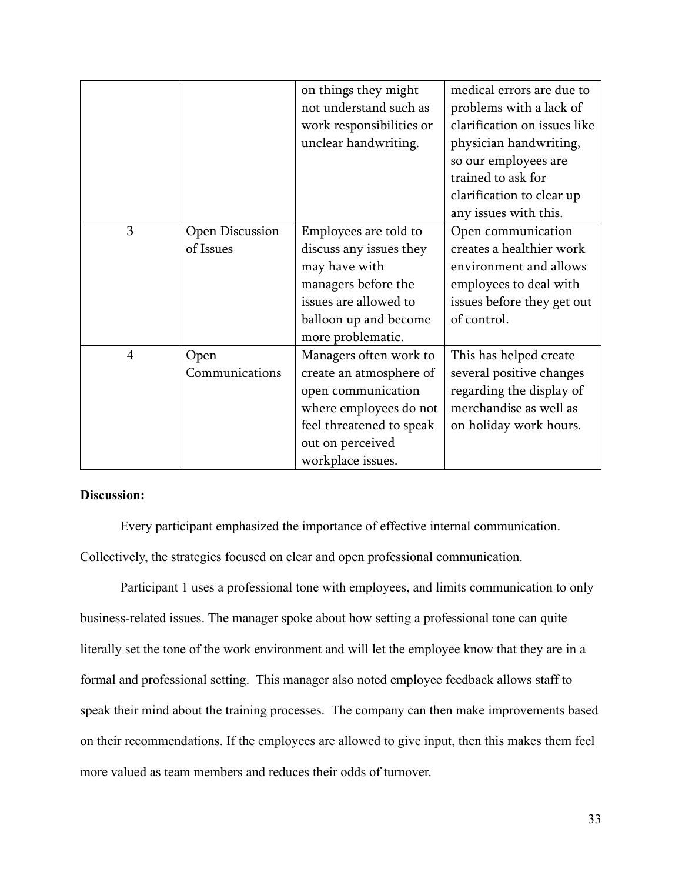| | | on things they might not understand such as work responsibilities or unclear handwriting. | medical errors are due to problems with a lack of clarification on issues like physician handwriting, so our employees are trained to ask for clarification to clear up any issues with this. |
|---|---|---|---|
| 3 | Open Discussion of Issues | Employees are told to discuss any issues they may have with managers before the issues are allowed to balloon up and become more problematic. | Open communication creates a healthier work environment and allows employees to deal with issues before they get out of control. |
| 4 | Open Communications | Managers often work to create an atmosphere of open communication where employees do not feel threatened to speak out on perceived workplace issues. | This has helped create several positive changes regarding the display of merchandise as well as on holiday work hours. |

**Discussion:**

Every participant emphasized the importance of effective internal communication. Collectively, the strategies focused on clear and open professional communication.

Participant 1 uses a professional tone with employees, and limits communication to only business-related issues. The manager spoke about how setting a professional tone can quite literally set the tone of the work environment and will let the employee know that they are in a formal and professional setting. This manager also noted employee feedback allows staff to speak their mind about the training processes. The company can then make improvements based on their recommendations. If the employees are allowed to give input, then this makes them feel more valued as team members and reduces their odds of turnover.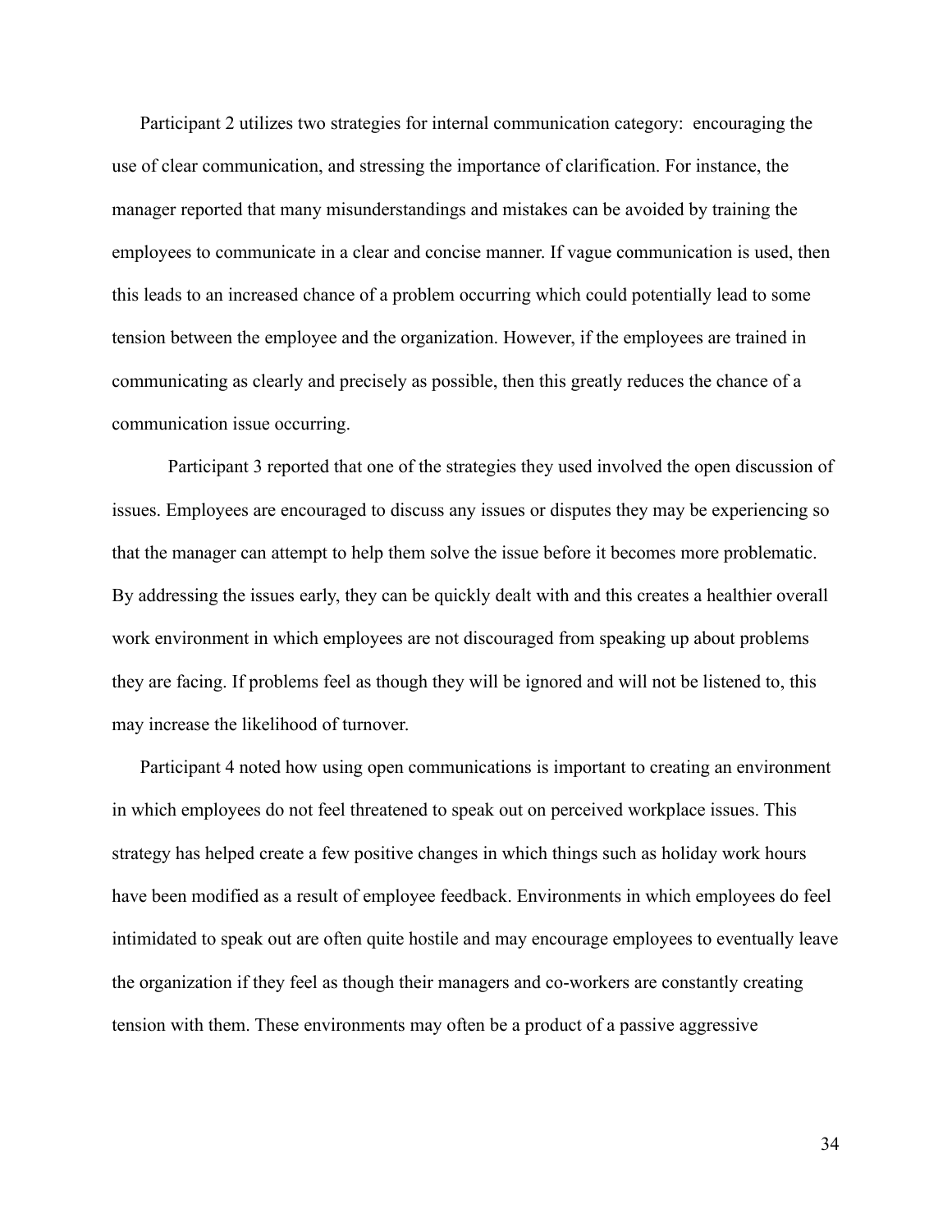Participant 2 utilizes two strategies for internal communication category: encouraging the use of clear communication, and stressing the importance of clarification. For instance, the manager reported that many misunderstandings and mistakes can be avoided by training the employees to communicate in a clear and concise manner. If vague communication is used, then this leads to an increased chance of a problem occurring which could potentially lead to some tension between the employee and the organization. However, if the employees are trained in communicating as clearly and precisely as possible, then this greatly reduces the chance of a communication issue occurring.

Participant 3 reported that one of the strategies they used involved the open discussion of issues. Employees are encouraged to discuss any issues or disputes they may be experiencing so that the manager can attempt to help them solve the issue before it becomes more problematic. By addressing the issues early, they can be quickly dealt with and this creates a healthier overall work environment in which employees are not discouraged from speaking up about problems they are facing. If problems feel as though they will be ignored and will not be listened to, this may increase the likelihood of turnover.

Participant 4 noted how using open communications is important to creating an environment in which employees do not feel threatened to speak out on perceived workplace issues. This strategy has helped create a few positive changes in which things such as holiday work hours have been modified as a result of employee feedback. Environments in which employees do feel intimidated to speak out are often quite hostile and may encourage employees to eventually leave the organization if they feel as though their managers and co-workers are constantly creating tension with them. These environments may often be a product of a passive aggressive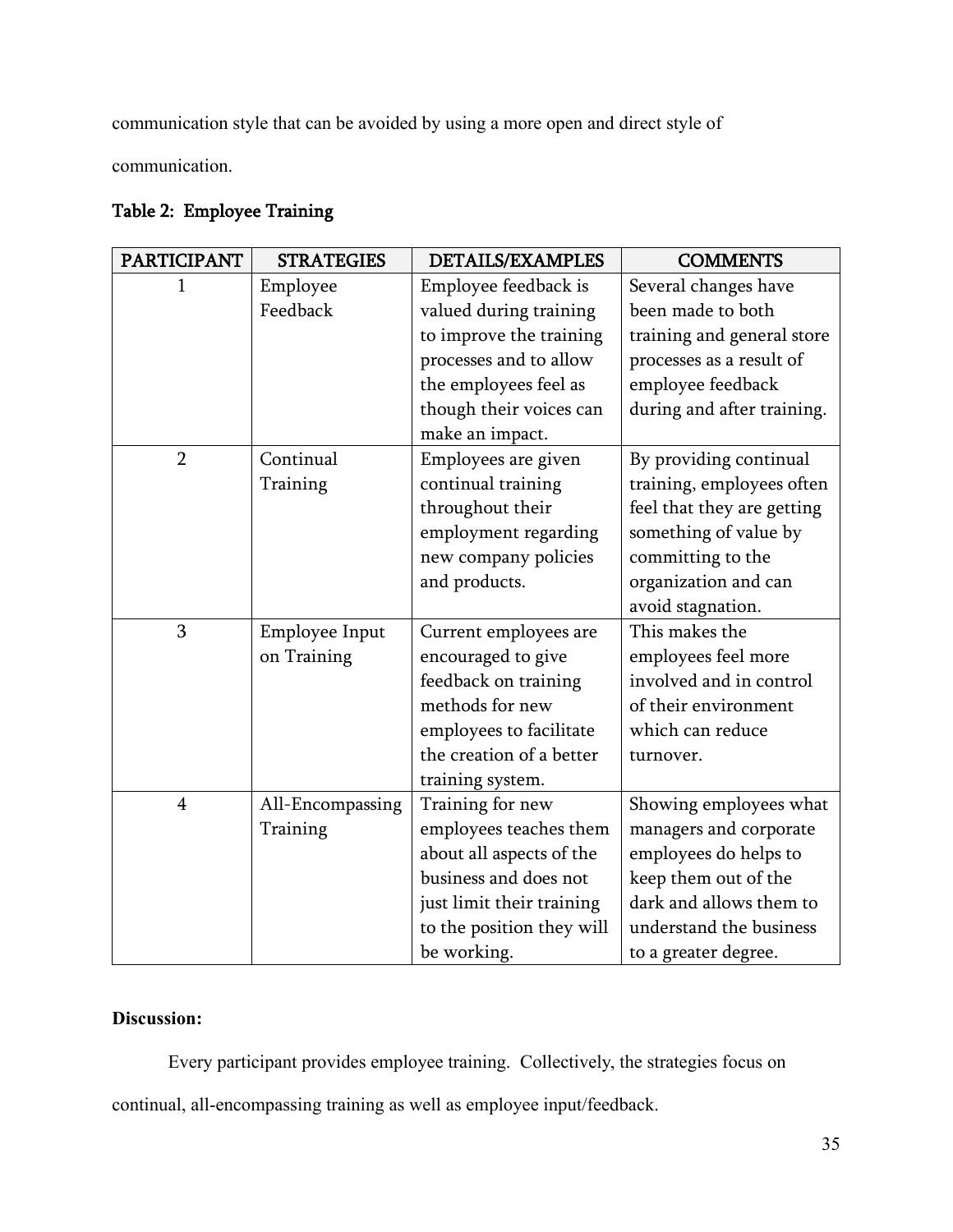communication style that can be avoided by using a more open and direct style of communication.

**Table 2: Employee Training**

| PARTICIPANT | STRATEGIES | DETAILS/EXAMPLES | COMMENTS |
|---|---|---|---|
| 1 | Employee Feedback | Employee feedback is valued during training to improve the training processes and to allow the employees feel as though their voices can make an impact. | Several changes have been made to both training and general store processes as a result of employee feedback during and after training. |
| 2 | Continual Training | Employees are given continual training throughout their employment regarding new company policies and products. | By providing continual training, employees often feel that they are getting something of value by committing to the organization and can avoid stagnation. |
| 3 | Employee Input on Training | Current employees are encouraged to give feedback on training methods for new employees to facilitate the creation of a better training system. | This makes the employees feel more involved and in control of their environment which can reduce turnover. |
| 4 | All-Encompassing Training | Training for new employees teaches them about all aspects of the business and does not just limit their training to the position they will be working. | Showing employees what managers and corporate employees do helps to keep them out of the dark and allows them to understand the business to a greater degree. |

**Discussion:**

Every participant provides employee training. Collectively, the strategies focus on continual, all-encompassing training as well as employee input/feedback.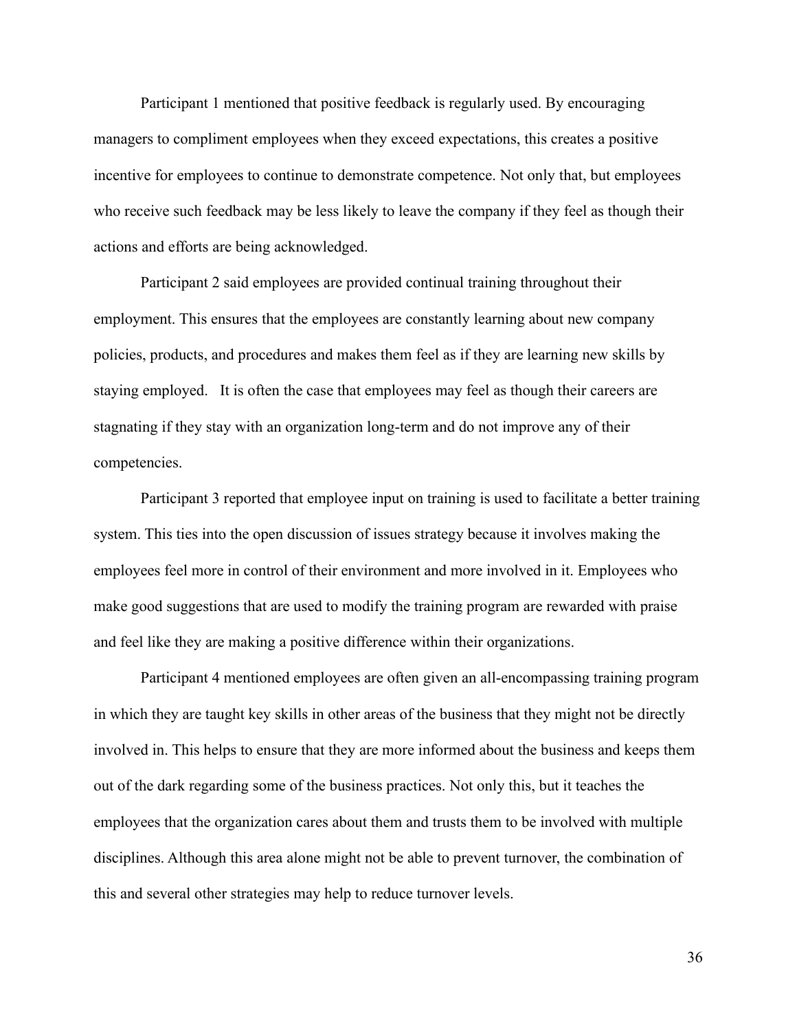Participant 1 mentioned that positive feedback is regularly used. By encouraging managers to compliment employees when they exceed expectations, this creates a positive incentive for employees to continue to demonstrate competence. Not only that, but employees who receive such feedback may be less likely to leave the company if they feel as though their actions and efforts are being acknowledged.

Participant 2 said employees are provided continual training throughout their employment. This ensures that the employees are constantly learning about new company policies, products, and procedures and makes them feel as if they are learning new skills by staying employed. It is often the case that employees may feel as though their careers are stagnating if they stay with an organization long-term and do not improve any of their competencies.

Participant 3 reported that employee input on training is used to facilitate a better training system. This ties into the open discussion of issues strategy because it involves making the employees feel more in control of their environment and more involved in it. Employees who make good suggestions that are used to modify the training program are rewarded with praise and feel like they are making a positive difference within their organizations.

Participant 4 mentioned employees are often given an all-encompassing training program in which they are taught key skills in other areas of the business that they might not be directly involved in. This helps to ensure that they are more informed about the business and keeps them out of the dark regarding some of the business practices. Not only this, but it teaches the employees that the organization cares about them and trusts them to be involved with multiple disciplines. Although this area alone might not be able to prevent turnover, the combination of this and several other strategies may help to reduce turnover levels.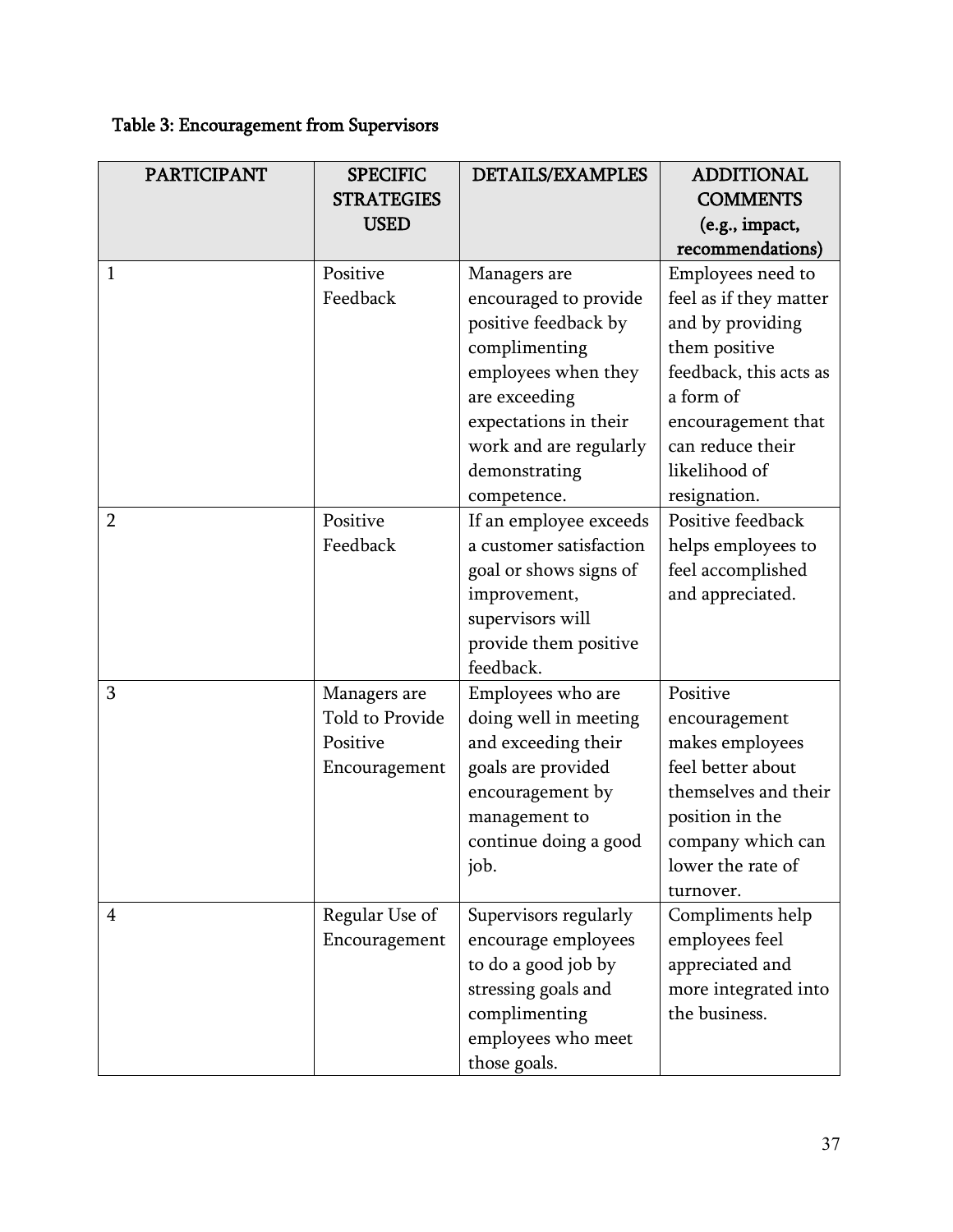Table 3: Encouragement from Supervisors

| PARTICIPANT | SPECIFIC STRATEGIES USED | DETAILS/EXAMPLES | ADDITIONAL COMMENTS (e.g., impact, recommendations) |
| --- | --- | --- | --- |
| 1 | Positive Feedback | Managers are encouraged to provide positive feedback by complimenting employees when they are exceeding expectations in their work and are regularly demonstrating competence. | Employees need to feel as if they matter and by providing them positive feedback, this acts as a form of encouragement that can reduce their likelihood of resignation. |
| 2 | Positive Feedback | If an employee exceeds a customer satisfaction goal or shows signs of improvement, supervisors will provide them positive feedback. | Positive feedback helps employees to feel accomplished and appreciated. |
| 3 | Managers are Told to Provide Positive Encouragement | Employees who are doing well in meeting and exceeding their goals are provided encouragement by management to continue doing a good job. | Positive encouragement makes employees feel better about themselves and their position in the company which can lower the rate of turnover. |
| 4 | Regular Use of Encouragement | Supervisors regularly encourage employees to do a good job by stressing goals and complimenting employees who meet those goals. | Compliments help employees feel appreciated and more integrated into the business. |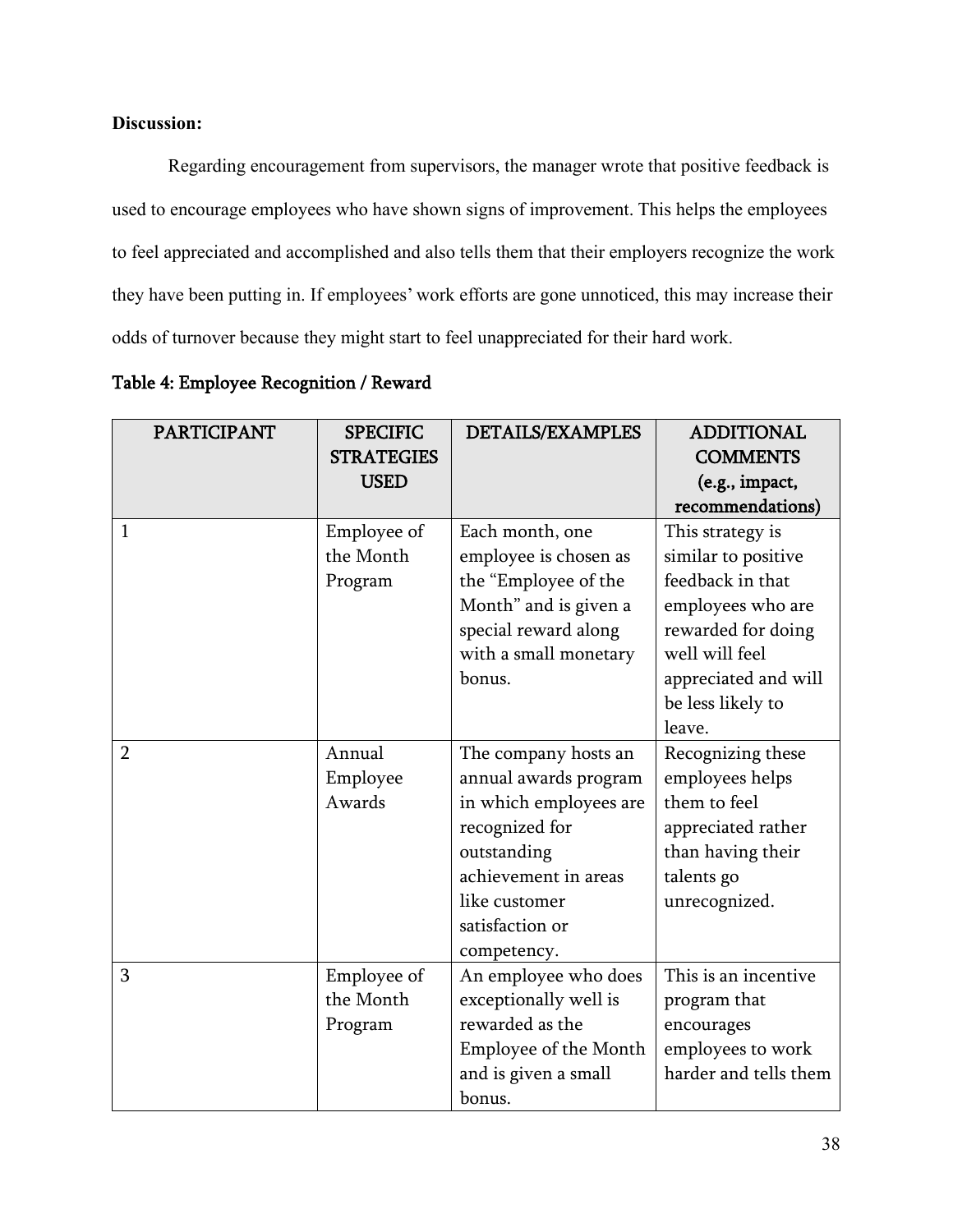**Discussion:**

Regarding encouragement from supervisors, the manager wrote that positive feedback is used to encourage employees who have shown signs of improvement. This helps the employees to feel appreciated and accomplished and also tells them that their employers recognize the work they have been putting in. If employees' work efforts are gone unnoticed, this may increase their odds of turnover because they might start to feel unappreciated for their hard work.

**Table 4: Employee Recognition / Reward**

| PARTICIPANT | SPECIFIC STRATEGIES USED | DETAILS/EXAMPLES | ADDITIONAL COMMENTS (e.g., impact, recommendations) |
|---|---|---|---|
| 1 | Employee of the Month Program | Each month, one employee is chosen as the "Employee of the Month" and is given a special reward along with a small monetary bonus. | This strategy is similar to positive feedback in that employees who are rewarded for doing well will feel appreciated and will be less likely to leave. |
| 2 | Annual Employee Awards | The company hosts an annual awards program in which employees are recognized for outstanding achievement in areas like customer satisfaction or competency. | Recognizing these employees helps them to feel appreciated rather than having their talents go unrecognized. |
| 3 | Employee of the Month Program | An employee who does exceptionally well is rewarded as the Employee of the Month and is given a small bonus. | This is an incentive program that encourages employees to work harder and tells them |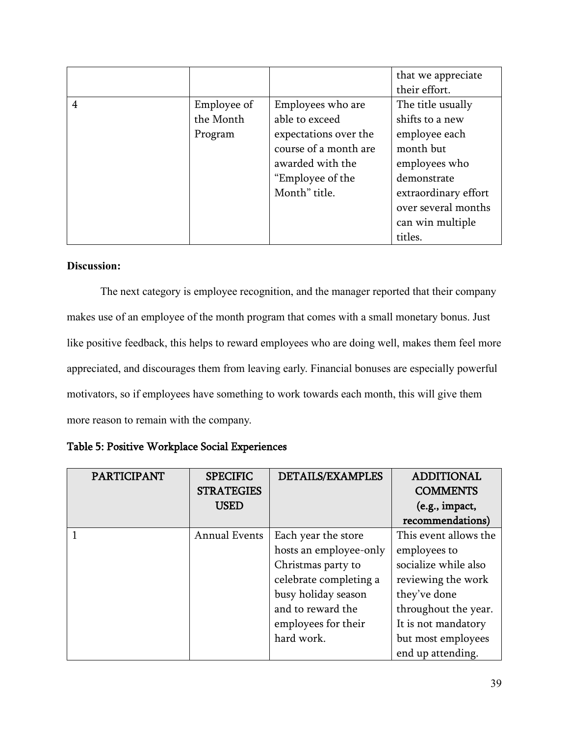| | | | that we appreciate their effort. |
|---|---|---|---|
| 4 | Employee of the Month Program | Employees who are able to exceed expectations over the course of a month are awarded with the "Employee of the Month" title. | The title usually shifts to a new employee each month but employees who demonstrate extraordinary effort over several months can win multiple titles. |

**Discussion:**

The next category is employee recognition, and the manager reported that their company makes use of an employee of the month program that comes with a small monetary bonus. Just like positive feedback, this helps to reward employees who are doing well, makes them feel more appreciated, and discourages them from leaving early. Financial bonuses are especially powerful motivators, so if employees have something to work towards each month, this will give them more reason to remain with the company.

**Table 5: Positive Workplace Social Experiences**

| PARTICIPANT | SPECIFIC STRATEGIES USED | DETAILS/EXAMPLES | ADDITIONAL COMMENTS (e.g., impact, recommendations) |
|---|---|---|---|
| 1 | Annual Events | Each year the store hosts an employee-only Christmas party to celebrate completing a busy holiday season and to reward the employees for their hard work. | This event allows the employees to socialize while also reviewing the work they've done throughout the year. It is not mandatory but most employees end up attending. |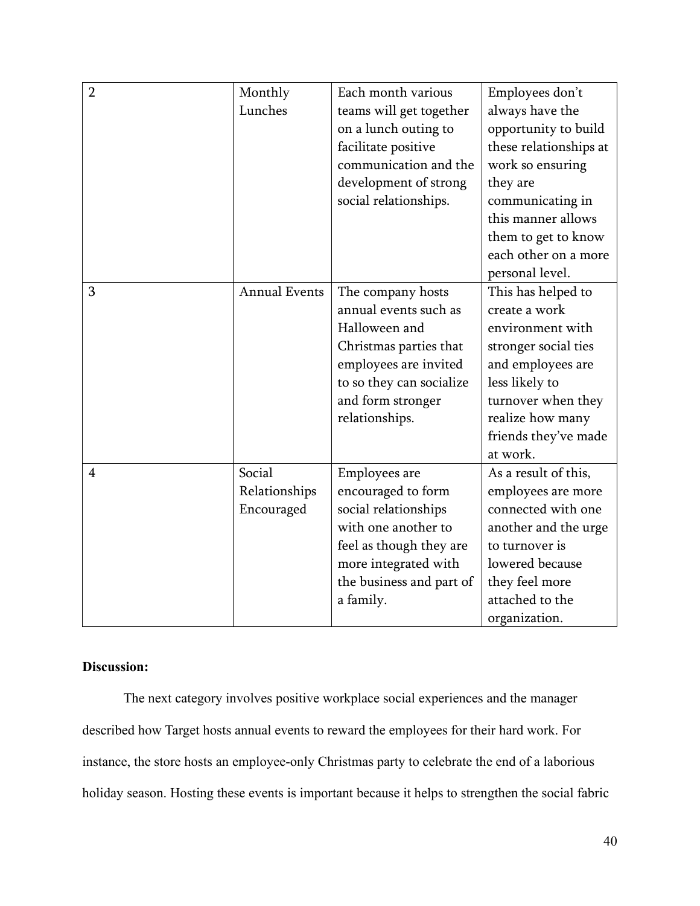| 2 | Monthly Lunches | Each month various teams will get together on a lunch outing to facilitate positive communication and the development of strong social relationships. | Employees don't always have the opportunity to build these relationships at work so ensuring they are communicating in this manner allows them to get to know each other on a more personal level. |
|---|---|---|---|
| 3 | Annual Events | The company hosts annual events such as Halloween and Christmas parties that employees are invited to so they can socialize and form stronger relationships. | This has helped to create a work environment with stronger social ties and employees are less likely to turnover when they realize how many friends they've made at work. |
| 4 | Social Relationships Encouraged | Employees are encouraged to form social relationships with one another to feel as though they are more integrated with the business and part of a family. | As a result of this, employees are more connected with one another and the urge to turnover is lowered because they feel more attached to the organization. |

**Discussion:**

The next category involves positive workplace social experiences and the manager described how Target hosts annual events to reward the employees for their hard work. For instance, the store hosts an employee-only Christmas party to celebrate the end of a laborious holiday season. Hosting these events is important because it helps to strengthen the social fabric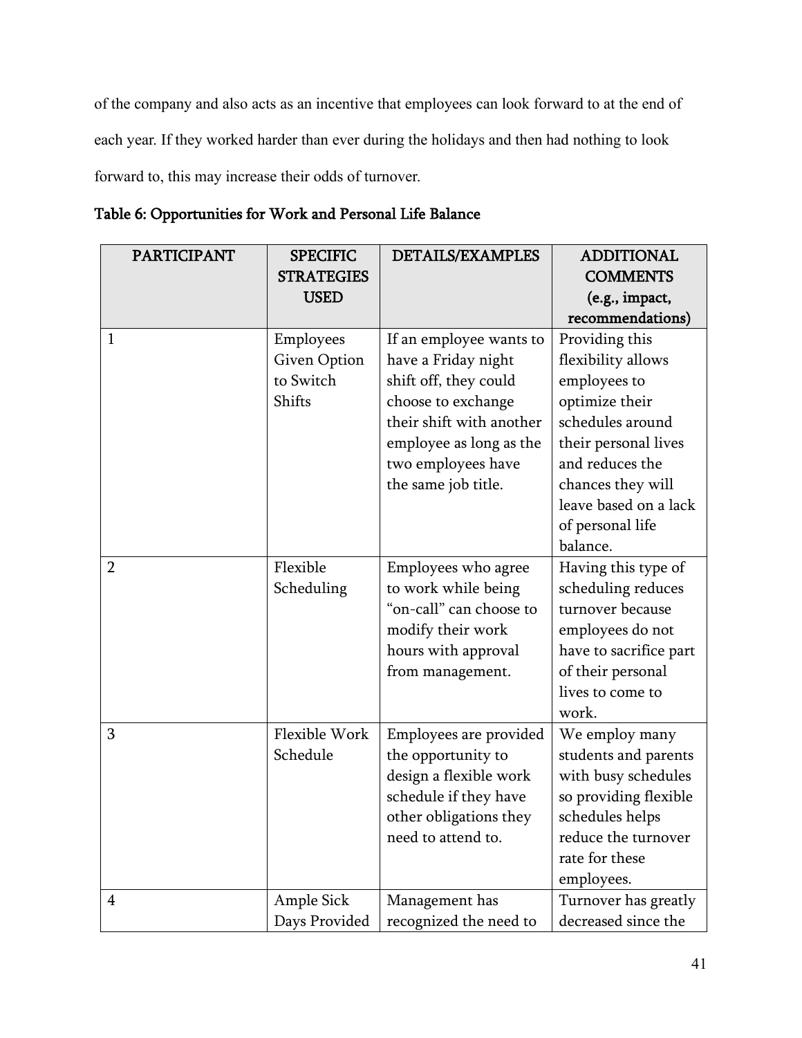of the company and also acts as an incentive that employees can look forward to at the end of each year. If they worked harder than ever during the holidays and then had nothing to look forward to, this may increase their odds of turnover.

**Table 6: Opportunities for Work and Personal Life Balance**

| PARTICIPANT | SPECIFIC STRATEGIES USED | DETAILS/EXAMPLES | ADDITIONAL COMMENTS (e.g., impact, recommendations) |
|---|---|---|---|
| 1 | Employees Given Option to Switch Shifts | If an employee wants to have a Friday night shift off, they could choose to exchange their shift with another employee as long as the two employees have the same job title. | Providing this flexibility allows employees to optimize their schedules around their personal lives and reduces the chances they will leave based on a lack of personal life balance. |
| 2 | Flexible Scheduling | Employees who agree to work while being "on-call" can choose to modify their work hours with approval from management. | Having this type of scheduling reduces turnover because employees do not have to sacrifice part of their personal lives to come to work. |
| 3 | Flexible Work Schedule | Employees are provided the opportunity to design a flexible work schedule if they have other obligations they need to attend to. | We employ many students and parents with busy schedules so providing flexible schedules helps reduce the turnover rate for these employees. |
| 4 | Ample Sick Days Provided | Management has recognized the need to | Turnover has greatly decreased since the |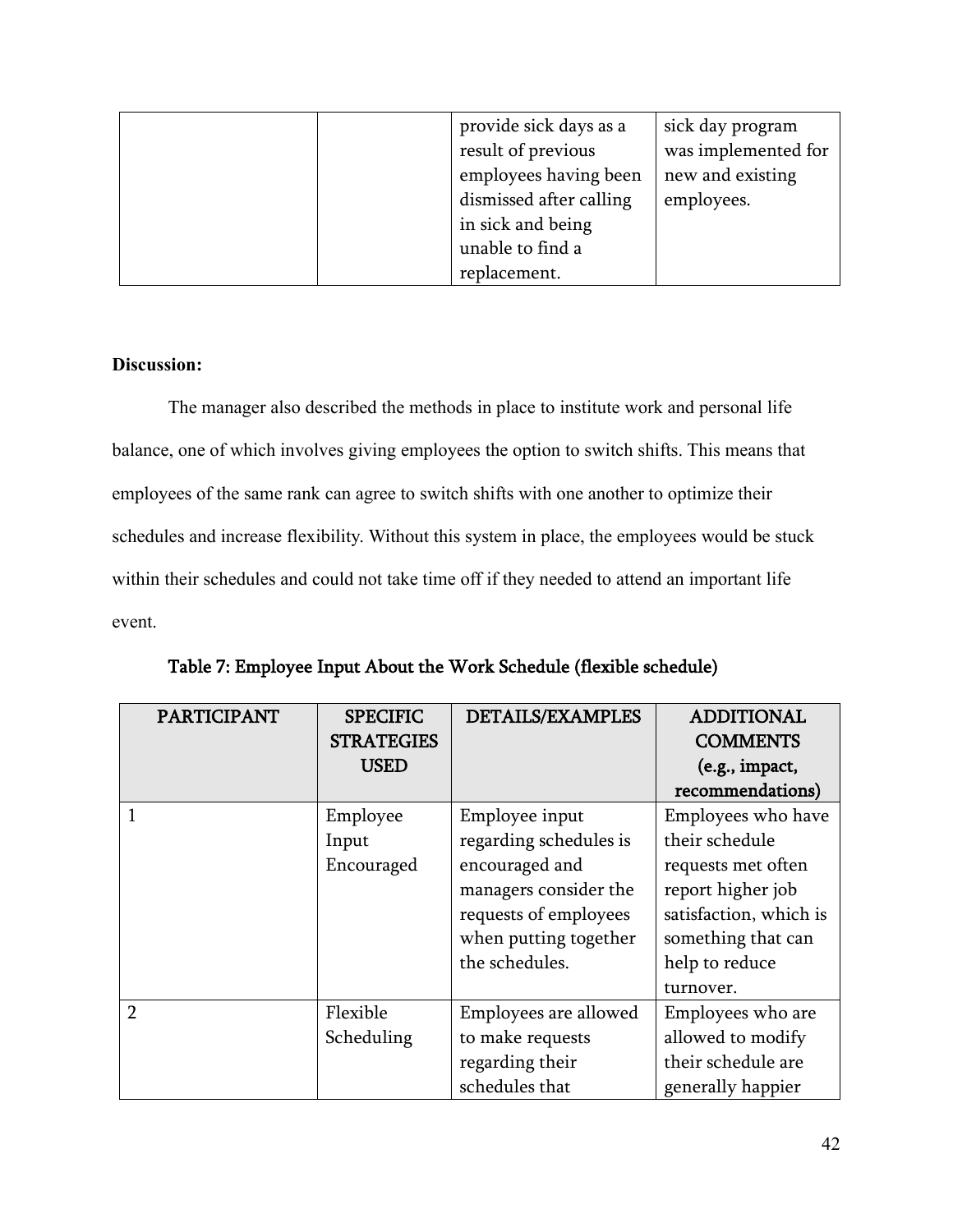| | | provide sick days as a result of previous employees having been dismissed after calling in sick and being unable to find a replacement. | sick day program was implemented for new and existing employees. |
|---|---|---|---|

**Discussion:**

The manager also described the methods in place to institute work and personal life balance, one of which involves giving employees the option to switch shifts. This means that employees of the same rank can agree to switch shifts with one another to optimize their schedules and increase flexibility. Without this system in place, the employees would be stuck within their schedules and could not take time off if they needed to attend an important life event.

**Table 7: Employee Input About the Work Schedule (flexible schedule)**

| PARTICIPANT | SPECIFIC STRATEGIES USED | DETAILS/EXAMPLES | ADDITIONAL COMMENTS (e.g., impact, recommendations) |
|---|---|---|---|
| 1 | Employee Input Encouraged | Employee input regarding schedules is encouraged and managers consider the requests of employees when putting together the schedules. | Employees who have their schedule requests met often report higher job satisfaction, which is something that can help to reduce turnover. |
| 2 | Flexible Scheduling | Employees are allowed to make requests regarding their schedules that | Employees who are allowed to modify their schedule are generally happier |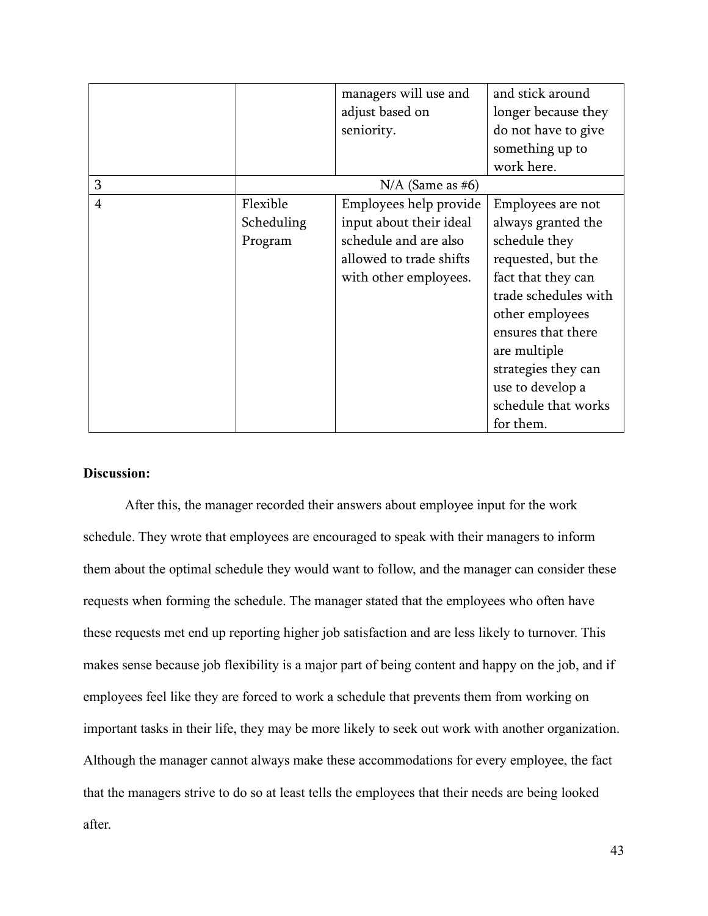| | | | |
|---|---|---|---|
| | | managers will use and adjust based on seniority. | and stick around longer because they do not have to give something up to work here. |
| 3 | N/A (Same as #6) | | |
| 4 | Flexible Scheduling Program | Employees help provide input about their ideal schedule and are also allowed to trade shifts with other employees. | Employees are not always granted the schedule they requested, but the fact that they can trade schedules with other employees ensures that there are multiple strategies they can use to develop a schedule that works for them. |

**Discussion:**

After this, the manager recorded their answers about employee input for the work schedule. They wrote that employees are encouraged to speak with their managers to inform them about the optimal schedule they would want to follow, and the manager can consider these requests when forming the schedule. The manager stated that the employees who often have these requests met end up reporting higher job satisfaction and are less likely to turnover. This makes sense because job flexibility is a major part of being content and happy on the job, and if employees feel like they are forced to work a schedule that prevents them from working on important tasks in their life, they may be more likely to seek out work with another organization. Although the manager cannot always make these accommodations for every employee, the fact that the managers strive to do so at least tells the employees that their needs are being looked after.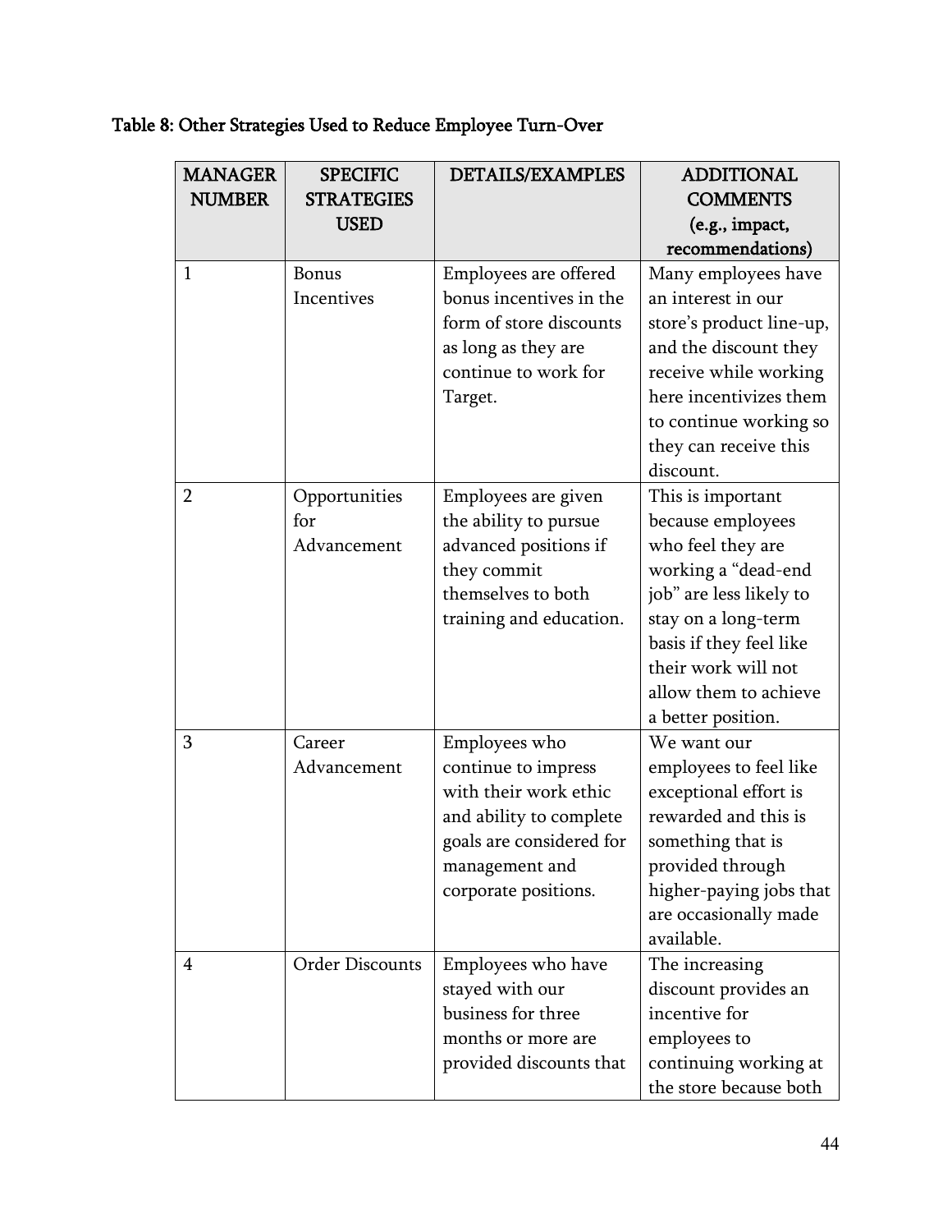Table 8: Other Strategies Used to Reduce Employee Turn-Over

| MANAGER NUMBER | SPECIFIC STRATEGIES USED | DETAILS/EXAMPLES | ADDITIONAL COMMENTS (e.g., impact, recommendations) |
|---|---|---|---|
| 1 | Bonus Incentives | Employees are offered bonus incentives in the form of store discounts as long as they are continue to work for Target. | Many employees have an interest in our store's product line-up, and the discount they receive while working here incentivizes them to continue working so they can receive this discount. |
| 2 | Opportunities for Advancement | Employees are given the ability to pursue advanced positions if they commit themselves to both training and education. | This is important because employees who feel they are working a "dead-end job" are less likely to stay on a long-term basis if they feel like their work will not allow them to achieve a better position. |
| 3 | Career Advancement | Employees who continue to impress with their work ethic and ability to complete goals are considered for management and corporate positions. | We want our employees to feel like exceptional effort is rewarded and this is something that is provided through higher-paying jobs that are occasionally made available. |
| 4 | Order Discounts | Employees who have stayed with our business for three months or more are provided discounts that | The increasing discount provides an incentive for employees to continuing working at the store because both |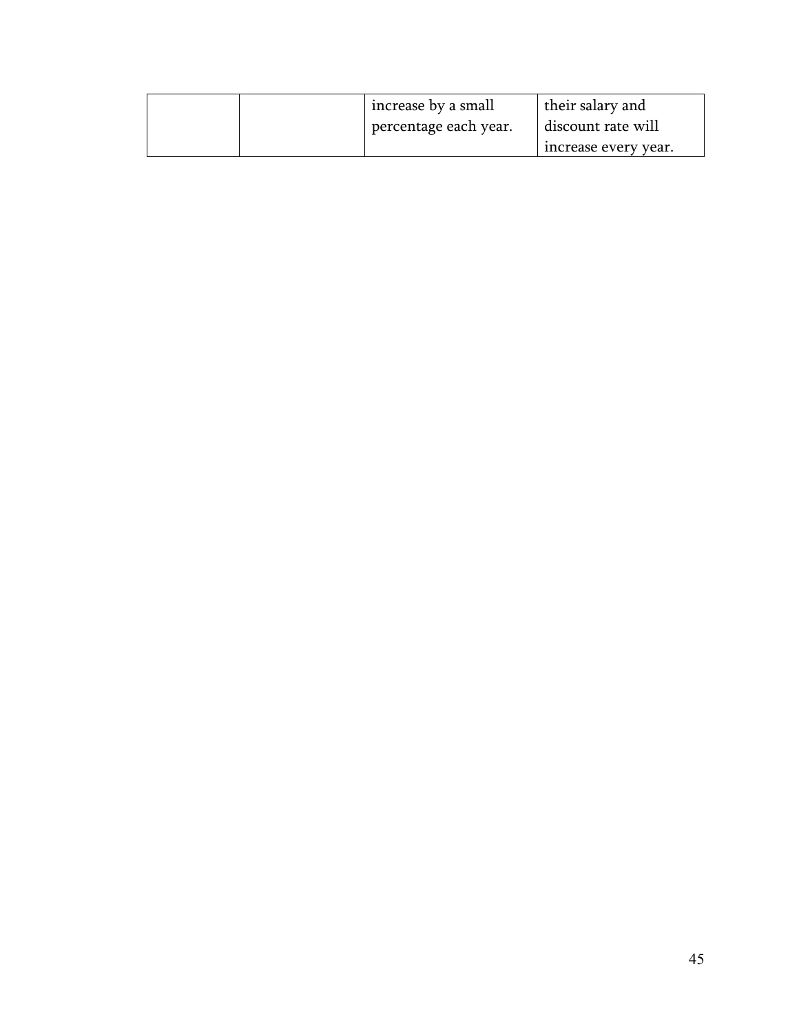| | | | |
|---|---|---|---|
| | | increase by a small percentage each year. | their salary and discount rate will increase every year. |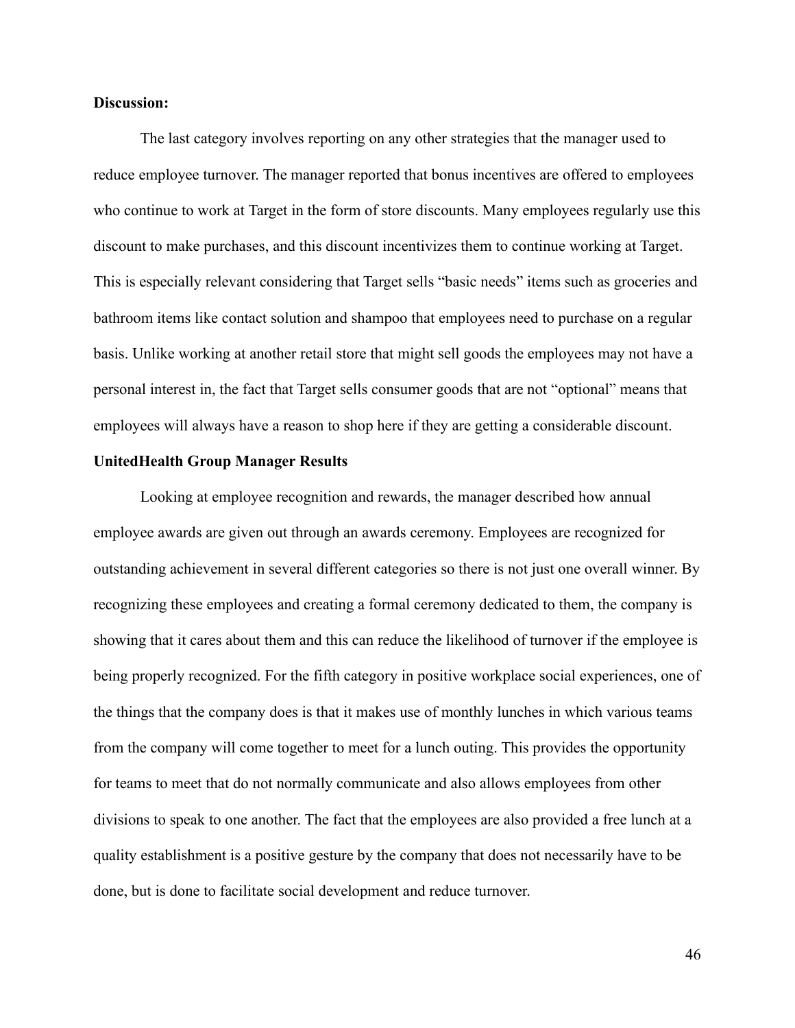**Discussion:**

The last category involves reporting on any other strategies that the manager used to reduce employee turnover. The manager reported that bonus incentives are offered to employees who continue to work at Target in the form of store discounts. Many employees regularly use this discount to make purchases, and this discount incentivizes them to continue working at Target. This is especially relevant considering that Target sells "basic needs" items such as groceries and bathroom items like contact solution and shampoo that employees need to purchase on a regular basis. Unlike working at another retail store that might sell goods the employees may not have a personal interest in, the fact that Target sells consumer goods that are not "optional" means that employees will always have a reason to shop here if they are getting a considerable discount.

**UnitedHealth Group Manager Results**

Looking at employee recognition and rewards, the manager described how annual employee awards are given out through an awards ceremony. Employees are recognized for outstanding achievement in several different categories so there is not just one overall winner. By recognizing these employees and creating a formal ceremony dedicated to them, the company is showing that it cares about them and this can reduce the likelihood of turnover if the employee is being properly recognized. For the fifth category in positive workplace social experiences, one of the things that the company does is that it makes use of monthly lunches in which various teams from the company will come together to meet for a lunch outing. This provides the opportunity for teams to meet that do not normally communicate and also allows employees from other divisions to speak to one another. The fact that the employees are also provided a free lunch at a quality establishment is a positive gesture by the company that does not necessarily have to be done, but is done to facilitate social development and reduce turnover.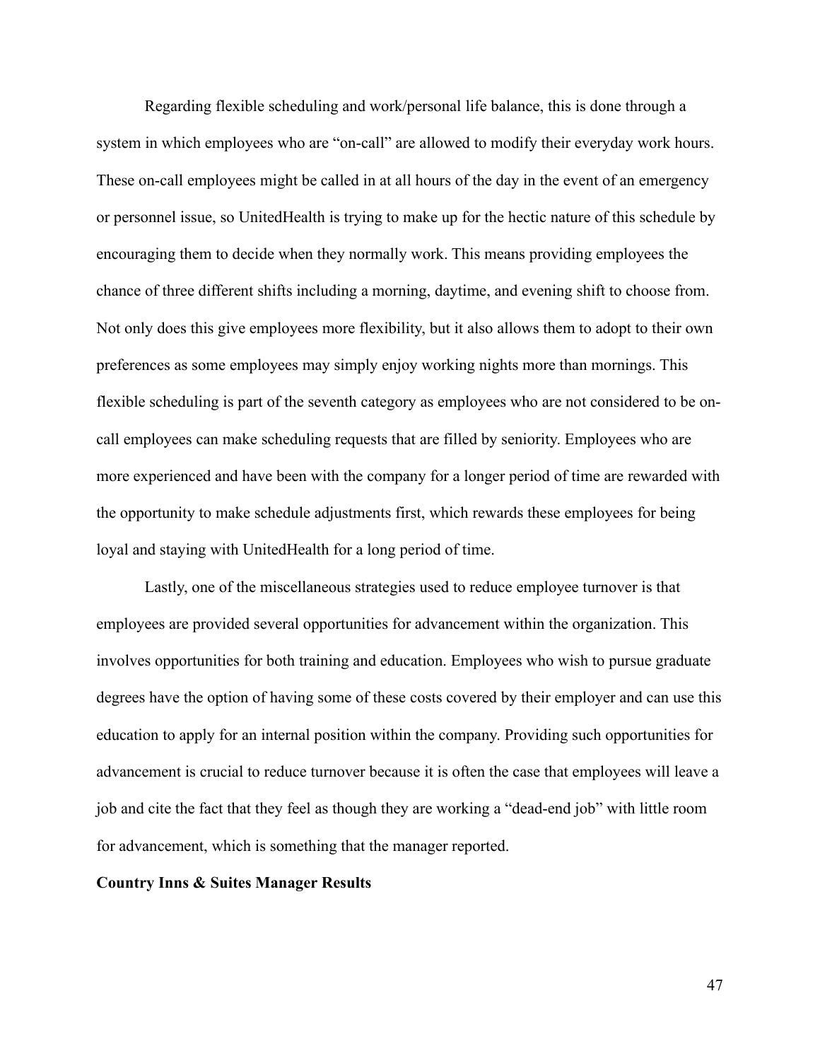Regarding flexible scheduling and work/personal life balance, this is done through a system in which employees who are "on-call" are allowed to modify their everyday work hours. These on-call employees might be called in at all hours of the day in the event of an emergency or personnel issue, so UnitedHealth is trying to make up for the hectic nature of this schedule by encouraging them to decide when they normally work. This means providing employees the chance of three different shifts including a morning, daytime, and evening shift to choose from. Not only does this give employees more flexibility, but it also allows them to adopt to their own preferences as some employees may simply enjoy working nights more than mornings. This flexible scheduling is part of the seventh category as employees who are not considered to be on-call employees can make scheduling requests that are filled by seniority. Employees who are more experienced and have been with the company for a longer period of time are rewarded with the opportunity to make schedule adjustments first, which rewards these employees for being loyal and staying with UnitedHealth for a long period of time.

Lastly, one of the miscellaneous strategies used to reduce employee turnover is that employees are provided several opportunities for advancement within the organization. This involves opportunities for both training and education. Employees who wish to pursue graduate degrees have the option of having some of these costs covered by their employer and can use this education to apply for an internal position within the company. Providing such opportunities for advancement is crucial to reduce turnover because it is often the case that employees will leave a job and cite the fact that they feel as though they are working a "dead-end job" with little room for advancement, which is something that the manager reported.

**Country Inns & Suites Manager Results**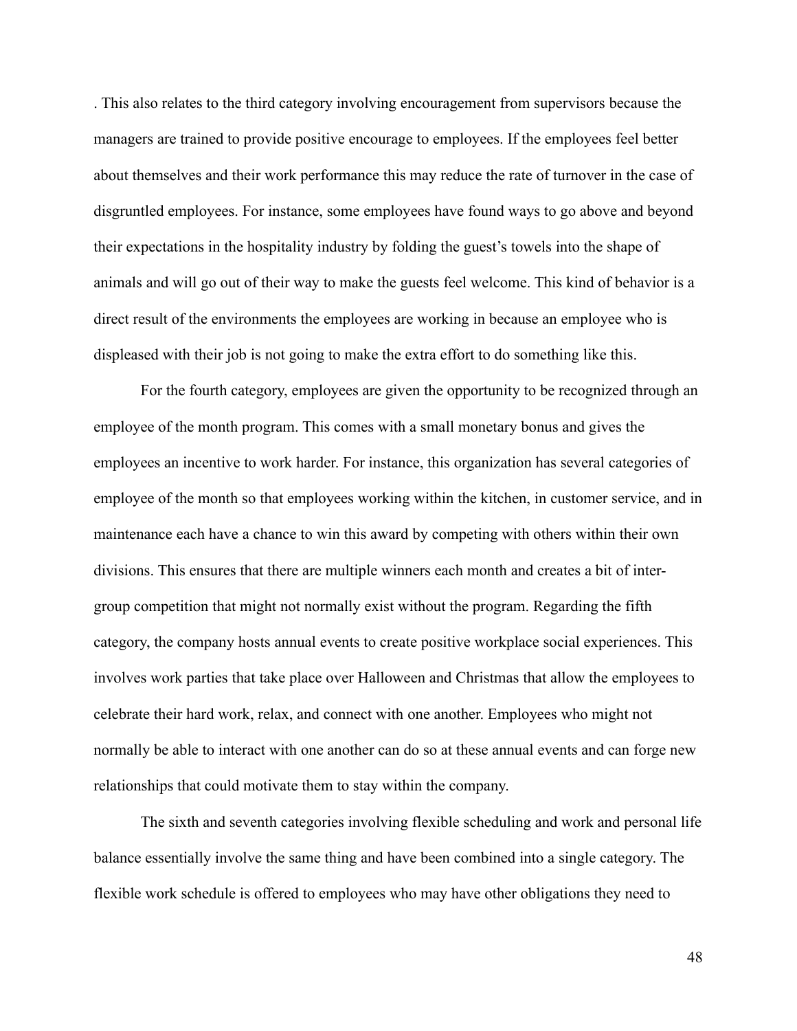. This also relates to the third category involving encouragement from supervisors because the managers are trained to provide positive encourage to employees. If the employees feel better about themselves and their work performance this may reduce the rate of turnover in the case of disgruntled employees. For instance, some employees have found ways to go above and beyond their expectations in the hospitality industry by folding the guest's towels into the shape of animals and will go out of their way to make the guests feel welcome. This kind of behavior is a direct result of the environments the employees are working in because an employee who is displeased with their job is not going to make the extra effort to do something like this.

For the fourth category, employees are given the opportunity to be recognized through an employee of the month program. This comes with a small monetary bonus and gives the employees an incentive to work harder. For instance, this organization has several categories of employee of the month so that employees working within the kitchen, in customer service, and in maintenance each have a chance to win this award by competing with others within their own divisions. This ensures that there are multiple winners each month and creates a bit of inter-group competition that might not normally exist without the program. Regarding the fifth category, the company hosts annual events to create positive workplace social experiences. This involves work parties that take place over Halloween and Christmas that allow the employees to celebrate their hard work, relax, and connect with one another. Employees who might not normally be able to interact with one another can do so at these annual events and can forge new relationships that could motivate them to stay within the company.

The sixth and seventh categories involving flexible scheduling and work and personal life balance essentially involve the same thing and have been combined into a single category. The flexible work schedule is offered to employees who may have other obligations they need to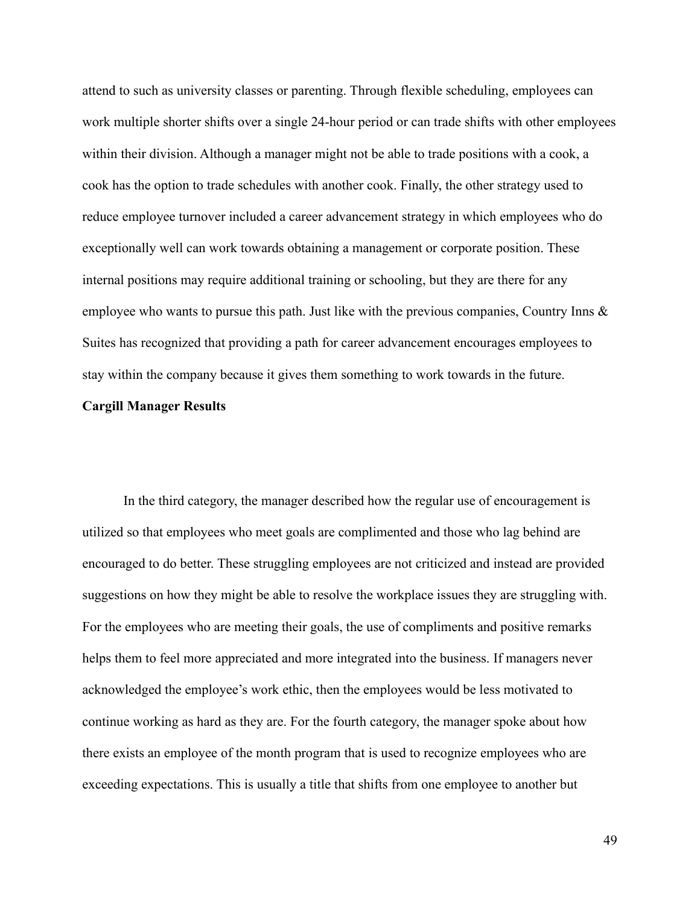attend to such as university classes or parenting. Through flexible scheduling, employees can work multiple shorter shifts over a single 24-hour period or can trade shifts with other employees within their division. Although a manager might not be able to trade positions with a cook, a cook has the option to trade schedules with another cook. Finally, the other strategy used to reduce employee turnover included a career advancement strategy in which employees who do exceptionally well can work towards obtaining a management or corporate position. These internal positions may require additional training or schooling, but they are there for any employee who wants to pursue this path. Just like with the previous companies, Country Inns & Suites has recognized that providing a path for career advancement encourages employees to stay within the company because it gives them something to work towards in the future.

**Cargill Manager Results**

In the third category, the manager described how the regular use of encouragement is utilized so that employees who meet goals are complimented and those who lag behind are encouraged to do better. These struggling employees are not criticized and instead are provided suggestions on how they might be able to resolve the workplace issues they are struggling with. For the employees who are meeting their goals, the use of compliments and positive remarks helps them to feel more appreciated and more integrated into the business. If managers never acknowledged the employee's work ethic, then the employees would be less motivated to continue working as hard as they are. For the fourth category, the manager spoke about how there exists an employee of the month program that is used to recognize employees who are exceeding expectations. This is usually a title that shifts from one employee to another but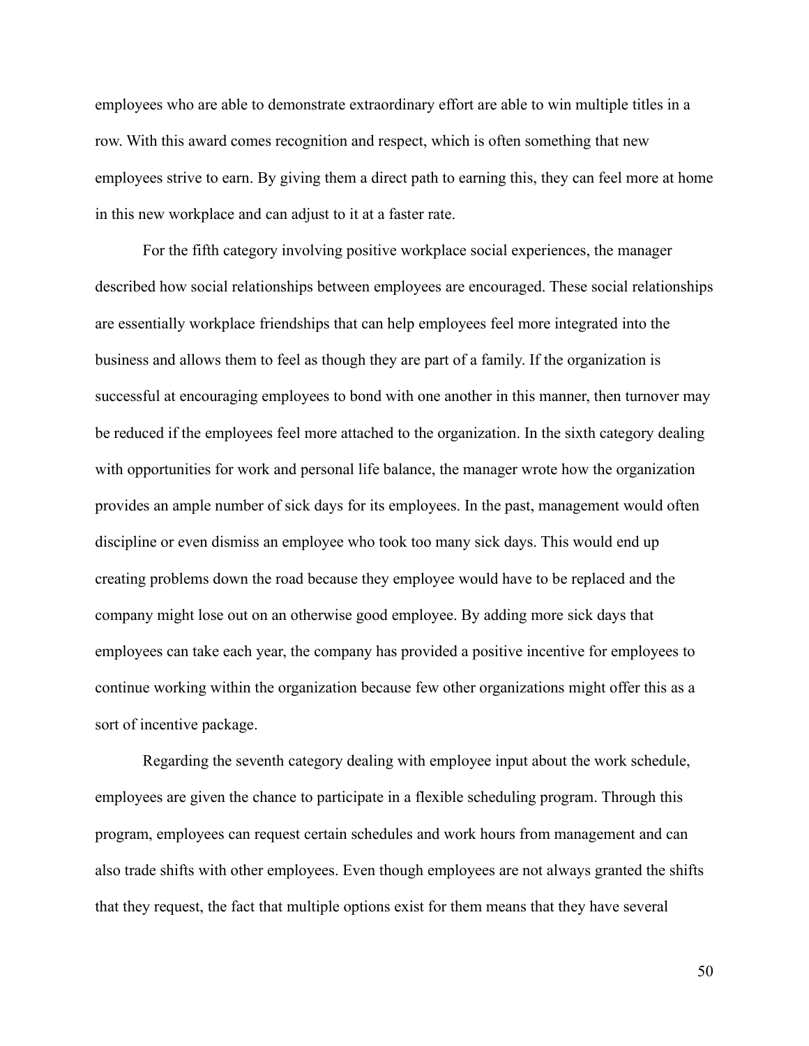employees who are able to demonstrate extraordinary effort are able to win multiple titles in a row. With this award comes recognition and respect, which is often something that new employees strive to earn. By giving them a direct path to earning this, they can feel more at home in this new workplace and can adjust to it at a faster rate.

For the fifth category involving positive workplace social experiences, the manager described how social relationships between employees are encouraged. These social relationships are essentially workplace friendships that can help employees feel more integrated into the business and allows them to feel as though they are part of a family. If the organization is successful at encouraging employees to bond with one another in this manner, then turnover may be reduced if the employees feel more attached to the organization. In the sixth category dealing with opportunities for work and personal life balance, the manager wrote how the organization provides an ample number of sick days for its employees. In the past, management would often discipline or even dismiss an employee who took too many sick days. This would end up creating problems down the road because they employee would have to be replaced and the company might lose out on an otherwise good employee. By adding more sick days that employees can take each year, the company has provided a positive incentive for employees to continue working within the organization because few other organizations might offer this as a sort of incentive package.

Regarding the seventh category dealing with employee input about the work schedule, employees are given the chance to participate in a flexible scheduling program. Through this program, employees can request certain schedules and work hours from management and can also trade shifts with other employees. Even though employees are not always granted the shifts that they request, the fact that multiple options exist for them means that they have several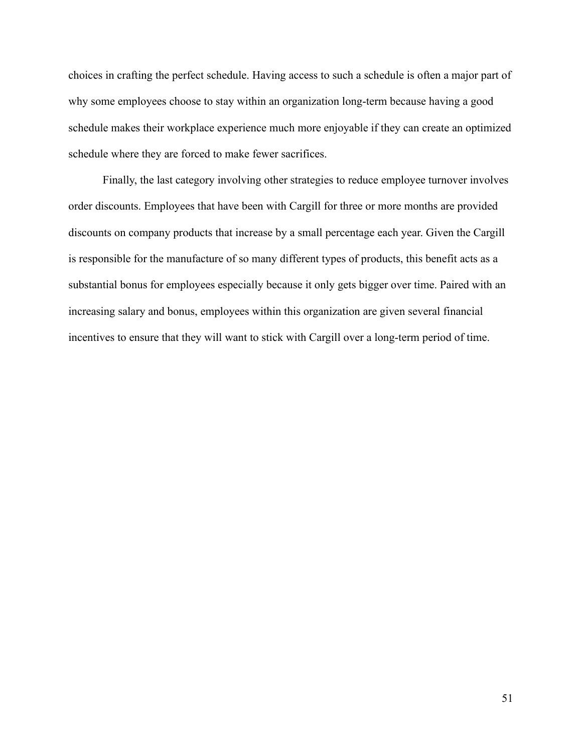choices in crafting the perfect schedule. Having access to such a schedule is often a major part of why some employees choose to stay within an organization long-term because having a good schedule makes their workplace experience much more enjoyable if they can create an optimized schedule where they are forced to make fewer sacrifices.

Finally, the last category involving other strategies to reduce employee turnover involves order discounts. Employees that have been with Cargill for three or more months are provided discounts on company products that increase by a small percentage each year. Given the Cargill is responsible for the manufacture of so many different types of products, this benefit acts as a substantial bonus for employees especially because it only gets bigger over time. Paired with an increasing salary and bonus, employees within this organization are given several financial incentives to ensure that they will want to stick with Cargill over a long-term period of time.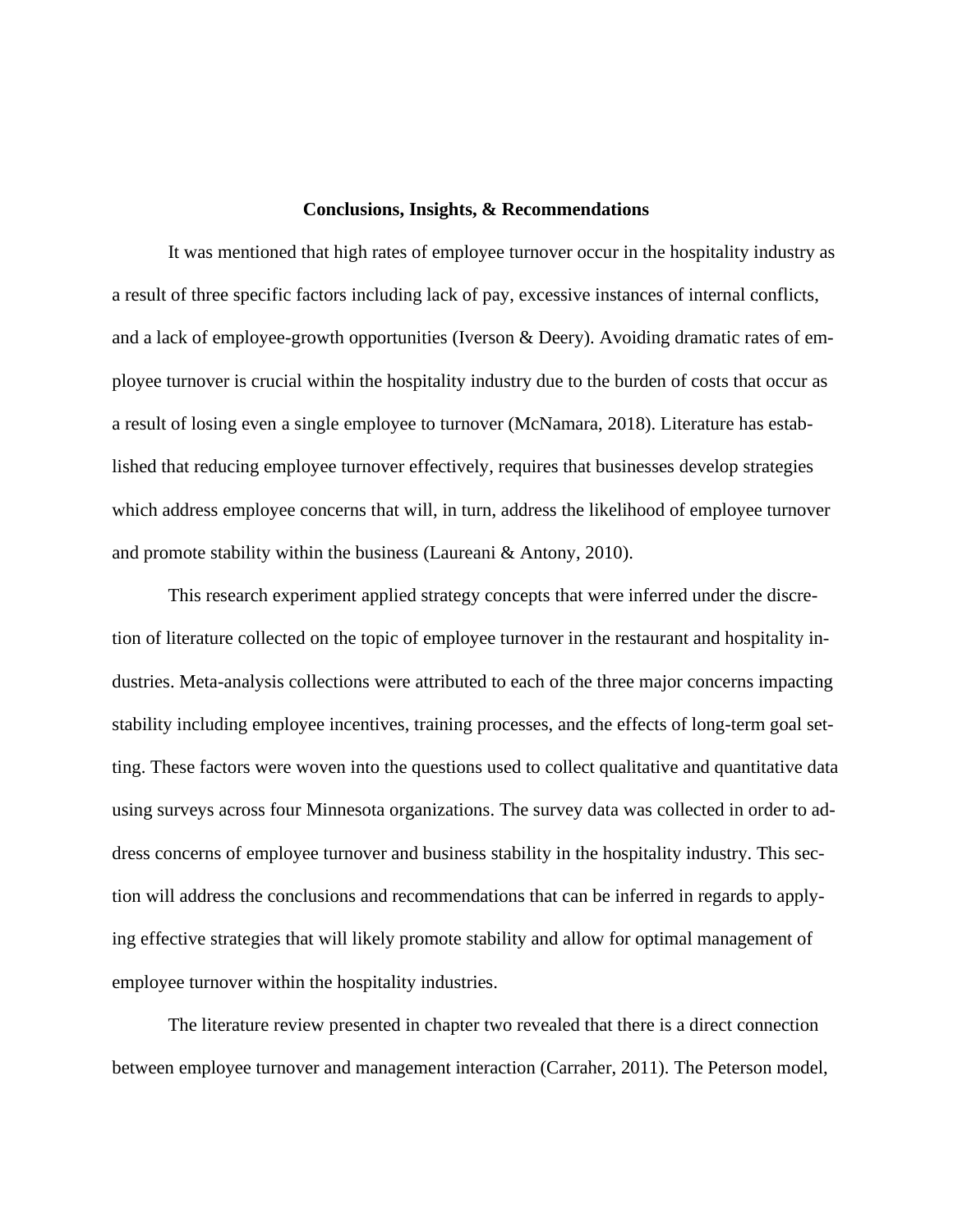## Conclusions, Insights, & Recommendations

It was mentioned that high rates of employee turnover occur in the hospitality industry as a result of three specific factors including lack of pay, excessive instances of internal conflicts, and a lack of employee-growth opportunities (Iverson & Deery). Avoiding dramatic rates of employee turnover is crucial within the hospitality industry due to the burden of costs that occur as a result of losing even a single employee to turnover (McNamara, 2018). Literature has established that reducing employee turnover effectively, requires that businesses develop strategies which address employee concerns that will, in turn, address the likelihood of employee turnover and promote stability within the business (Laureani & Antony, 2010).

This research experiment applied strategy concepts that were inferred under the discretion of literature collected on the topic of employee turnover in the restaurant and hospitality industries. Meta-analysis collections were attributed to each of the three major concerns impacting stability including employee incentives, training processes, and the effects of long-term goal setting. These factors were woven into the questions used to collect qualitative and quantitative data using surveys across four Minnesota organizations. The survey data was collected in order to address concerns of employee turnover and business stability in the hospitality industry. This section will address the conclusions and recommendations that can be inferred in regards to applying effective strategies that will likely promote stability and allow for optimal management of employee turnover within the hospitality industries.

The literature review presented in chapter two revealed that there is a direct connection between employee turnover and management interaction (Carraher, 2011). The Peterson model,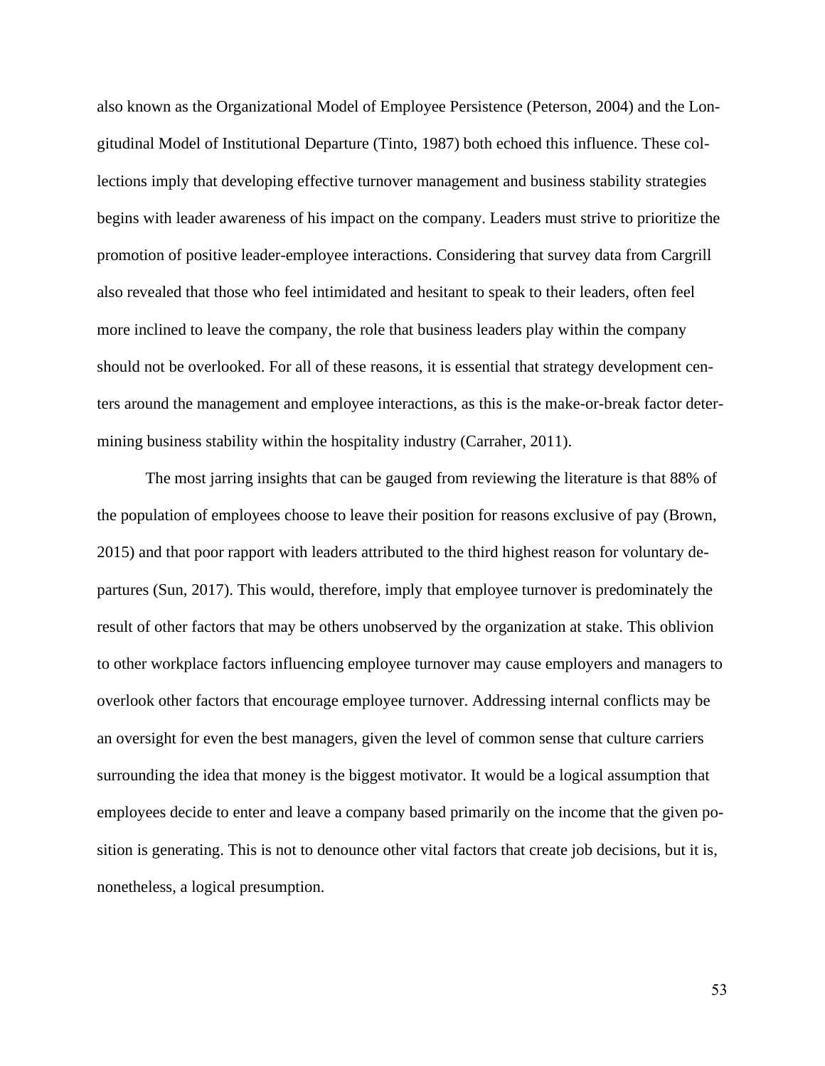also known as the Organizational Model of Employee Persistence (Peterson, 2004) and the Longitudinal Model of Institutional Departure (Tinto, 1987) both echoed this influence. These collections imply that developing effective turnover management and business stability strategies begins with leader awareness of his impact on the company. Leaders must strive to prioritize the promotion of positive leader-employee interactions. Considering that survey data from Cargrill also revealed that those who feel intimidated and hesitant to speak to their leaders, often feel more inclined to leave the company, the role that business leaders play within the company should not be overlooked. For all of these reasons, it is essential that strategy development centers around the management and employee interactions, as this is the make-or-break factor determining business stability within the hospitality industry (Carraher, 2011).

The most jarring insights that can be gauged from reviewing the literature is that 88% of the population of employees choose to leave their position for reasons exclusive of pay (Brown, 2015) and that poor rapport with leaders attributed to the third highest reason for voluntary departures (Sun, 2017). This would, therefore, imply that employee turnover is predominately the result of other factors that may be others unobserved by the organization at stake. This oblivion to other workplace factors influencing employee turnover may cause employers and managers to overlook other factors that encourage employee turnover. Addressing internal conflicts may be an oversight for even the best managers, given the level of common sense that culture carriers surrounding the idea that money is the biggest motivator. It would be a logical assumption that employees decide to enter and leave a company based primarily on the income that the given position is generating. This is not to denounce other vital factors that create job decisions, but it is, nonetheless, a logical presumption.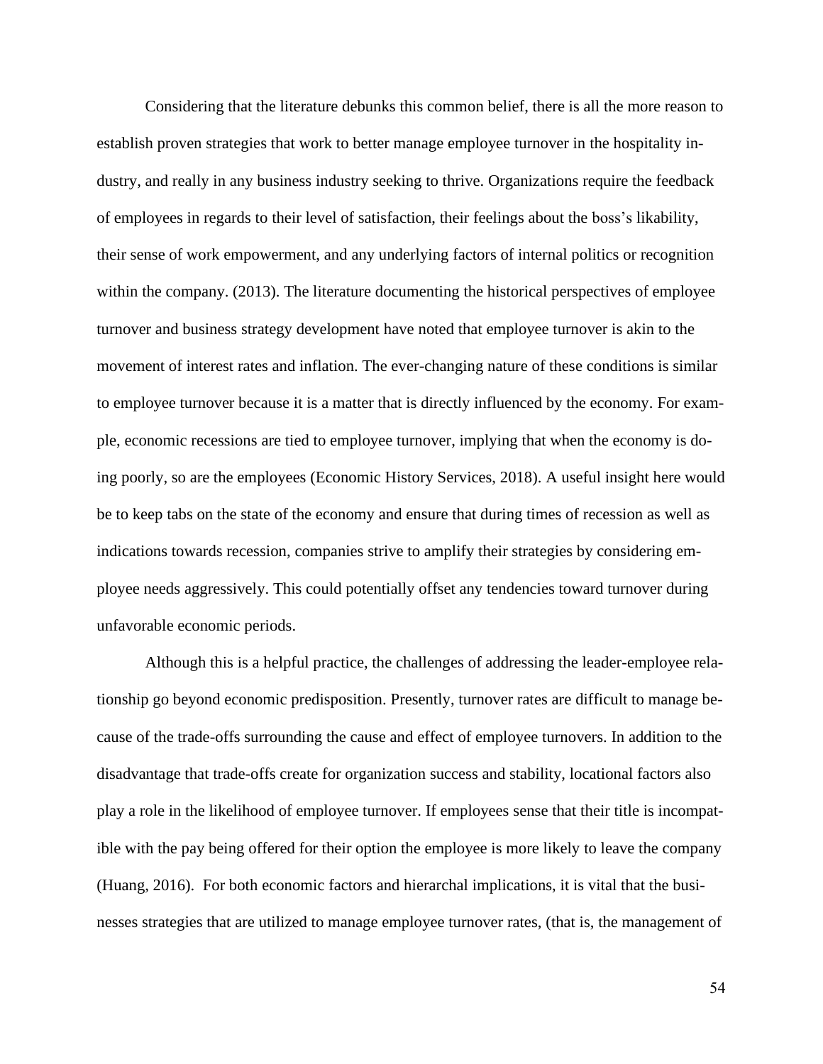Considering that the literature debunks this common belief, there is all the more reason to establish proven strategies that work to better manage employee turnover in the hospitality industry, and really in any business industry seeking to thrive. Organizations require the feedback of employees in regards to their level of satisfaction, their feelings about the boss's likability, their sense of work empowerment, and any underlying factors of internal politics or recognition within the company. (2013). The literature documenting the historical perspectives of employee turnover and business strategy development have noted that employee turnover is akin to the movement of interest rates and inflation. The ever-changing nature of these conditions is similar to employee turnover because it is a matter that is directly influenced by the economy. For example, economic recessions are tied to employee turnover, implying that when the economy is doing poorly, so are the employees (Economic History Services, 2018). A useful insight here would be to keep tabs on the state of the economy and ensure that during times of recession as well as indications towards recession, companies strive to amplify their strategies by considering employee needs aggressively. This could potentially offset any tendencies toward turnover during unfavorable economic periods.

Although this is a helpful practice, the challenges of addressing the leader-employee relationship go beyond economic predisposition. Presently, turnover rates are difficult to manage because of the trade-offs surrounding the cause and effect of employee turnovers. In addition to the disadvantage that trade-offs create for organization success and stability, locational factors also play a role in the likelihood of employee turnover. If employees sense that their title is incompatible with the pay being offered for their option the employee is more likely to leave the company (Huang, 2016). For both economic factors and hierarchal implications, it is vital that the businesses strategies that are utilized to manage employee turnover rates, (that is, the management of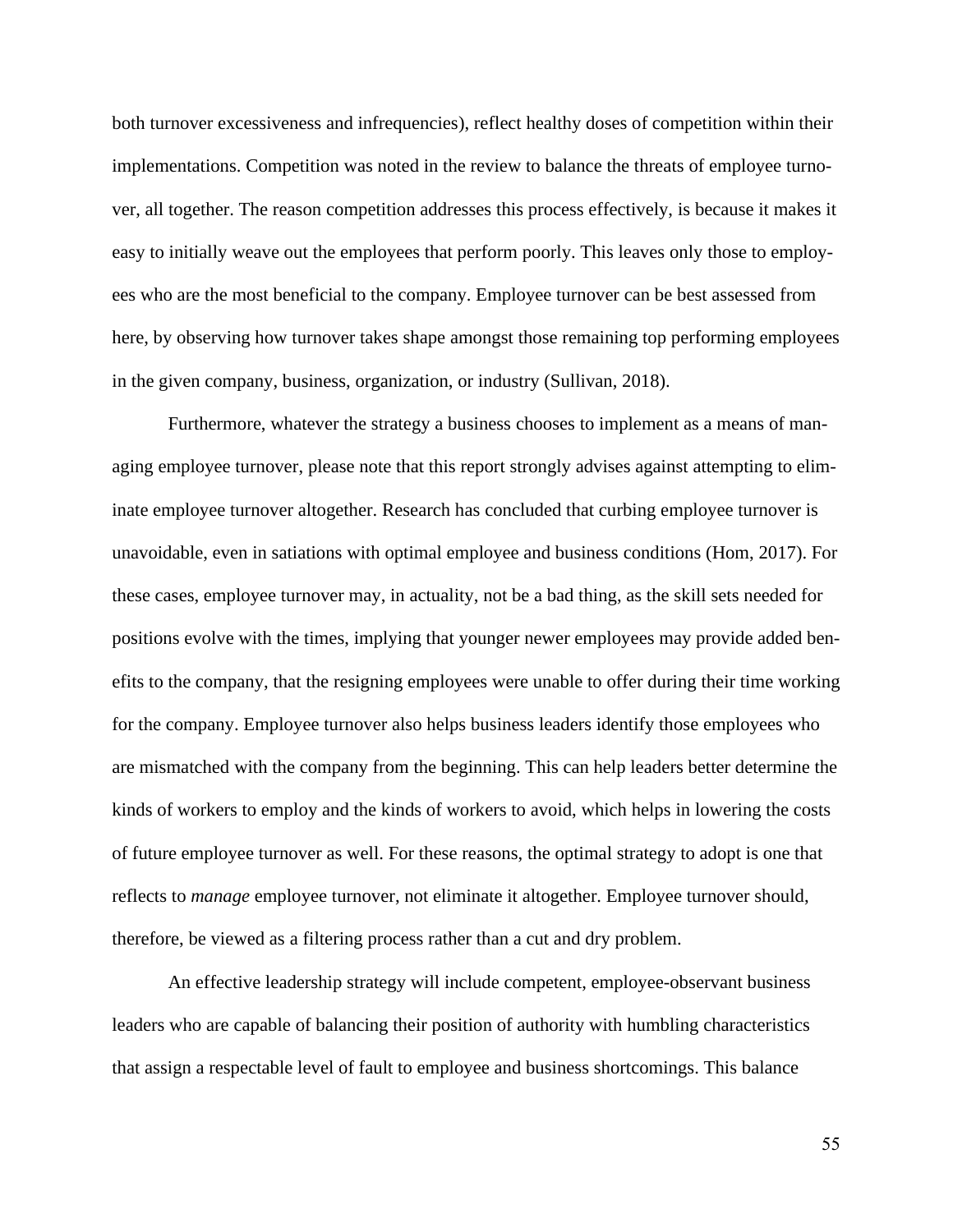both turnover excessiveness and infrequencies), reflect healthy doses of competition within their implementations. Competition was noted in the review to balance the threats of employee turnover, all together. The reason competition addresses this process effectively, is because it makes it easy to initially weave out the employees that perform poorly. This leaves only those to employees who are the most beneficial to the company. Employee turnover can be best assessed from here, by observing how turnover takes shape amongst those remaining top performing employees in the given company, business, organization, or industry (Sullivan, 2018).

Furthermore, whatever the strategy a business chooses to implement as a means of managing employee turnover, please note that this report strongly advises against attempting to eliminate employee turnover altogether. Research has concluded that curbing employee turnover is unavoidable, even in satiations with optimal employee and business conditions (Hom, 2017). For these cases, employee turnover may, in actuality, not be a bad thing, as the skill sets needed for positions evolve with the times, implying that younger newer employees may provide added benefits to the company, that the resigning employees were unable to offer during their time working for the company. Employee turnover also helps business leaders identify those employees who are mismatched with the company from the beginning. This can help leaders better determine the kinds of workers to employ and the kinds of workers to avoid, which helps in lowering the costs of future employee turnover as well. For these reasons, the optimal strategy to adopt is one that reflects to *manage* employee turnover, not eliminate it altogether. Employee turnover should, therefore, be viewed as a filtering process rather than a cut and dry problem.

An effective leadership strategy will include competent, employee-observant business leaders who are capable of balancing their position of authority with humbling characteristics that assign a respectable level of fault to employee and business shortcomings. This balance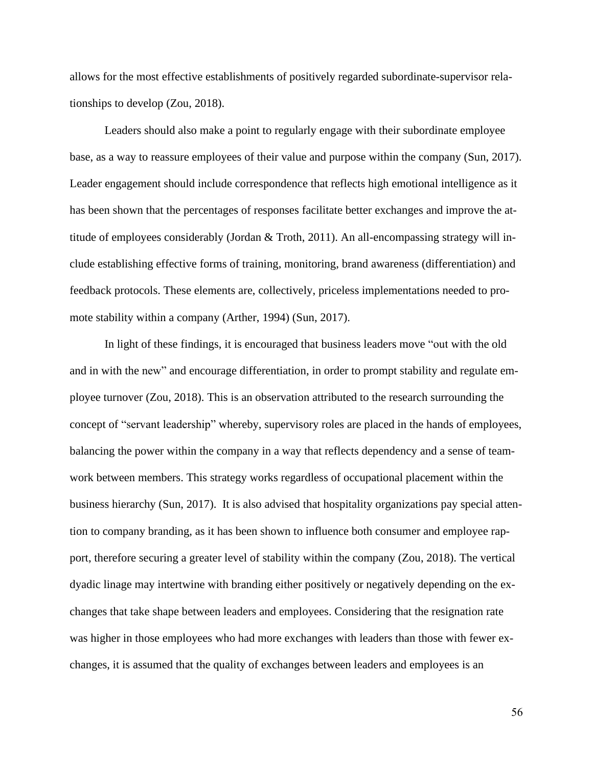allows for the most effective establishments of positively regarded subordinate-supervisor relationships to develop (Zou, 2018).

Leaders should also make a point to regularly engage with their subordinate employee base, as a way to reassure employees of their value and purpose within the company (Sun, 2017). Leader engagement should include correspondence that reflects high emotional intelligence as it has been shown that the percentages of responses facilitate better exchanges and improve the attitude of employees considerably (Jordan & Troth, 2011). An all-encompassing strategy will include establishing effective forms of training, monitoring, brand awareness (differentiation) and feedback protocols. These elements are, collectively, priceless implementations needed to promote stability within a company (Arther, 1994) (Sun, 2017).

In light of these findings, it is encouraged that business leaders move "out with the old and in with the new" and encourage differentiation, in order to prompt stability and regulate employee turnover (Zou, 2018). This is an observation attributed to the research surrounding the concept of "servant leadership" whereby, supervisory roles are placed in the hands of employees, balancing the power within the company in a way that reflects dependency and a sense of teamwork between members. This strategy works regardless of occupational placement within the business hierarchy (Sun, 2017). It is also advised that hospitality organizations pay special attention to company branding, as it has been shown to influence both consumer and employee rapport, therefore securing a greater level of stability within the company (Zou, 2018). The vertical dyadic linage may intertwine with branding either positively or negatively depending on the exchanges that take shape between leaders and employees. Considering that the resignation rate was higher in those employees who had more exchanges with leaders than those with fewer exchanges, it is assumed that the quality of exchanges between leaders and employees is an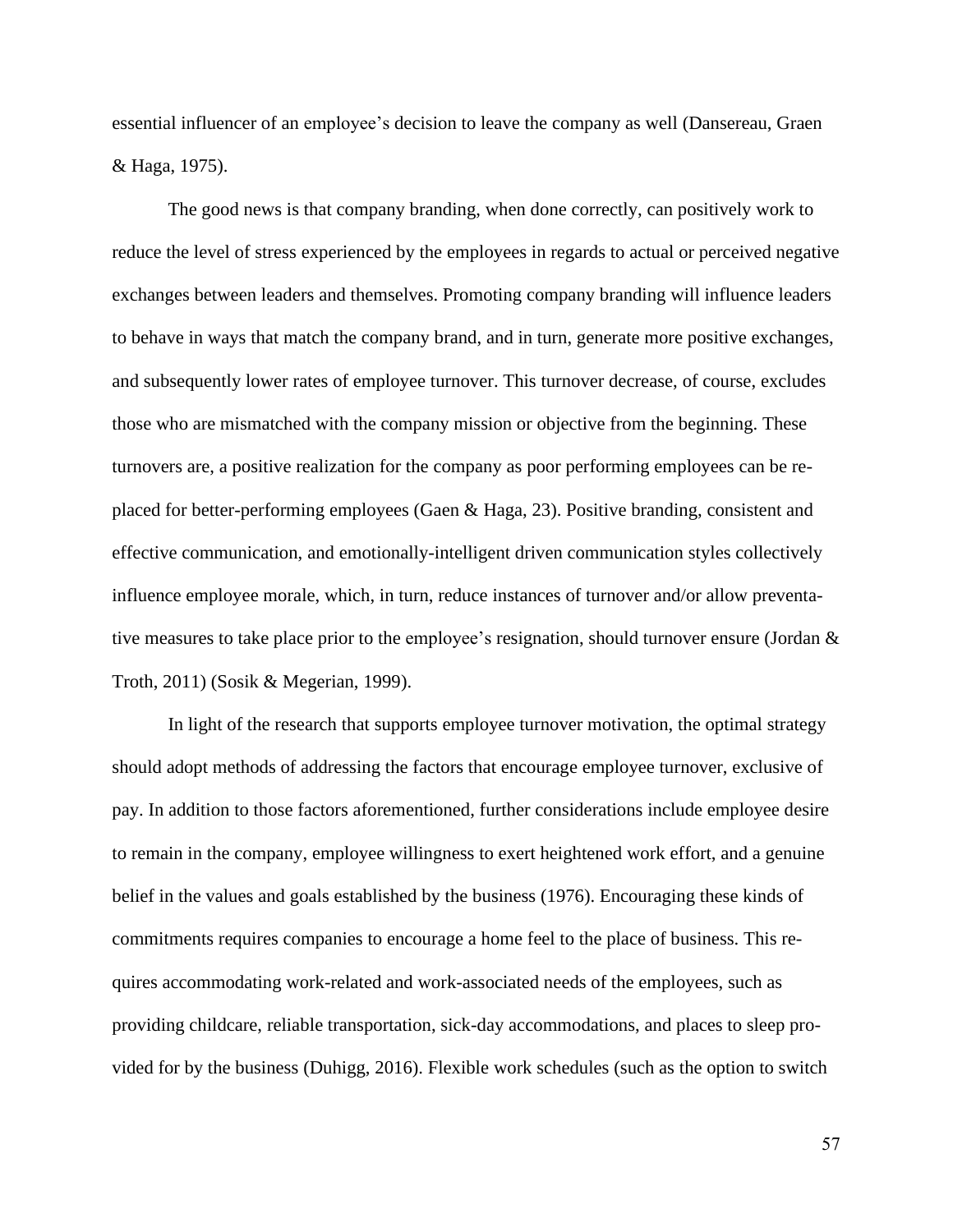essential influencer of an employee's decision to leave the company as well (Dansereau, Graen & Haga, 1975).

The good news is that company branding, when done correctly, can positively work to reduce the level of stress experienced by the employees in regards to actual or perceived negative exchanges between leaders and themselves. Promoting company branding will influence leaders to behave in ways that match the company brand, and in turn, generate more positive exchanges, and subsequently lower rates of employee turnover. This turnover decrease, of course, excludes those who are mismatched with the company mission or objective from the beginning. These turnovers are, a positive realization for the company as poor performing employees can be replaced for better-performing employees (Gaen & Haga, 23). Positive branding, consistent and effective communication, and emotionally-intelligent driven communication styles collectively influence employee morale, which, in turn, reduce instances of turnover and/or allow preventative measures to take place prior to the employee's resignation, should turnover ensure (Jordan & Troth, 2011) (Sosik & Megerian, 1999).

In light of the research that supports employee turnover motivation, the optimal strategy should adopt methods of addressing the factors that encourage employee turnover, exclusive of pay. In addition to those factors aforementioned, further considerations include employee desire to remain in the company, employee willingness to exert heightened work effort, and a genuine belief in the values and goals established by the business (1976). Encouraging these kinds of commitments requires companies to encourage a home feel to the place of business. This requires accommodating work-related and work-associated needs of the employees, such as providing childcare, reliable transportation, sick-day accommodations, and places to sleep provided for by the business (Duhigg, 2016). Flexible work schedules (such as the option to switch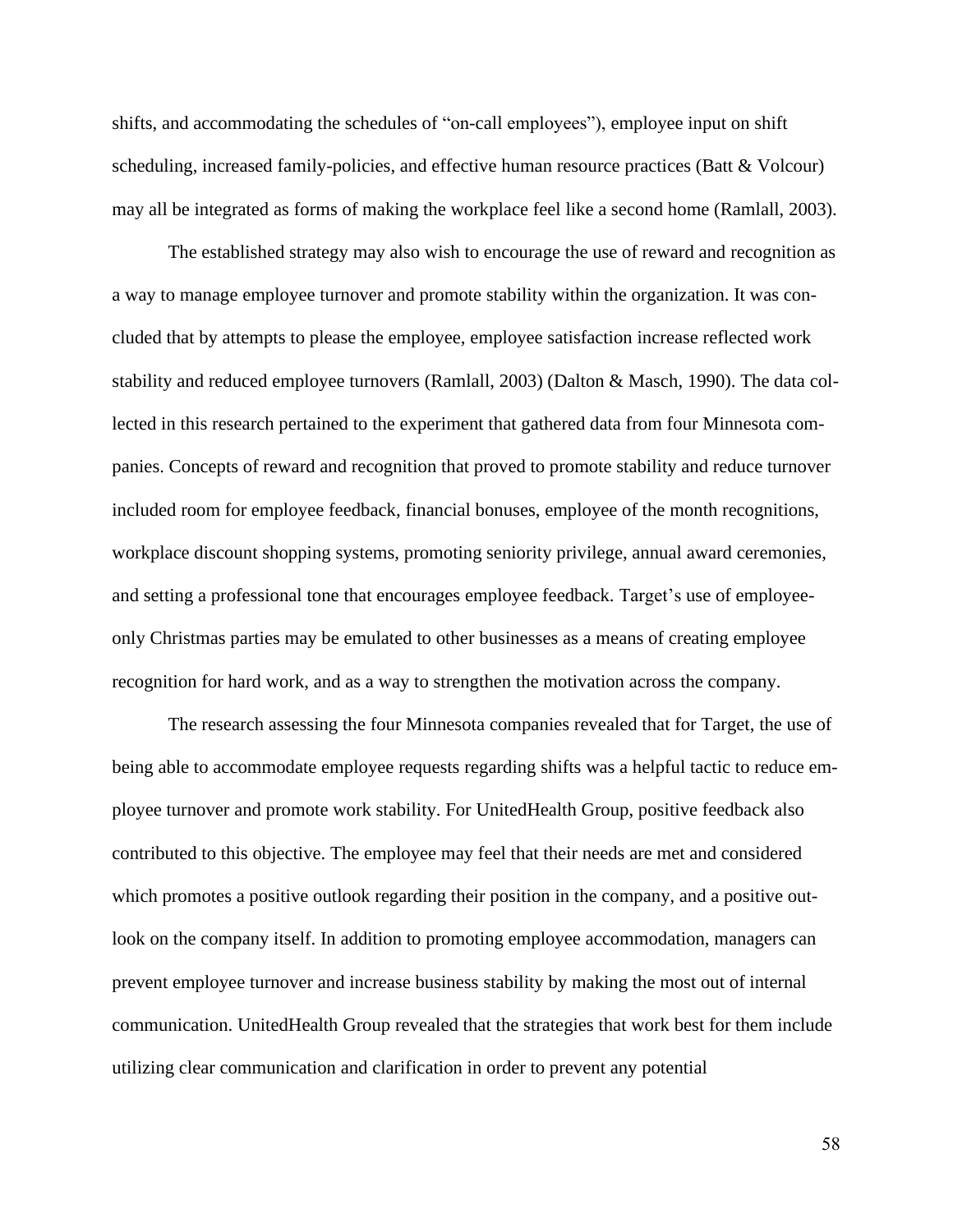shifts, and accommodating the schedules of "on-call employees"), employee input on shift scheduling, increased family-policies, and effective human resource practices (Batt & Volcour) may all be integrated as forms of making the workplace feel like a second home (Ramlall, 2003).

The established strategy may also wish to encourage the use of reward and recognition as a way to manage employee turnover and promote stability within the organization. It was concluded that by attempts to please the employee, employee satisfaction increase reflected work stability and reduced employee turnovers (Ramlall, 2003) (Dalton & Masch, 1990). The data collected in this research pertained to the experiment that gathered data from four Minnesota companies. Concepts of reward and recognition that proved to promote stability and reduce turnover included room for employee feedback, financial bonuses, employee of the month recognitions, workplace discount shopping systems, promoting seniority privilege, annual award ceremonies, and setting a professional tone that encourages employee feedback. Target's use of employee-only Christmas parties may be emulated to other businesses as a means of creating employee recognition for hard work, and as a way to strengthen the motivation across the company.

The research assessing the four Minnesota companies revealed that for Target, the use of being able to accommodate employee requests regarding shifts was a helpful tactic to reduce employee turnover and promote work stability. For UnitedHealth Group, positive feedback also contributed to this objective. The employee may feel that their needs are met and considered which promotes a positive outlook regarding their position in the company, and a positive outlook on the company itself. In addition to promoting employee accommodation, managers can prevent employee turnover and increase business stability by making the most out of internal communication. UnitedHealth Group revealed that the strategies that work best for them include utilizing clear communication and clarification in order to prevent any potential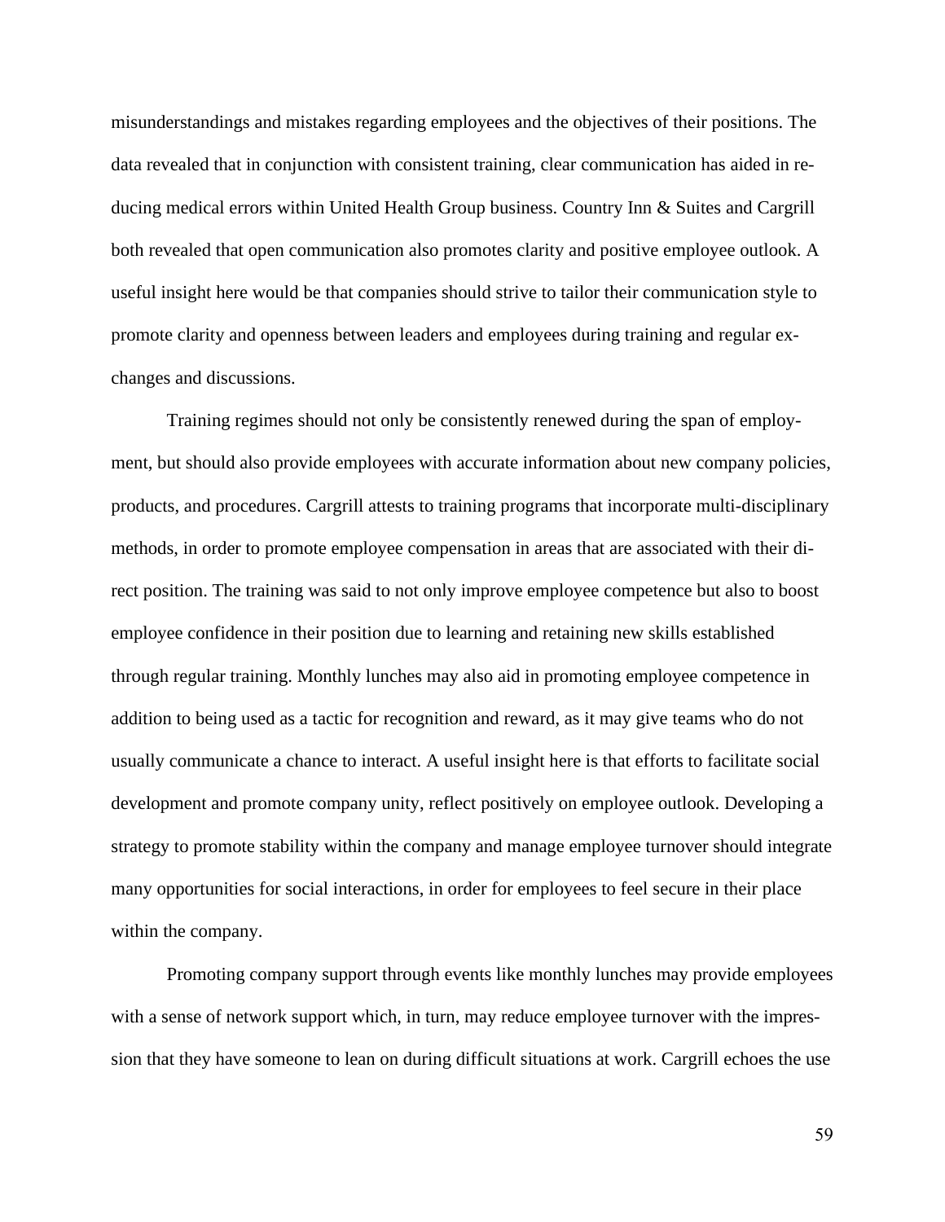misunderstandings and mistakes regarding employees and the objectives of their positions. The data revealed that in conjunction with consistent training, clear communication has aided in reducing medical errors within United Health Group business. Country Inn & Suites and Cargrill both revealed that open communication also promotes clarity and positive employee outlook. A useful insight here would be that companies should strive to tailor their communication style to promote clarity and openness between leaders and employees during training and regular exchanges and discussions.

Training regimes should not only be consistently renewed during the span of employment, but should also provide employees with accurate information about new company policies, products, and procedures. Cargrill attests to training programs that incorporate multi-disciplinary methods, in order to promote employee compensation in areas that are associated with their direct position. The training was said to not only improve employee competence but also to boost employee confidence in their position due to learning and retaining new skills established through regular training. Monthly lunches may also aid in promoting employee competence in addition to being used as a tactic for recognition and reward, as it may give teams who do not usually communicate a chance to interact. A useful insight here is that efforts to facilitate social development and promote company unity, reflect positively on employee outlook. Developing a strategy to promote stability within the company and manage employee turnover should integrate many opportunities for social interactions, in order for employees to feel secure in their place within the company.

Promoting company support through events like monthly lunches may provide employees with a sense of network support which, in turn, may reduce employee turnover with the impression that they have someone to lean on during difficult situations at work. Cargrill echoes the use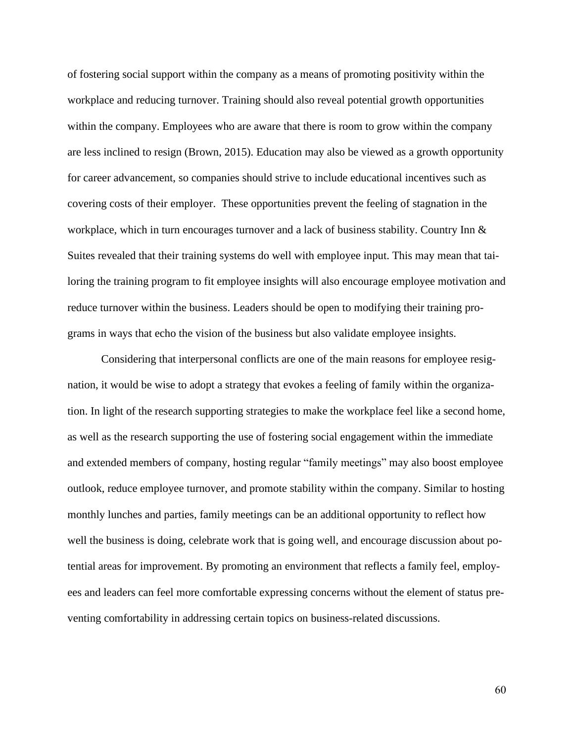of fostering social support within the company as a means of promoting positivity within the workplace and reducing turnover. Training should also reveal potential growth opportunities within the company. Employees who are aware that there is room to grow within the company are less inclined to resign (Brown, 2015). Education may also be viewed as a growth opportunity for career advancement, so companies should strive to include educational incentives such as covering costs of their employer.  These opportunities prevent the feeling of stagnation in the workplace, which in turn encourages turnover and a lack of business stability. Country Inn & Suites revealed that their training systems do well with employee input. This may mean that tailoring the training program to fit employee insights will also encourage employee motivation and reduce turnover within the business. Leaders should be open to modifying their training programs in ways that echo the vision of the business but also validate employee insights.

Considering that interpersonal conflicts are one of the main reasons for employee resignation, it would be wise to adopt a strategy that evokes a feeling of family within the organization. In light of the research supporting strategies to make the workplace feel like a second home, as well as the research supporting the use of fostering social engagement within the immediate and extended members of company, hosting regular "family meetings" may also boost employee outlook, reduce employee turnover, and promote stability within the company. Similar to hosting monthly lunches and parties, family meetings can be an additional opportunity to reflect how well the business is doing, celebrate work that is going well, and encourage discussion about potential areas for improvement. By promoting an environment that reflects a family feel, employees and leaders can feel more comfortable expressing concerns without the element of status preventing comfortability in addressing certain topics on business-related discussions.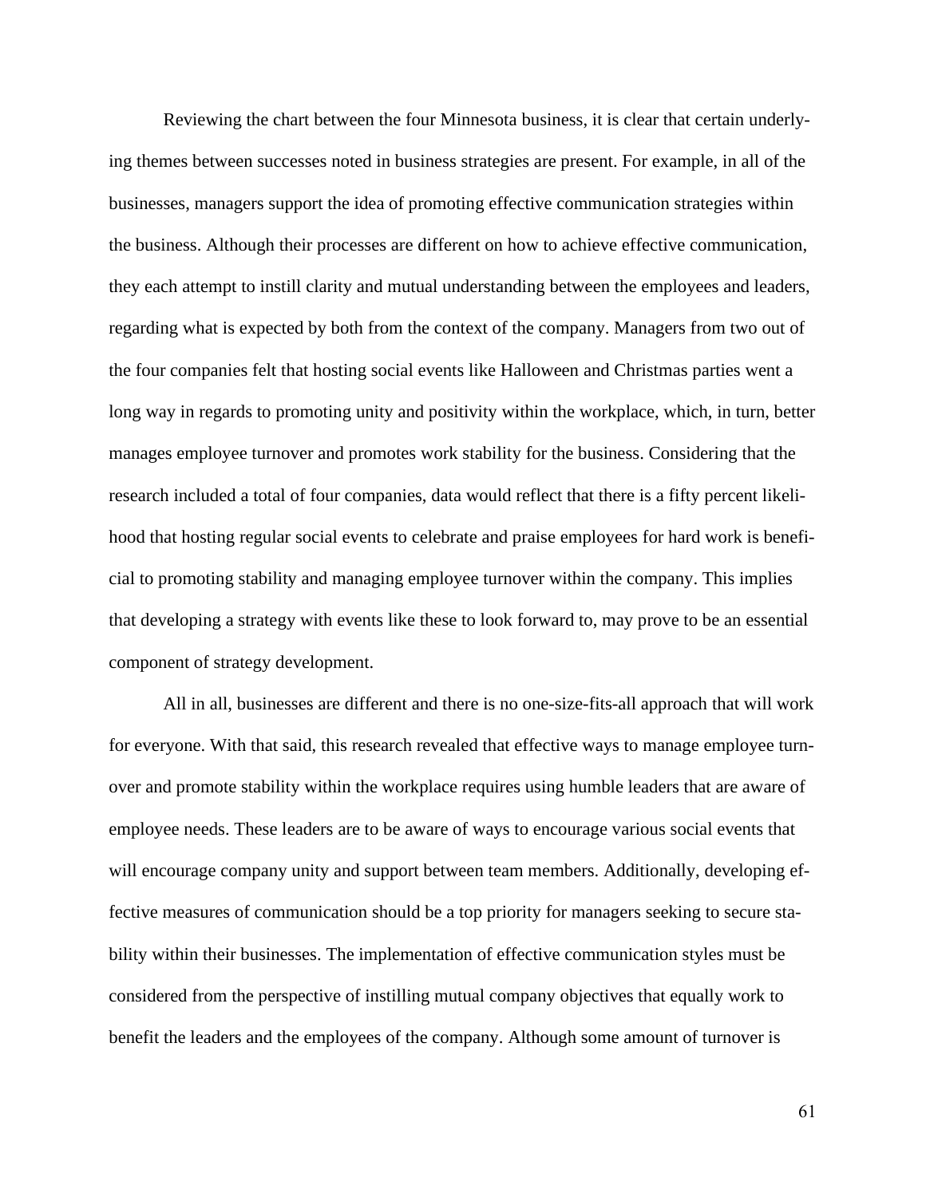Reviewing the chart between the four Minnesota business, it is clear that certain underlying themes between successes noted in business strategies are present. For example, in all of the businesses, managers support the idea of promoting effective communication strategies within the business. Although their processes are different on how to achieve effective communication, they each attempt to instill clarity and mutual understanding between the employees and leaders, regarding what is expected by both from the context of the company. Managers from two out of the four companies felt that hosting social events like Halloween and Christmas parties went a long way in regards to promoting unity and positivity within the workplace, which, in turn, better manages employee turnover and promotes work stability for the business. Considering that the research included a total of four companies, data would reflect that there is a fifty percent likelihood that hosting regular social events to celebrate and praise employees for hard work is beneficial to promoting stability and managing employee turnover within the company. This implies that developing a strategy with events like these to look forward to, may prove to be an essential component of strategy development.

All in all, businesses are different and there is no one-size-fits-all approach that will work for everyone. With that said, this research revealed that effective ways to manage employee turnover and promote stability within the workplace requires using humble leaders that are aware of employee needs. These leaders are to be aware of ways to encourage various social events that will encourage company unity and support between team members. Additionally, developing effective measures of communication should be a top priority for managers seeking to secure stability within their businesses. The implementation of effective communication styles must be considered from the perspective of instilling mutual company objectives that equally work to benefit the leaders and the employees of the company. Although some amount of turnover is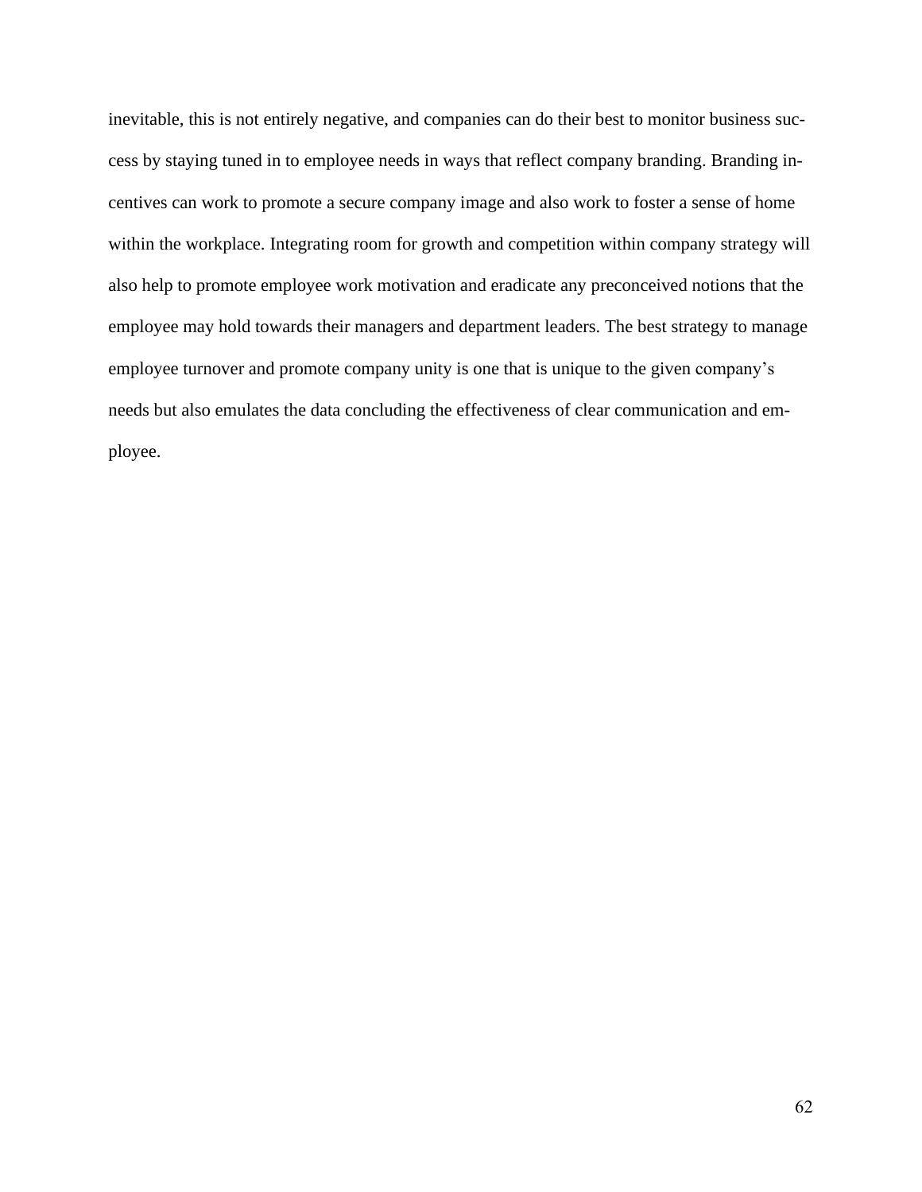inevitable, this is not entirely negative, and companies can do their best to monitor business success by staying tuned in to employee needs in ways that reflect company branding. Branding incentives can work to promote a secure company image and also work to foster a sense of home within the workplace. Integrating room for growth and competition within company strategy will also help to promote employee work motivation and eradicate any preconceived notions that the employee may hold towards their managers and department leaders. The best strategy to manage employee turnover and promote company unity is one that is unique to the given company's needs but also emulates the data concluding the effectiveness of clear communication and employee.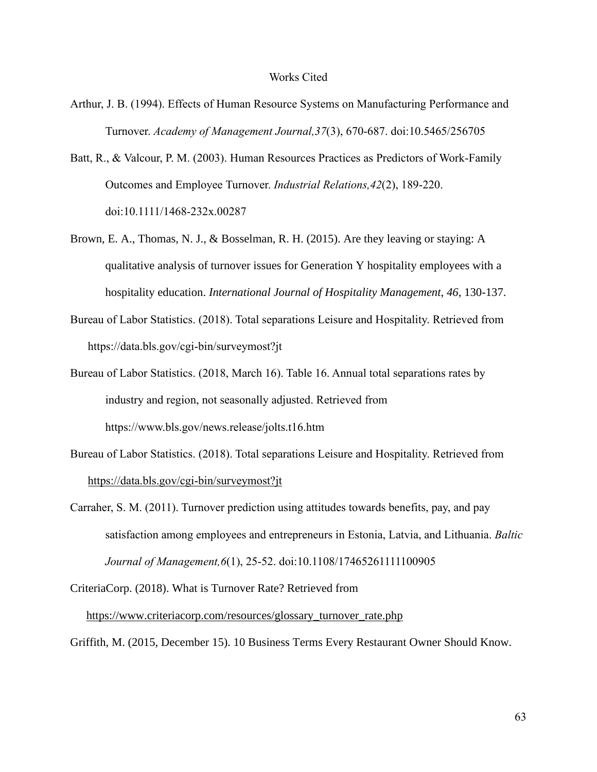# Works Cited

Arthur, J. B. (1994). Effects of Human Resource Systems on Manufacturing Performance and Turnover. *Academy of Management Journal,37*(3), 670-687. doi:10.5465/256705

Batt, R., & Valcour, P. M. (2003). Human Resources Practices as Predictors of Work-Family Outcomes and Employee Turnover. *Industrial Relations,42*(2), 189-220. doi:10.1111/1468-232x.00287

Brown, E. A., Thomas, N. J., & Bosselman, R. H. (2015). Are they leaving or staying: A qualitative analysis of turnover issues for Generation Y hospitality employees with a hospitality education. *International Journal of Hospitality Management, 46*, 130-137.

Bureau of Labor Statistics. (2018). Total separations Leisure and Hospitality. Retrieved from https://data.bls.gov/cgi-bin/surveymost?jt

Bureau of Labor Statistics. (2018, March 16). Table 16. Annual total separations rates by industry and region, not seasonally adjusted. Retrieved from https://www.bls.gov/news.release/jolts.t16.htm

Bureau of Labor Statistics. (2018). Total separations Leisure and Hospitality. Retrieved from https://data.bls.gov/cgi-bin/surveymost?jt

Carraher, S. M. (2011). Turnover prediction using attitudes towards benefits, pay, and pay satisfaction among employees and entrepreneurs in Estonia, Latvia, and Lithuania. *Baltic Journal of Management,6*(1), 25-52. doi:10.1108/17465261111100905

CriteriaCorp. (2018). What is Turnover Rate? Retrieved from https://www.criteriacorp.com/resources/glossary_turnover_rate.php

Griffith, M. (2015, December 15). 10 Business Terms Every Restaurant Owner Should Know.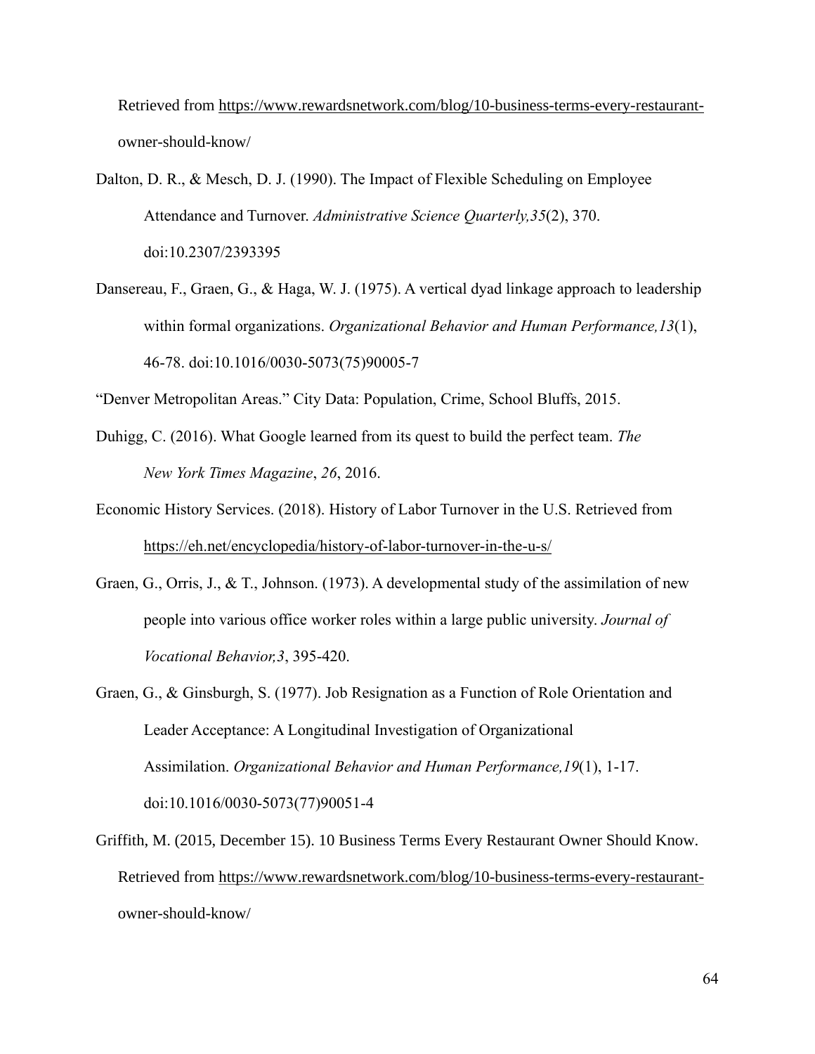Retrieved from https://www.rewardsnetwork.com/blog/10-business-terms-every-restaurant-owner-should-know/

Dalton, D. R., & Mesch, D. J. (1990). The Impact of Flexible Scheduling on Employee Attendance and Turnover. *Administrative Science Quarterly,35*(2), 370. doi:10.2307/2393395

Dansereau, F., Graen, G., & Haga, W. J. (1975). A vertical dyad linkage approach to leadership within formal organizations. *Organizational Behavior and Human Performance,13*(1), 46-78. doi:10.1016/0030-5073(75)90005-7

"Denver Metropolitan Areas." City Data: Population, Crime, School Bluffs, 2015.

Duhigg, C. (2016). What Google learned from its quest to build the perfect team. *The New York Times Magazine*, *26*, 2016.

Economic History Services. (2018). History of Labor Turnover in the U.S. Retrieved from https://eh.net/encyclopedia/history-of-labor-turnover-in-the-u-s/

Graen, G., Orris, J., & T., Johnson. (1973). A developmental study of the assimilation of new people into various office worker roles within a large public university. *Journal of Vocational Behavior,3*, 395-420.

Graen, G., & Ginsburgh, S. (1977). Job Resignation as a Function of Role Orientation and Leader Acceptance: A Longitudinal Investigation of Organizational Assimilation. *Organizational Behavior and Human Performance,19*(1), 1-17. doi:10.1016/0030-5073(77)90051-4

Griffith, M. (2015, December 15). 10 Business Terms Every Restaurant Owner Should Know. Retrieved from https://www.rewardsnetwork.com/blog/10-business-terms-every-restaurant-owner-should-know/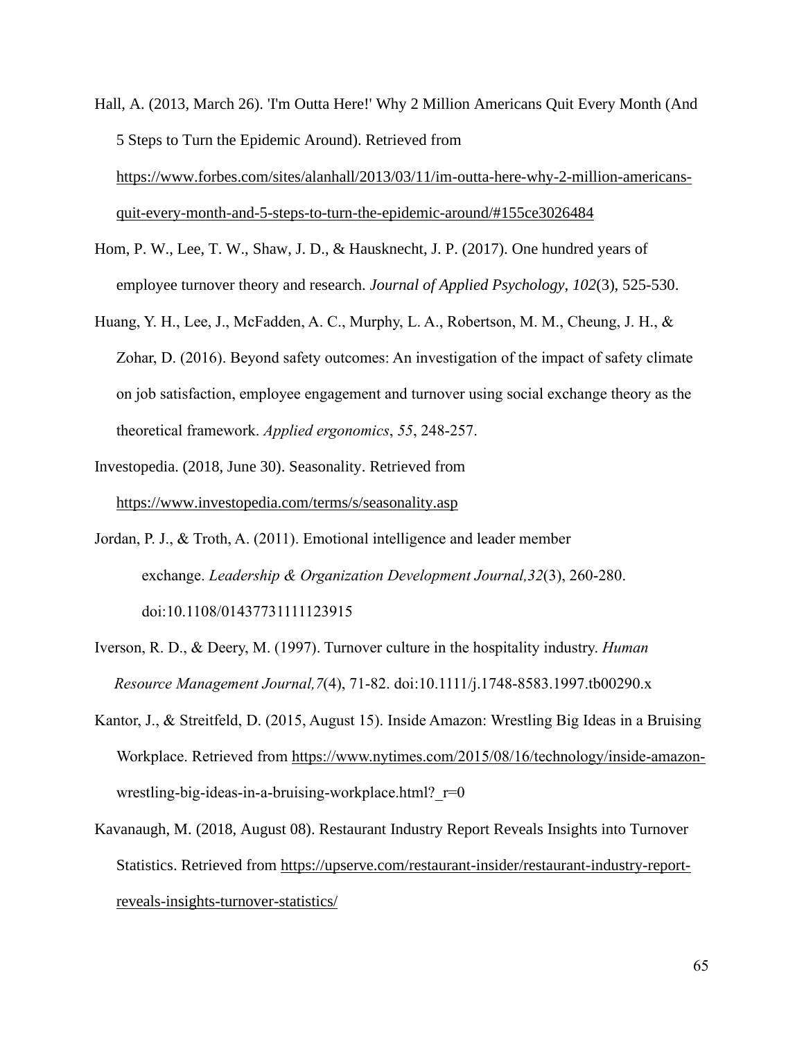Hall, A. (2013, March 26). 'I'm Outta Here!' Why 2 Million Americans Quit Every Month (And 5 Steps to Turn the Epidemic Around). Retrieved from https://www.forbes.com/sites/alanhall/2013/03/11/im-outta-here-why-2-million-americans-quit-every-month-and-5-steps-to-turn-the-epidemic-around/#155ce3026484

Hom, P. W., Lee, T. W., Shaw, J. D., & Hausknecht, J. P. (2017). One hundred years of employee turnover theory and research. *Journal of Applied Psychology*, *102*(3), 525-530.

Huang, Y. H., Lee, J., McFadden, A. C., Murphy, L. A., Robertson, M. M., Cheung, J. H., & Zohar, D. (2016). Beyond safety outcomes: An investigation of the impact of safety climate on job satisfaction, employee engagement and turnover using social exchange theory as the theoretical framework. *Applied ergonomics*, *55*, 248-257.

Investopedia. (2018, June 30). Seasonality. Retrieved from https://www.investopedia.com/terms/s/seasonality.asp

Jordan, P. J., & Troth, A. (2011). Emotional intelligence and leader member exchange. *Leadership & Organization Development Journal,32*(3), 260-280. doi:10.1108/01437731111123915

Iverson, R. D., & Deery, M. (1997). Turnover culture in the hospitality industry. *Human Resource Management Journal,7*(4), 71-82. doi:10.1111/j.1748-8583.1997.tb00290.x

Kantor, J., & Streitfeld, D. (2015, August 15). Inside Amazon: Wrestling Big Ideas in a Bruising Workplace. Retrieved from https://www.nytimes.com/2015/08/16/technology/inside-amazon-wrestling-big-ideas-in-a-bruising-workplace.html?_r=0

Kavanaugh, M. (2018, August 08). Restaurant Industry Report Reveals Insights into Turnover Statistics. Retrieved from https://upserve.com/restaurant-insider/restaurant-industry-report-reveals-insights-turnover-statistics/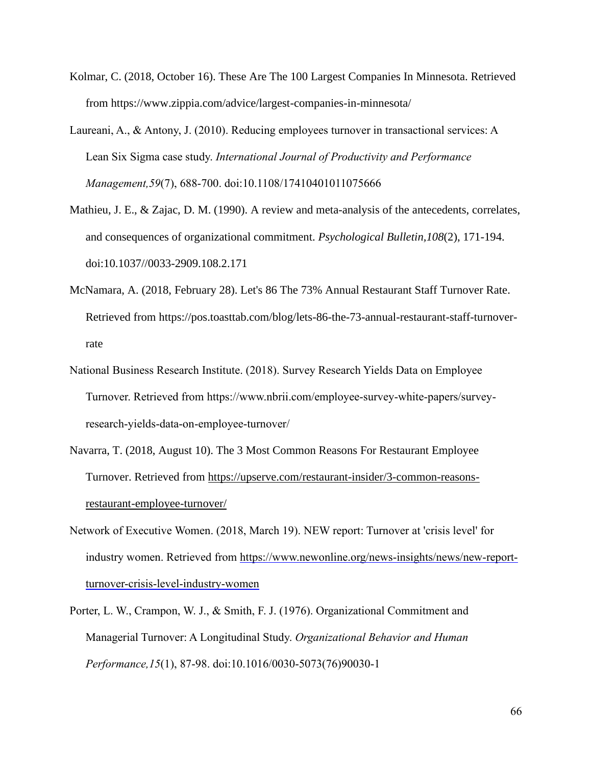Kolmar, C. (2018, October 16). These Are The 100 Largest Companies In Minnesota. Retrieved from https://www.zippia.com/advice/largest-companies-in-minnesota/

Laureani, A., & Antony, J. (2010). Reducing employees turnover in transactional services: A Lean Six Sigma case study. *International Journal of Productivity and Performance Management,59*(7), 688-700. doi:10.1108/17410401011075666

Mathieu, J. E., & Zajac, D. M. (1990). A review and meta-analysis of the antecedents, correlates, and consequences of organizational commitment. *Psychological Bulletin,108*(2), 171-194. doi:10.1037//0033-2909.108.2.171

McNamara, A. (2018, February 28). Let's 86 The 73% Annual Restaurant Staff Turnover Rate. Retrieved from https://pos.toasttab.com/blog/lets-86-the-73-annual-restaurant-staff-turnover-rate

National Business Research Institute. (2018). Survey Research Yields Data on Employee Turnover. Retrieved from https://www.nbrii.com/employee-survey-white-papers/survey-research-yields-data-on-employee-turnover/

Navarra, T. (2018, August 10). The 3 Most Common Reasons For Restaurant Employee Turnover. Retrieved from https://upserve.com/restaurant-insider/3-common-reasons-restaurant-employee-turnover/

Network of Executive Women. (2018, March 19). NEW report: Turnover at 'crisis level' for industry women. Retrieved from https://www.newonline.org/news-insights/news/new-report-turnover-crisis-level-industry-women

Porter, L. W., Crampon, W. J., & Smith, F. J. (1976). Organizational Commitment and Managerial Turnover: A Longitudinal Study. *Organizational Behavior and Human Performance,15*(1), 87-98. doi:10.1016/0030-5073(76)90030-1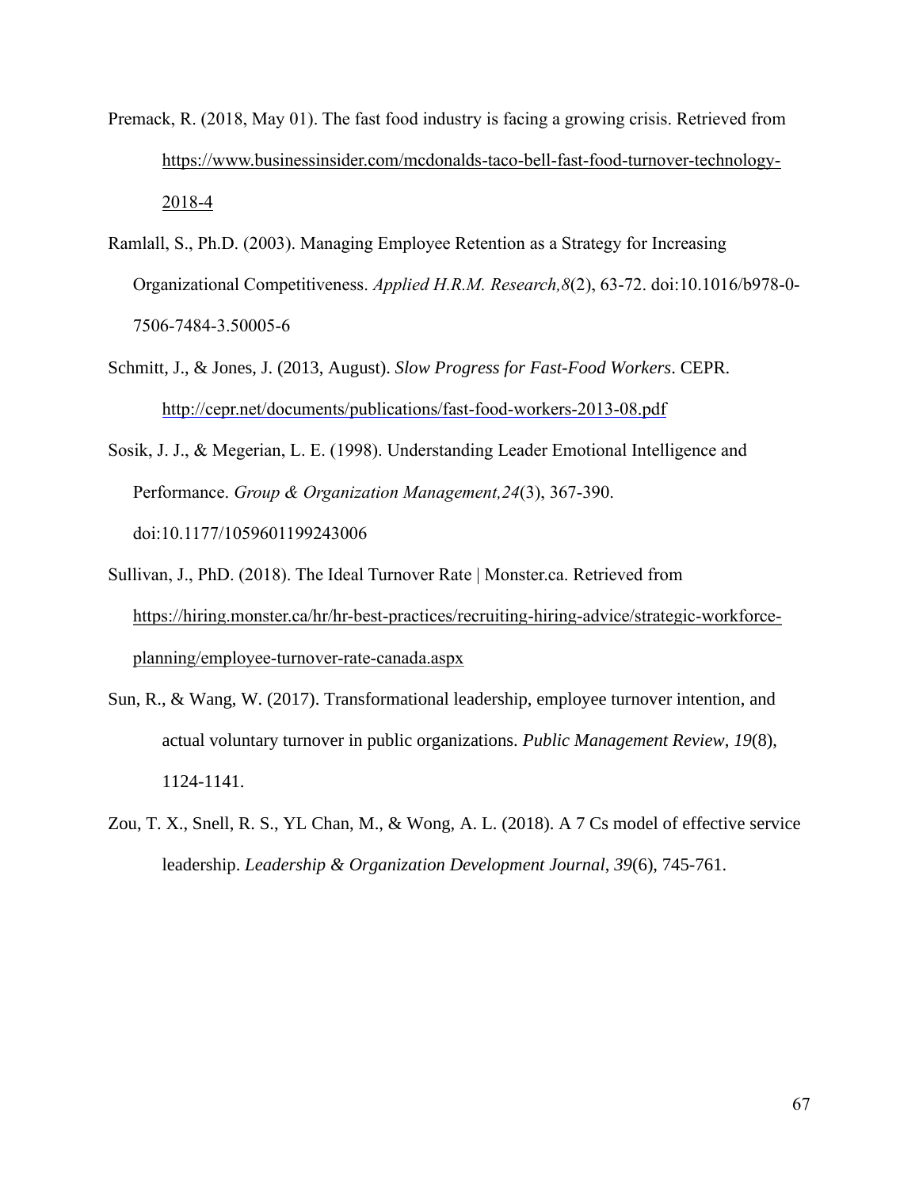Premack, R. (2018, May 01). The fast food industry is facing a growing crisis. Retrieved from https://www.businessinsider.com/mcdonalds-taco-bell-fast-food-turnover-technology-2018-4

Ramlall, S., Ph.D. (2003). Managing Employee Retention as a Strategy for Increasing Organizational Competitiveness. *Applied H.R.M. Research,8*(2), 63-72. doi:10.1016/b978-0-7506-7484-3.50005-6

Schmitt, J., & Jones, J. (2013, August). *Slow Progress for Fast-Food Workers*. CEPR. http://cepr.net/documents/publications/fast-food-workers-2013-08.pdf

Sosik, J. J., & Megerian, L. E. (1998). Understanding Leader Emotional Intelligence and Performance. *Group & Organization Management,24*(3), 367-390. doi:10.1177/1059601199243006

Sullivan, J., PhD. (2018). The Ideal Turnover Rate | Monster.ca. Retrieved from https://hiring.monster.ca/hr/hr-best-practices/recruiting-hiring-advice/strategic-workforce-planning/employee-turnover-rate-canada.aspx

Sun, R., & Wang, W. (2017). Transformational leadership, employee turnover intention, and actual voluntary turnover in public organizations. *Public Management Review*, *19*(8), 1124-1141.

Zou, T. X., Snell, R. S., YL Chan, M., & Wong, A. L. (2018). A 7 Cs model of effective service leadership. *Leadership & Organization Development Journal*, *39*(6), 745-761.